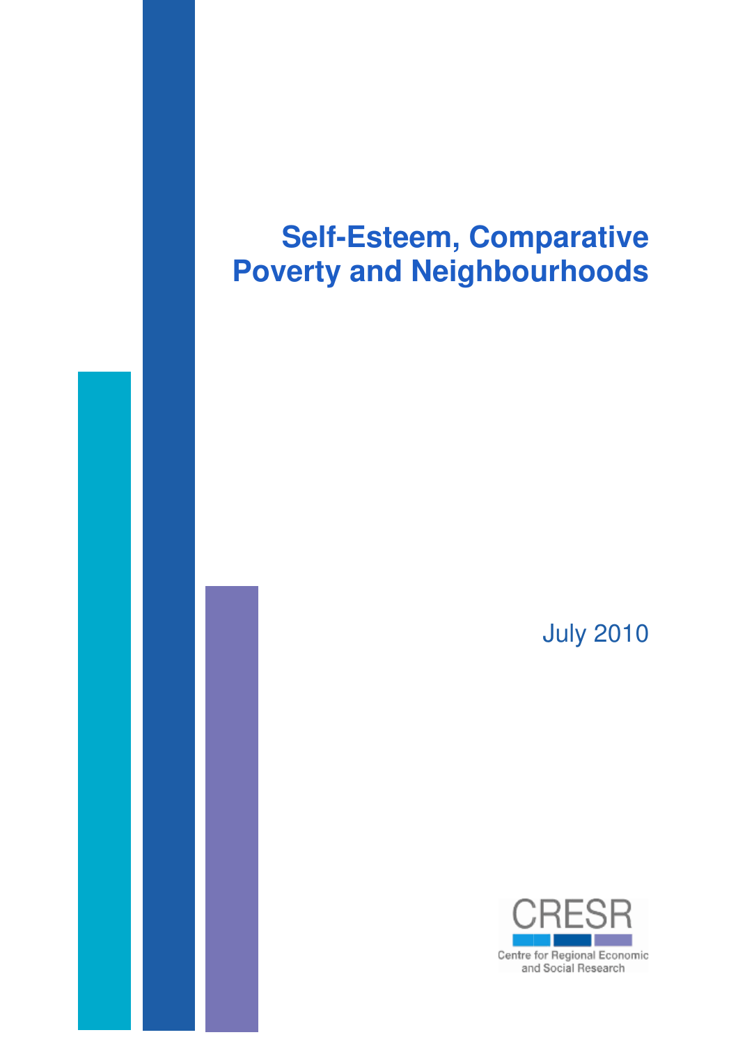# Self-Esteem, Comparative Poverty and Neighbourhoods

July 2010

CRESR

Centre for Regional Economic and Social Research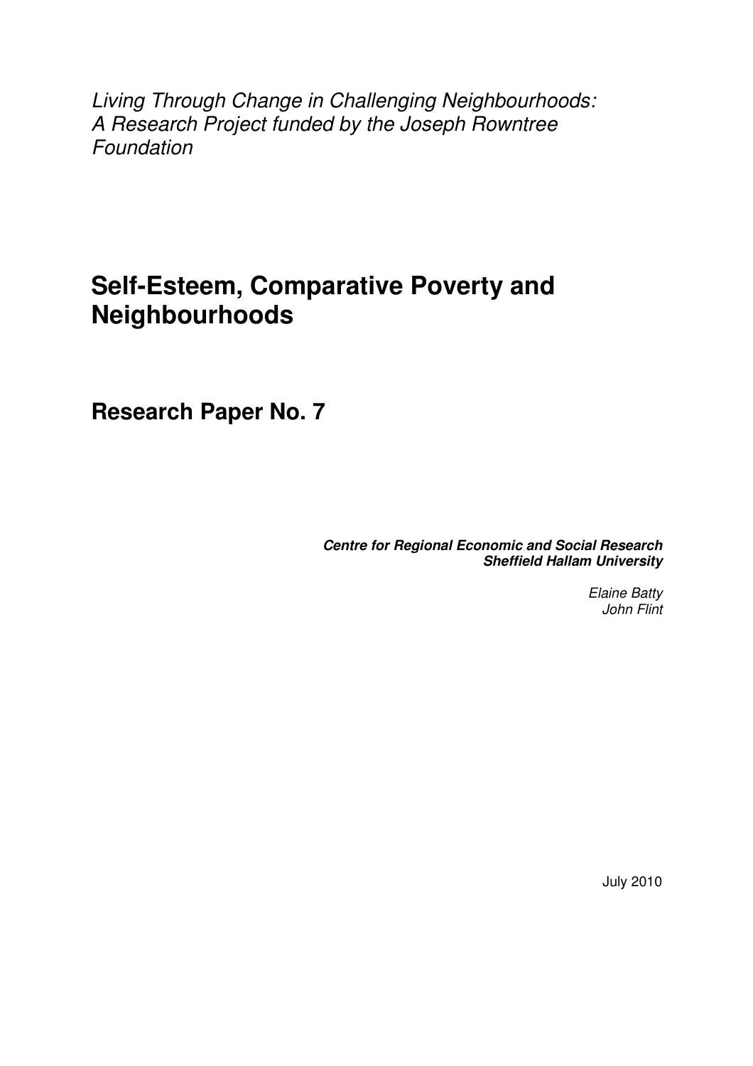*Living Through Change in Challenging Neighbourhoods: A Research Project funded by the Joseph Rowntree Foundation*

# Self-Esteem, Comparative Poverty and Neighbourhoods

## Research Paper No. 7

***Centre for Regional Economic and Social Research***
***Sheffield Hallam University***

*Elaine Batty*
*John Flint*

July 2010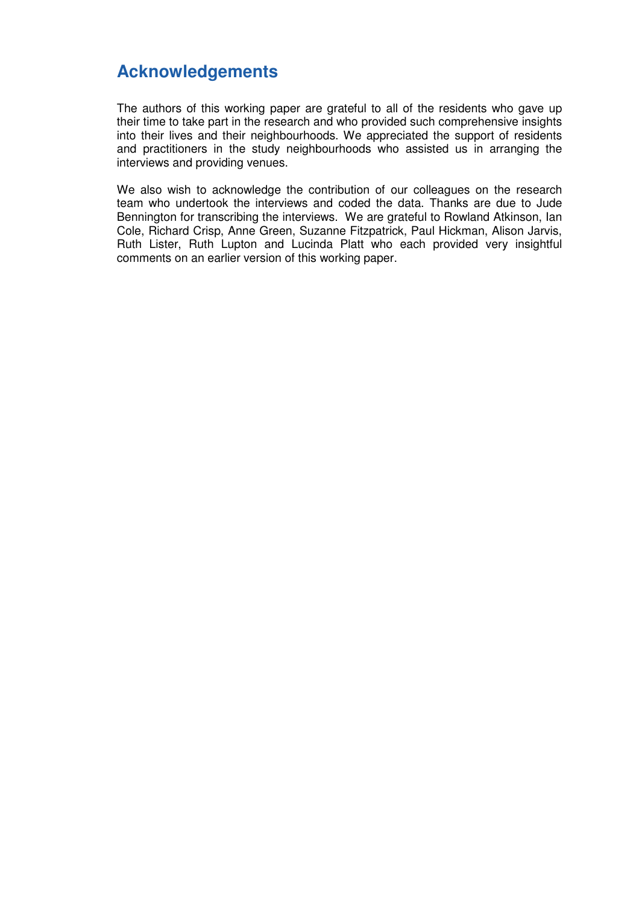## Acknowledgements

The authors of this working paper are grateful to all of the residents who gave up their time to take part in the research and who provided such comprehensive insights into their lives and their neighbourhoods. We appreciated the support of residents and practitioners in the study neighbourhoods who assisted us in arranging the interviews and providing venues.

We also wish to acknowledge the contribution of our colleagues on the research team who undertook the interviews and coded the data. Thanks are due to Jude Bennington for transcribing the interviews. We are grateful to Rowland Atkinson, Ian Cole, Richard Crisp, Anne Green, Suzanne Fitzpatrick, Paul Hickman, Alison Jarvis, Ruth Lister, Ruth Lupton and Lucinda Platt who each provided very insightful comments on an earlier version of this working paper.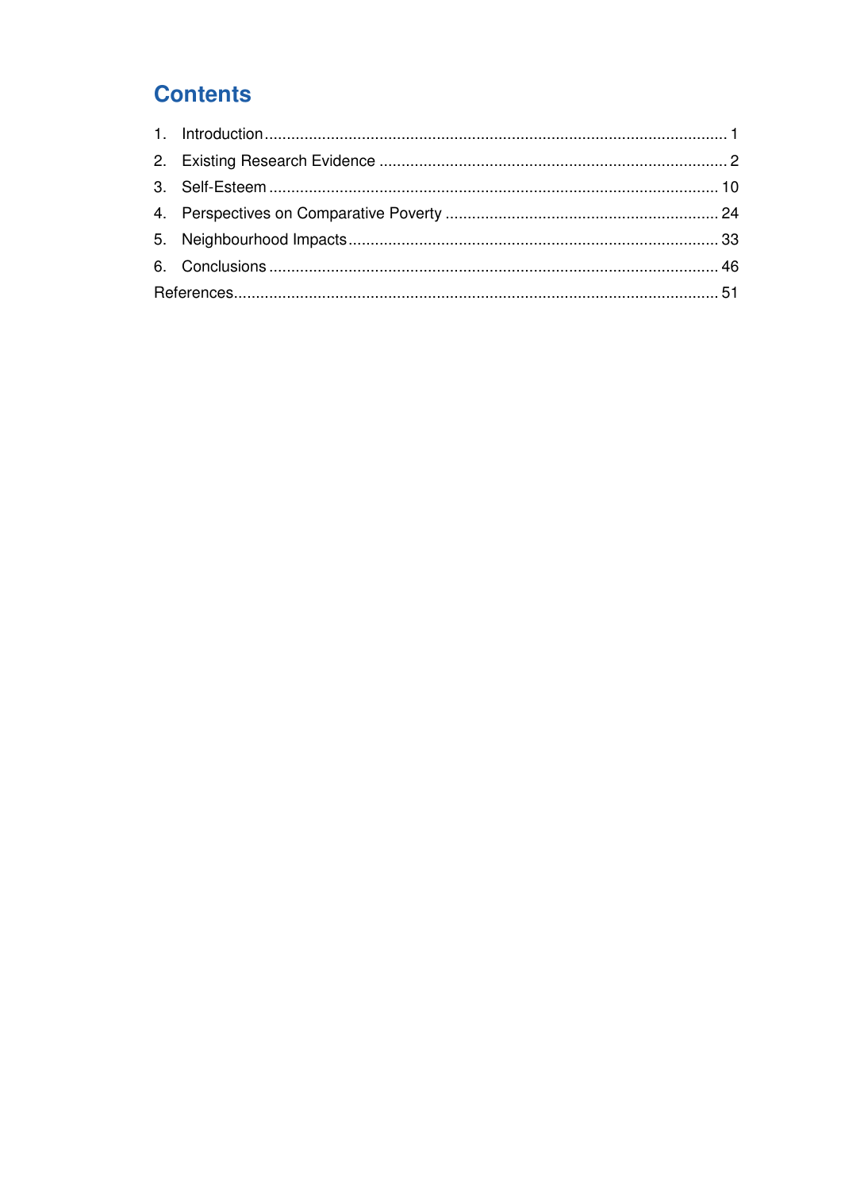## Contents

1. Introduction ........................................................................................................ 1
2. Existing Research Evidence .............................................................................. 2
3. Self-Esteem ...................................................................................................... 10
4. Perspectives on Comparative Poverty .............................................................. 24
5. Neighbourhood Impacts .................................................................................... 33
6. Conclusions ...................................................................................................... 46

References.............................................................................................................. 51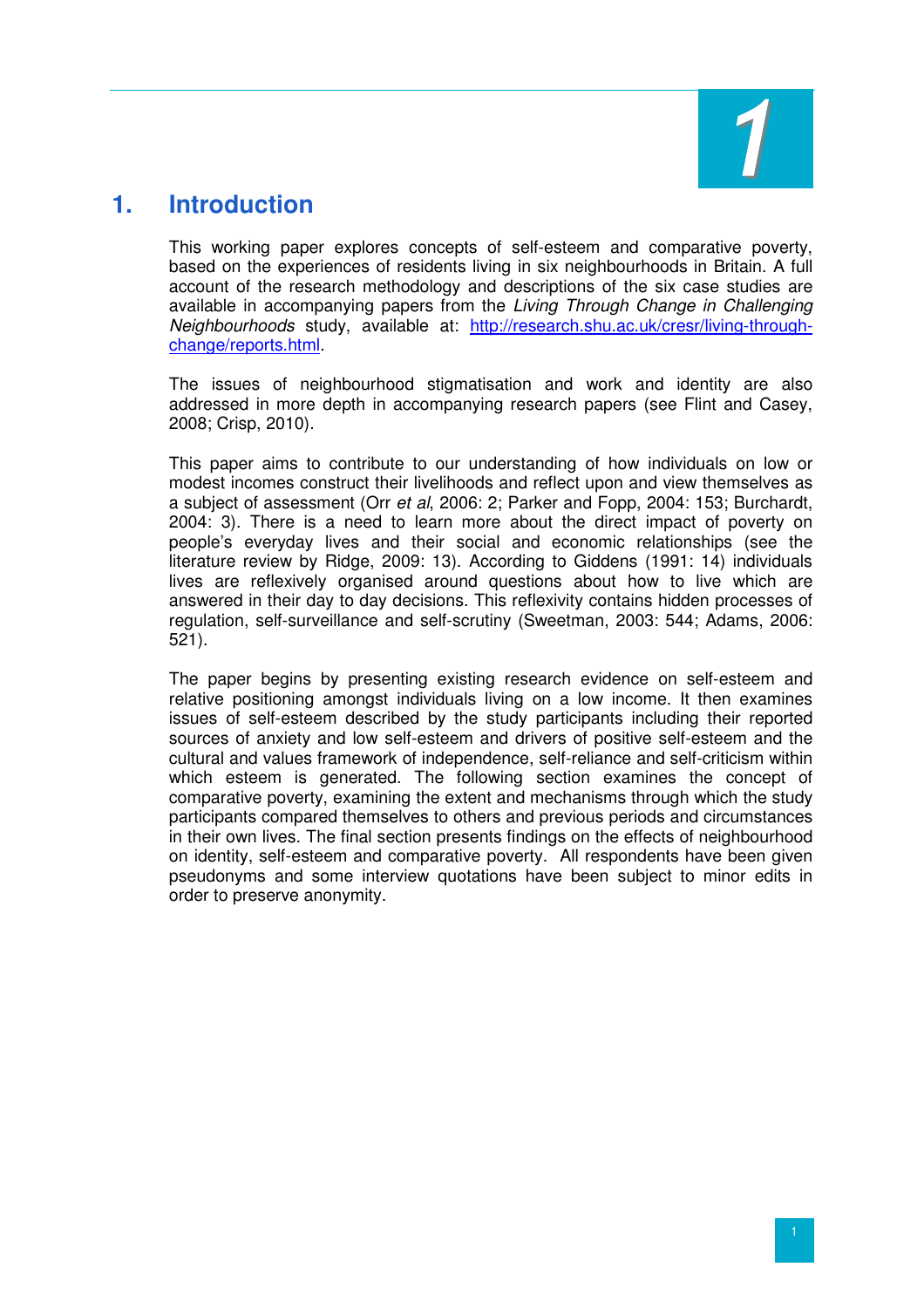# 1. Introduction

This working paper explores concepts of self-esteem and comparative poverty, based on the experiences of residents living in six neighbourhoods in Britain. A full account of the research methodology and descriptions of the six case studies are available in accompanying papers from the *Living Through Change in Challenging Neighbourhoods* study, available at: [http://research.shu.ac.uk/cresr/living-through-change/reports.html](http://research.shu.ac.uk/cresr/living-through-change/reports.html).

The issues of neighbourhood stigmatisation and work and identity are also addressed in more depth in accompanying research papers (see Flint and Casey, 2008; Crisp, 2010).

This paper aims to contribute to our understanding of how individuals on low or modest incomes construct their livelihoods and reflect upon and view themselves as a subject of assessment (Orr *et al*, 2006: 2; Parker and Fopp, 2004: 153; Burchardt, 2004: 3). There is a need to learn more about the direct impact of poverty on people's everyday lives and their social and economic relationships (see the literature review by Ridge, 2009: 13). According to Giddens (1991: 14) individuals lives are reflexively organised around questions about how to live which are answered in their day to day decisions. This reflexivity contains hidden processes of regulation, self-surveillance and self-scrutiny (Sweetman, 2003: 544; Adams, 2006: 521).

The paper begins by presenting existing research evidence on self-esteem and relative positioning amongst individuals living on a low income. It then examines issues of self-esteem described by the study participants including their reported sources of anxiety and low self-esteem and drivers of positive self-esteem and the cultural and values framework of independence, self-reliance and self-criticism within which esteem is generated. The following section examines the concept of comparative poverty, examining the extent and mechanisms through which the study participants compared themselves to others and previous periods and circumstances in their own lives. The final section presents findings on the effects of neighbourhood on identity, self-esteem and comparative poverty. All respondents have been given pseudonyms and some interview quotations have been subject to minor edits in order to preserve anonymity.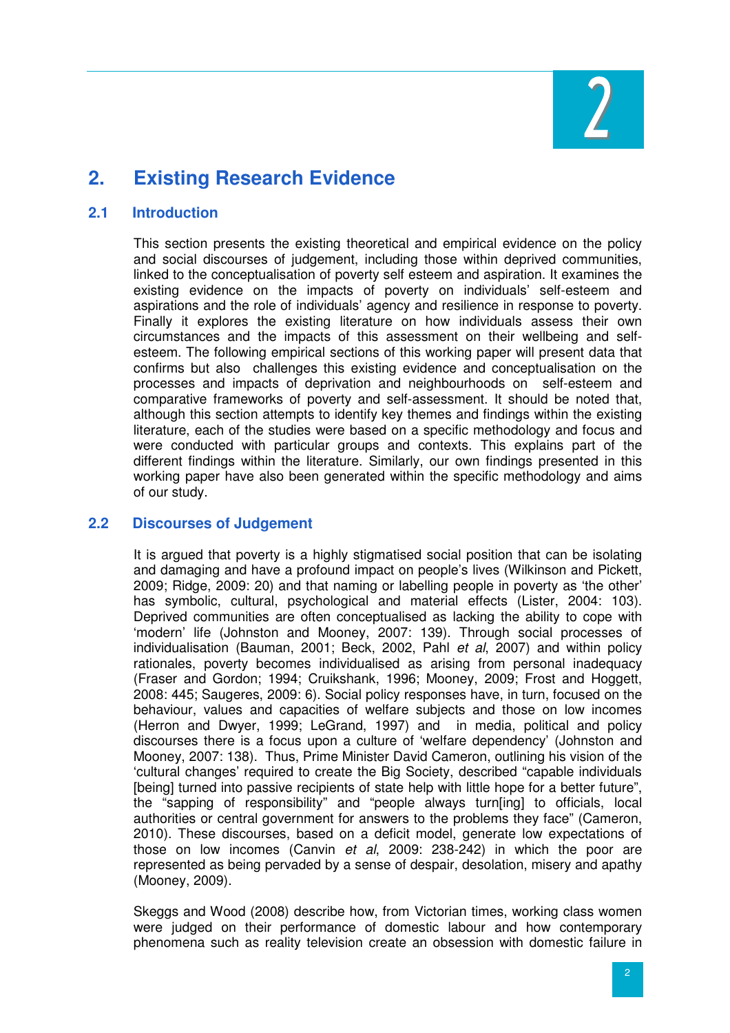# 2. Existing Research Evidence

## 2.1 Introduction

This section presents the existing theoretical and empirical evidence on the policy and social discourses of judgement, including those within deprived communities, linked to the conceptualisation of poverty self esteem and aspiration. It examines the existing evidence on the impacts of poverty on individuals' self-esteem and aspirations and the role of individuals' agency and resilience in response to poverty. Finally it explores the existing literature on how individuals assess their own circumstances and the impacts of this assessment on their wellbeing and self-esteem. The following empirical sections of this working paper will present data that confirms but also challenges this existing evidence and conceptualisation on the processes and impacts of deprivation and neighbourhoods on self-esteem and comparative frameworks of poverty and self-assessment. It should be noted that, although this section attempts to identify key themes and findings within the existing literature, each of the studies were based on a specific methodology and focus and were conducted with particular groups and contexts. This explains part of the different findings within the literature. Similarly, our own findings presented in this working paper have also been generated within the specific methodology and aims of our study.

## 2.2 Discourses of Judgement

It is argued that poverty is a highly stigmatised social position that can be isolating and damaging and have a profound impact on people's lives (Wilkinson and Pickett, 2009; Ridge, 2009: 20) and that naming or labelling people in poverty as 'the other' has symbolic, cultural, psychological and material effects (Lister, 2004: 103). Deprived communities are often conceptualised as lacking the ability to cope with 'modern' life (Johnston and Mooney, 2007: 139). Through social processes of individualisation (Bauman, 2001; Beck, 2002, Pahl *et al*, 2007) and within policy rationales, poverty becomes individualised as arising from personal inadequacy (Fraser and Gordon; 1994; Cruikshank, 1996; Mooney, 2009; Frost and Hoggett, 2008: 445; Saugeres, 2009: 6). Social policy responses have, in turn, focused on the behaviour, values and capacities of welfare subjects and those on low incomes (Herron and Dwyer, 1999; LeGrand, 1997) and in media, political and policy discourses there is a focus upon a culture of 'welfare dependency' (Johnston and Mooney, 2007: 138). Thus, Prime Minister David Cameron, outlining his vision of the 'cultural changes' required to create the Big Society, described "capable individuals [being] turned into passive recipients of state help with little hope for a better future", the "sapping of responsibility" and "people always turn[ing] to officials, local authorities or central government for answers to the problems they face" (Cameron, 2010). These discourses, based on a deficit model, generate low expectations of those on low incomes (Canvin *et al*, 2009: 238-242) in which the poor are represented as being pervaded by a sense of despair, desolation, misery and apathy (Mooney, 2009).

Skeggs and Wood (2008) describe how, from Victorian times, working class women were judged on their performance of domestic labour and how contemporary phenomena such as reality television create an obsession with domestic failure in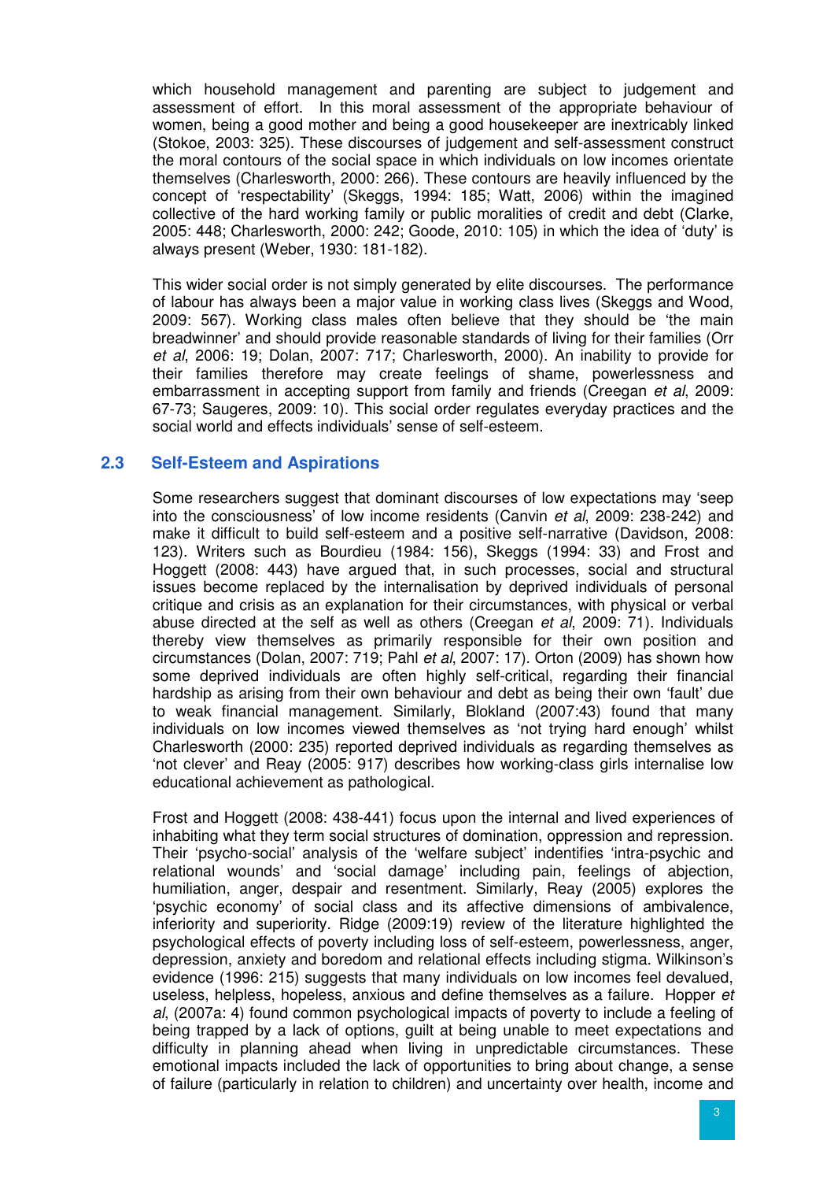which household management and parenting are subject to judgement and assessment of effort. In this moral assessment of the appropriate behaviour of women, being a good mother and being a good housekeeper are inextricably linked (Stokoe, 2003: 325). These discourses of judgement and self-assessment construct the moral contours of the social space in which individuals on low incomes orientate themselves (Charlesworth, 2000: 266). These contours are heavily influenced by the concept of 'respectability' (Skeggs, 1994: 185; Watt, 2006) within the imagined collective of the hard working family or public moralities of credit and debt (Clarke, 2005: 448; Charlesworth, 2000: 242; Goode, 2010: 105) in which the idea of 'duty' is always present (Weber, 1930: 181-182).

This wider social order is not simply generated by elite discourses. The performance of labour has always been a major value in working class lives (Skeggs and Wood, 2009: 567). Working class males often believe that they should be 'the main breadwinner' and should provide reasonable standards of living for their families (Orr *et al*, 2006: 19; Dolan, 2007: 717; Charlesworth, 2000). An inability to provide for their families therefore may create feelings of shame, powerlessness and embarrassment in accepting support from family and friends (Creegan *et al*, 2009: 67-73; Saugeres, 2009: 10). This social order regulates everyday practices and the social world and effects individuals' sense of self-esteem.

## 2.3 Self-Esteem and Aspirations

Some researchers suggest that dominant discourses of low expectations may 'seep into the consciousness' of low income residents (Canvin *et al*, 2009: 238-242) and make it difficult to build self-esteem and a positive self-narrative (Davidson, 2008: 123). Writers such as Bourdieu (1984: 156), Skeggs (1994: 33) and Frost and Hoggett (2008: 443) have argued that, in such processes, social and structural issues become replaced by the internalisation by deprived individuals of personal critique and crisis as an explanation for their circumstances, with physical or verbal abuse directed at the self as well as others (Creegan *et al*, 2009: 71). Individuals thereby view themselves as primarily responsible for their own position and circumstances (Dolan, 2007: 719; Pahl *et al*, 2007: 17). Orton (2009) has shown how some deprived individuals are often highly self-critical, regarding their financial hardship as arising from their own behaviour and debt as being their own 'fault' due to weak financial management. Similarly, Blokland (2007:43) found that many individuals on low incomes viewed themselves as 'not trying hard enough' whilst Charlesworth (2000: 235) reported deprived individuals as regarding themselves as 'not clever' and Reay (2005: 917) describes how working-class girls internalise low educational achievement as pathological.

Frost and Hoggett (2008: 438-441) focus upon the internal and lived experiences of inhabiting what they term social structures of domination, oppression and repression. Their 'psycho-social' analysis of the 'welfare subject' indentifies 'intra-psychic and relational wounds' and 'social damage' including pain, feelings of abjection, humiliation, anger, despair and resentment. Similarly, Reay (2005) explores the 'psychic economy' of social class and its affective dimensions of ambivalence, inferiority and superiority. Ridge (2009:19) review of the literature highlighted the psychological effects of poverty including loss of self-esteem, powerlessness, anger, depression, anxiety and boredom and relational effects including stigma. Wilkinson's evidence (1996: 215) suggests that many individuals on low incomes feel devalued, useless, helpless, hopeless, anxious and define themselves as a failure. Hopper *et al*, (2007a: 4) found common psychological impacts of poverty to include a feeling of being trapped by a lack of options, guilt at being unable to meet expectations and difficulty in planning ahead when living in unpredictable circumstances. These emotional impacts included the lack of opportunities to bring about change, a sense of failure (particularly in relation to children) and uncertainty over health, income and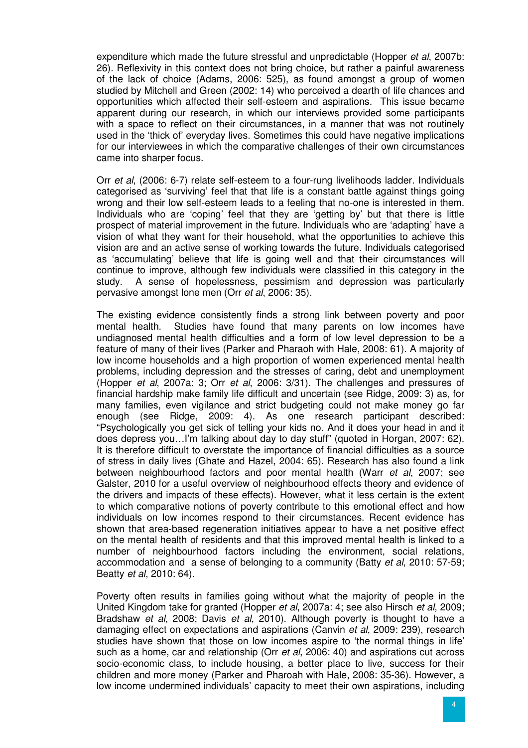expenditure which made the future stressful and unpredictable (Hopper *et al*, 2007b: 26). Reflexivity in this context does not bring choice, but rather a painful awareness of the lack of choice (Adams, 2006: 525), as found amongst a group of women studied by Mitchell and Green (2002: 14) who perceived a dearth of life chances and opportunities which affected their self-esteem and aspirations. This issue became apparent during our research, in which our interviews provided some participants with a space to reflect on their circumstances, in a manner that was not routinely used in the 'thick of' everyday lives. Sometimes this could have negative implications for our interviewees in which the comparative challenges of their own circumstances came into sharper focus.

Orr *et al*, (2006: 6-7) relate self-esteem to a four-rung livelihoods ladder. Individuals categorised as 'surviving' feel that that life is a constant battle against things going wrong and their low self-esteem leads to a feeling that no-one is interested in them. Individuals who are 'coping' feel that they are 'getting by' but that there is little prospect of material improvement in the future. Individuals who are 'adapting' have a vision of what they want for their household, what the opportunities to achieve this vision are and an active sense of working towards the future. Individuals categorised as 'accumulating' believe that life is going well and that their circumstances will continue to improve, although few individuals were classified in this category in the study. A sense of hopelessness, pessimism and depression was particularly pervasive amongst lone men (Orr *et al*, 2006: 35).

The existing evidence consistently finds a strong link between poverty and poor mental health. Studies have found that many parents on low incomes have undiagnosed mental health difficulties and a form of low level depression to be a feature of many of their lives (Parker and Pharaoh with Hale, 2008: 61). A majority of low income households and a high proportion of women experienced mental health problems, including depression and the stresses of caring, debt and unemployment (Hopper *et al*, 2007a: 3; Orr *et al*, 2006: 3/31). The challenges and pressures of financial hardship make family life difficult and uncertain (see Ridge, 2009: 3) as, for many families, even vigilance and strict budgeting could not make money go far enough (see Ridge, 2009: 4). As one research participant described: "Psychologically you get sick of telling your kids no. And it does your head in and it does depress you…I'm talking about day to day stuff" (quoted in Horgan, 2007: 62). It is therefore difficult to overstate the importance of financial difficulties as a source of stress in daily lives (Ghate and Hazel, 2004: 65). Research has also found a link between neighbourhood factors and poor mental health (Warr *et al*, 2007; see Galster, 2010 for a useful overview of neighbourhood effects theory and evidence of the drivers and impacts of these effects). However, what it less certain is the extent to which comparative notions of poverty contribute to this emotional effect and how individuals on low incomes respond to their circumstances. Recent evidence has shown that area-based regeneration initiatives appear to have a net positive effect on the mental health of residents and that this improved mental health is linked to a number of neighbourhood factors including the environment, social relations, accommodation and a sense of belonging to a community (Batty *et al*, 2010: 57-59; Beatty *et al*, 2010: 64).

Poverty often results in families going without what the majority of people in the United Kingdom take for granted (Hopper *et al*, 2007a: 4; see also Hirsch *et al*, 2009; Bradshaw *et al*, 2008; Davis *et al*, 2010). Although poverty is thought to have a damaging effect on expectations and aspirations (Canvin *et al*, 2009: 239), research studies have shown that those on low incomes aspire to 'the normal things in life' such as a home, car and relationship (Orr *et al*, 2006: 40) and aspirations cut across socio-economic class, to include housing, a better place to live, success for their children and more money (Parker and Pharoah with Hale, 2008: 35-36). However, a low income undermined individuals' capacity to meet their own aspirations, including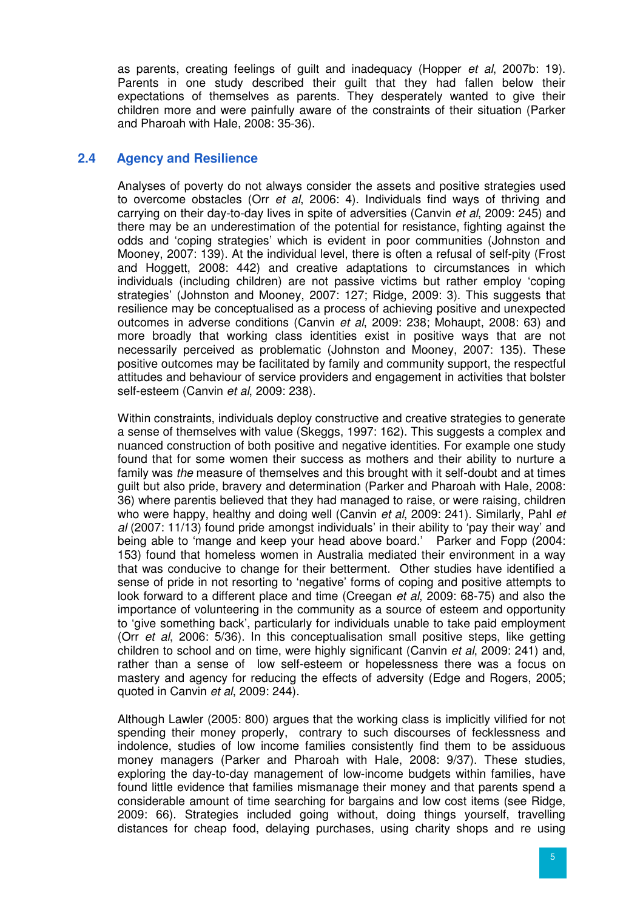as parents, creating feelings of guilt and inadequacy (Hopper *et al*, 2007b: 19). Parents in one study described their guilt that they had fallen below their expectations of themselves as parents. They desperately wanted to give their children more and were painfully aware of the constraints of their situation (Parker and Pharoah with Hale, 2008: 35-36).

## 2.4 Agency and Resilience

Analyses of poverty do not always consider the assets and positive strategies used to overcome obstacles (Orr *et al*, 2006: 4). Individuals find ways of thriving and carrying on their day-to-day lives in spite of adversities (Canvin *et al*, 2009: 245) and there may be an underestimation of the potential for resistance, fighting against the odds and 'coping strategies' which is evident in poor communities (Johnston and Mooney, 2007: 139). At the individual level, there is often a refusal of self-pity (Frost and Hoggett, 2008: 442) and creative adaptations to circumstances in which individuals (including children) are not passive victims but rather employ 'coping strategies' (Johnston and Mooney, 2007: 127; Ridge, 2009: 3). This suggests that resilience may be conceptualised as a process of achieving positive and unexpected outcomes in adverse conditions (Canvin *et al*, 2009: 238; Mohaupt, 2008: 63) and more broadly that working class identities exist in positive ways that are not necessarily perceived as problematic (Johnston and Mooney, 2007: 135). These positive outcomes may be facilitated by family and community support, the respectful attitudes and behaviour of service providers and engagement in activities that bolster self-esteem (Canvin *et al*, 2009: 238).

Within constraints, individuals deploy constructive and creative strategies to generate a sense of themselves with value (Skeggs, 1997: 162). This suggests a complex and nuanced construction of both positive and negative identities. For example one study found that for some women their success as mothers and their ability to nurture a family was *the* measure of themselves and this brought with it self-doubt and at times guilt but also pride, bravery and determination (Parker and Pharoah with Hale, 2008: 36) where parentis believed that they had managed to raise, or were raising, children who were happy, healthy and doing well (Canvin *et al*, 2009: 241). Similarly, Pahl *et al* (2007: 11/13) found pride amongst individuals' in their ability to 'pay their way' and being able to 'mange and keep your head above board.' Parker and Fopp (2004: 153) found that homeless women in Australia mediated their environment in a way that was conducive to change for their betterment. Other studies have identified a sense of pride in not resorting to 'negative' forms of coping and positive attempts to look forward to a different place and time (Creegan *et al*, 2009: 68-75) and also the importance of volunteering in the community as a source of esteem and opportunity to 'give something back', particularly for individuals unable to take paid employment (Orr *et al*, 2006: 5/36). In this conceptualisation small positive steps, like getting children to school and on time, were highly significant (Canvin *et al*, 2009: 241) and, rather than a sense of low self-esteem or hopelessness there was a focus on mastery and agency for reducing the effects of adversity (Edge and Rogers, 2005; quoted in Canvin *et al*, 2009: 244).

Although Lawler (2005: 800) argues that the working class is implicitly vilified for not spending their money properly, contrary to such discourses of fecklessness and indolence, studies of low income families consistently find them to be assiduous money managers (Parker and Pharoah with Hale, 2008: 9/37). These studies, exploring the day-to-day management of low-income budgets within families, have found little evidence that families mismanage their money and that parents spend a considerable amount of time searching for bargains and low cost items (see Ridge, 2009: 66). Strategies included going without, doing things yourself, travelling distances for cheap food, delaying purchases, using charity shops and re using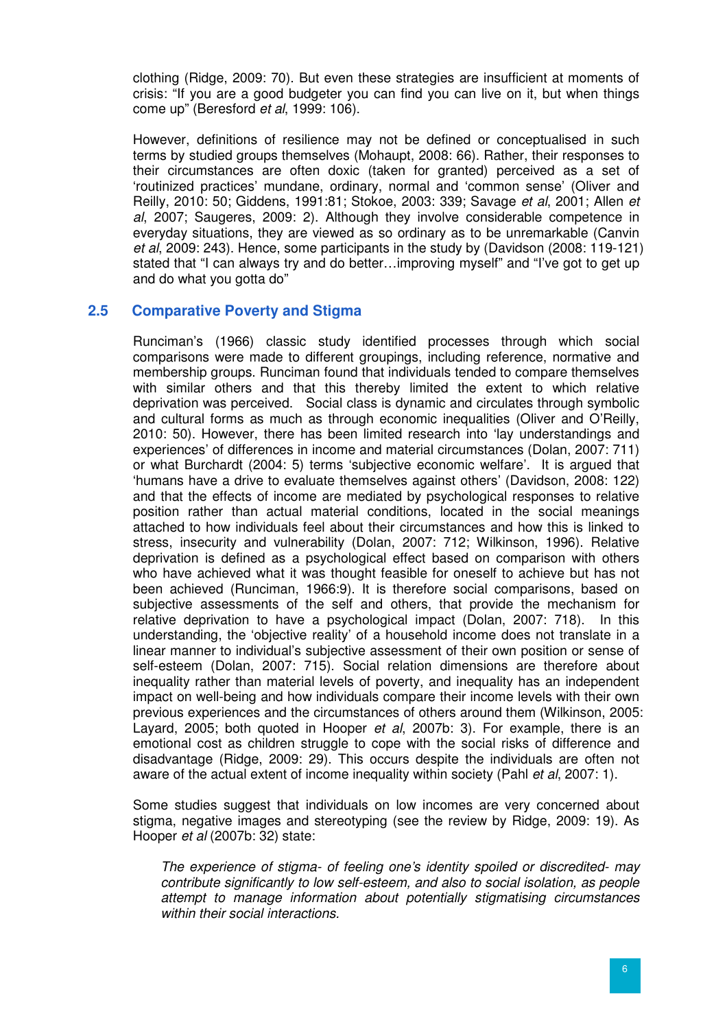clothing (Ridge, 2009: 70). But even these strategies are insufficient at moments of crisis: "If you are a good budgeter you can find you can live on it, but when things come up" (Beresford *et al*, 1999: 106).

However, definitions of resilience may not be defined or conceptualised in such terms by studied groups themselves (Mohaupt, 2008: 66). Rather, their responses to their circumstances are often doxic (taken for granted) perceived as a set of 'routinized practices' mundane, ordinary, normal and 'common sense' (Oliver and Reilly, 2010: 50; Giddens, 1991:81; Stokoe, 2003: 339; Savage *et al*, 2001; Allen *et al*, 2007; Saugeres, 2009: 2). Although they involve considerable competence in everyday situations, they are viewed as so ordinary as to be unremarkable (Canvin *et al*, 2009: 243). Hence, some participants in the study by (Davidson (2008: 119-121) stated that "I can always try and do better…improving myself" and "I've got to get up and do what you gotta do"

## 2.5 Comparative Poverty and Stigma

Runciman's (1966) classic study identified processes through which social comparisons were made to different groupings, including reference, normative and membership groups. Runciman found that individuals tended to compare themselves with similar others and that this thereby limited the extent to which relative deprivation was perceived. Social class is dynamic and circulates through symbolic and cultural forms as much as through economic inequalities (Oliver and O'Reilly, 2010: 50). However, there has been limited research into 'lay understandings and experiences' of differences in income and material circumstances (Dolan, 2007: 711) or what Burchardt (2004: 5) terms 'subjective economic welfare'. It is argued that 'humans have a drive to evaluate themselves against others' (Davidson, 2008: 122) and that the effects of income are mediated by psychological responses to relative position rather than actual material conditions, located in the social meanings attached to how individuals feel about their circumstances and how this is linked to stress, insecurity and vulnerability (Dolan, 2007: 712; Wilkinson, 1996). Relative deprivation is defined as a psychological effect based on comparison with others who have achieved what it was thought feasible for oneself to achieve but has not been achieved (Runciman, 1966:9). It is therefore social comparisons, based on subjective assessments of the self and others, that provide the mechanism for relative deprivation to have a psychological impact (Dolan, 2007: 718). In this understanding, the 'objective reality' of a household income does not translate in a linear manner to individual's subjective assessment of their own position or sense of self-esteem (Dolan, 2007: 715). Social relation dimensions are therefore about inequality rather than material levels of poverty, and inequality has an independent impact on well-being and how individuals compare their income levels with their own previous experiences and the circumstances of others around them (Wilkinson, 2005: Layard, 2005; both quoted in Hooper *et al*, 2007b: 3). For example, there is an emotional cost as children struggle to cope with the social risks of difference and disadvantage (Ridge, 2009: 29). This occurs despite the individuals are often not aware of the actual extent of income inequality within society (Pahl *et al*, 2007: 1).

Some studies suggest that individuals on low incomes are very concerned about stigma, negative images and stereotyping (see the review by Ridge, 2009: 19). As Hooper *et al* (2007b: 32) state:

> *The experience of stigma- of feeling one's identity spoiled or discredited- may contribute significantly to low self-esteem, and also to social isolation, as people attempt to manage information about potentially stigmatising circumstances within their social interactions.*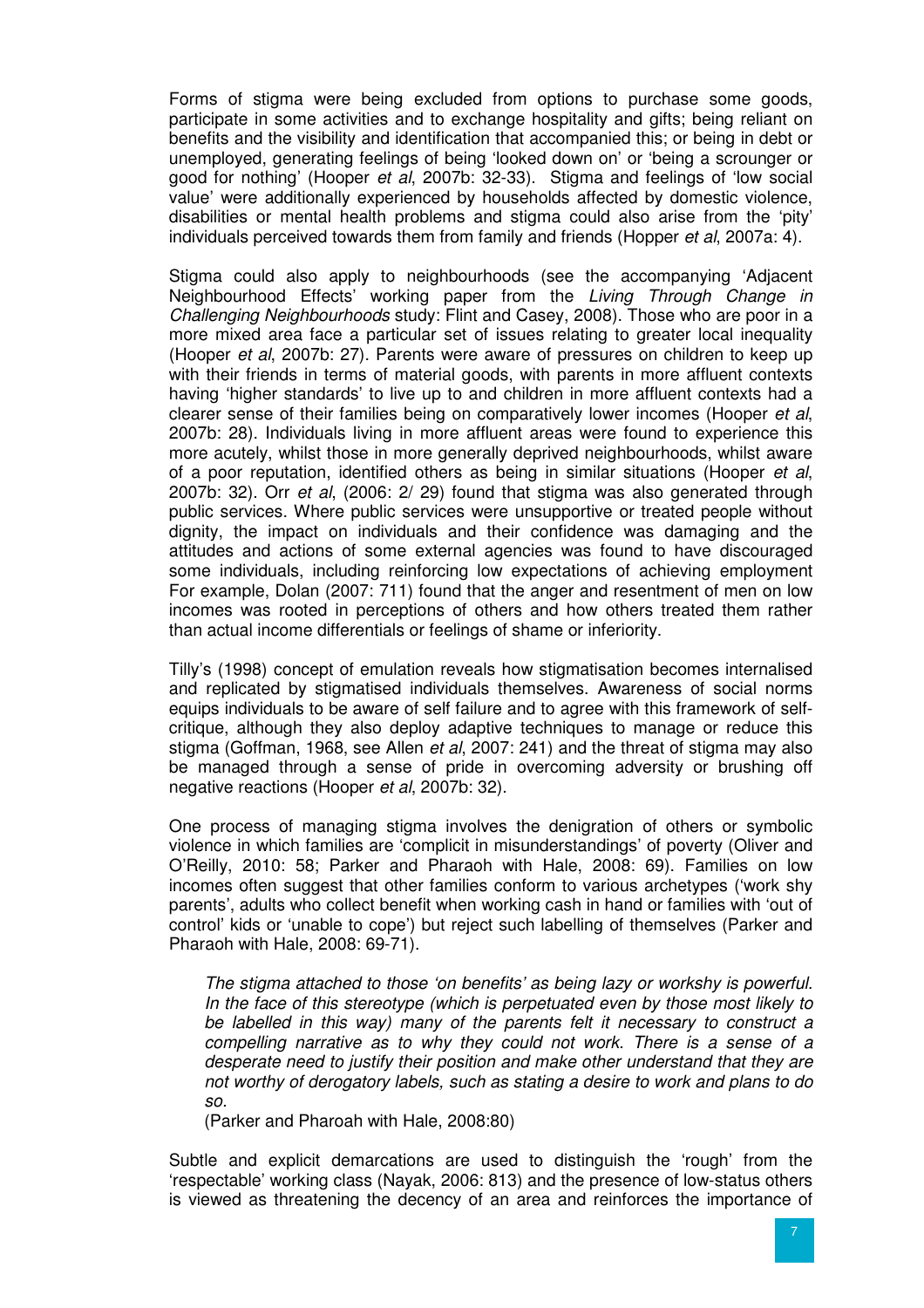Forms of stigma were being excluded from options to purchase some goods, participate in some activities and to exchange hospitality and gifts; being reliant on benefits and the visibility and identification that accompanied this; or being in debt or unemployed, generating feelings of being 'looked down on' or 'being a scrounger or good for nothing' (Hooper *et al*, 2007b: 32-33). Stigma and feelings of 'low social value' were additionally experienced by households affected by domestic violence, disabilities or mental health problems and stigma could also arise from the 'pity' individuals perceived towards them from family and friends (Hopper *et al*, 2007a: 4).

Stigma could also apply to neighbourhoods (see the accompanying 'Adjacent Neighbourhood Effects' working paper from the *Living Through Change in Challenging Neighbourhoods* study: Flint and Casey, 2008). Those who are poor in a more mixed area face a particular set of issues relating to greater local inequality (Hooper *et al*, 2007b: 27). Parents were aware of pressures on children to keep up with their friends in terms of material goods, with parents in more affluent contexts having 'higher standards' to live up to and children in more affluent contexts had a clearer sense of their families being on comparatively lower incomes (Hooper *et al*, 2007b: 28). Individuals living in more affluent areas were found to experience this more acutely, whilst those in more generally deprived neighbourhoods, whilst aware of a poor reputation, identified others as being in similar situations (Hooper *et al*, 2007b: 32). Orr *et al*, (2006: 2/ 29) found that stigma was also generated through public services. Where public services were unsupportive or treated people without dignity, the impact on individuals and their confidence was damaging and the attitudes and actions of some external agencies was found to have discouraged some individuals, including reinforcing low expectations of achieving employment For example, Dolan (2007: 711) found that the anger and resentment of men on low incomes was rooted in perceptions of others and how others treated them rather than actual income differentials or feelings of shame or inferiority.

Tilly's (1998) concept of emulation reveals how stigmatisation becomes internalised and replicated by stigmatised individuals themselves. Awareness of social norms equips individuals to be aware of self failure and to agree with this framework of self-critique, although they also deploy adaptive techniques to manage or reduce this stigma (Goffman, 1968, see Allen *et al*, 2007: 241) and the threat of stigma may also be managed through a sense of pride in overcoming adversity or brushing off negative reactions (Hooper *et al*, 2007b: 32).

One process of managing stigma involves the denigration of others or symbolic violence in which families are 'complicit in misunderstandings' of poverty (Oliver and O'Reilly, 2010: 58; Parker and Pharaoh with Hale, 2008: 69). Families on low incomes often suggest that other families conform to various archetypes ('work shy parents', adults who collect benefit when working cash in hand or families with 'out of control' kids or 'unable to cope') but reject such labelling of themselves (Parker and Pharaoh with Hale, 2008: 69-71).

> *The stigma attached to those 'on benefits' as being lazy or workshy is powerful. In the face of this stereotype (which is perpetuated even by those most likely to be labelled in this way) many of the parents felt it necessary to construct a compelling narrative as to why they could not work. There is a sense of a desperate need to justify their position and make other understand that they are not worthy of derogatory labels, such as stating a desire to work and plans to do so.*
>
> (Parker and Pharoah with Hale, 2008:80)

Subtle and explicit demarcations are used to distinguish the 'rough' from the 'respectable' working class (Nayak, 2006: 813) and the presence of low-status others is viewed as threatening the decency of an area and reinforces the importance of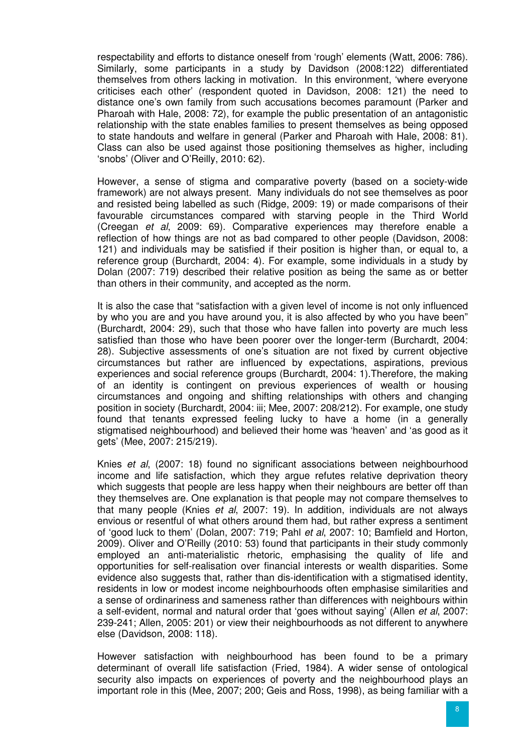respectability and efforts to distance oneself from 'rough' elements (Watt, 2006: 786). Similarly, some participants in a study by Davidson (2008:122) differentiated themselves from others lacking in motivation. In this environment, 'where everyone criticises each other' (respondent quoted in Davidson, 2008: 121) the need to distance one's own family from such accusations becomes paramount (Parker and Pharoah with Hale, 2008: 72), for example the public presentation of an antagonistic relationship with the state enables families to present themselves as being opposed to state handouts and welfare in general (Parker and Pharoah with Hale, 2008: 81). Class can also be used against those positioning themselves as higher, including 'snobs' (Oliver and O'Reilly, 2010: 62).

However, a sense of stigma and comparative poverty (based on a society-wide framework) are not always present. Many individuals do not see themselves as poor and resisted being labelled as such (Ridge, 2009: 19) or made comparisons of their favourable circumstances compared with starving people in the Third World (Creegan *et al*, 2009: 69). Comparative experiences may therefore enable a reflection of how things are not as bad compared to other people (Davidson, 2008: 121) and individuals may be satisfied if their position is higher than, or equal to, a reference group (Burchardt, 2004: 4). For example, some individuals in a study by Dolan (2007: 719) described their relative position as being the same as or better than others in their community, and accepted as the norm.

It is also the case that "satisfaction with a given level of income is not only influenced by who you are and you have around you, it is also affected by who you have been" (Burchardt, 2004: 29), such that those who have fallen into poverty are much less satisfied than those who have been poorer over the longer-term (Burchardt, 2004: 28). Subjective assessments of one's situation are not fixed by current objective circumstances but rather are influenced by expectations, aspirations, previous experiences and social reference groups (Burchardt, 2004: 1).Therefore, the making of an identity is contingent on previous experiences of wealth or housing circumstances and ongoing and shifting relationships with others and changing position in society (Burchardt, 2004: iii; Mee, 2007: 208/212). For example, one study found that tenants expressed feeling lucky to have a home (in a generally stigmatised neighbourhood) and believed their home was 'heaven' and 'as good as it gets' (Mee, 2007: 215/219).

Knies *et al*, (2007: 18) found no significant associations between neighbourhood income and life satisfaction, which they argue refutes relative deprivation theory which suggests that people are less happy when their neighbours are better off than they themselves are. One explanation is that people may not compare themselves to that many people (Knies *et al*, 2007: 19). In addition, individuals are not always envious or resentful of what others around them had, but rather express a sentiment of 'good luck to them' (Dolan, 2007: 719; Pahl *et al*, 2007: 10; Bamfield and Horton, 2009). Oliver and O'Reilly (2010: 53) found that participants in their study commonly employed an anti-materialistic rhetoric, emphasising the quality of life and opportunities for self-realisation over financial interests or wealth disparities. Some evidence also suggests that, rather than dis-identification with a stigmatised identity, residents in low or modest income neighbourhoods often emphasise similarities and a sense of ordinariness and sameness rather than differences with neighbours within a self-evident, normal and natural order that 'goes without saying' (Allen *et al*, 2007: 239-241; Allen, 2005: 201) or view their neighbourhoods as not different to anywhere else (Davidson, 2008: 118).

However satisfaction with neighbourhood has been found to be a primary determinant of overall life satisfaction (Fried, 1984). A wider sense of ontological security also impacts on experiences of poverty and the neighbourhood plays an important role in this (Mee, 2007; 200; Geis and Ross, 1998), as being familiar with a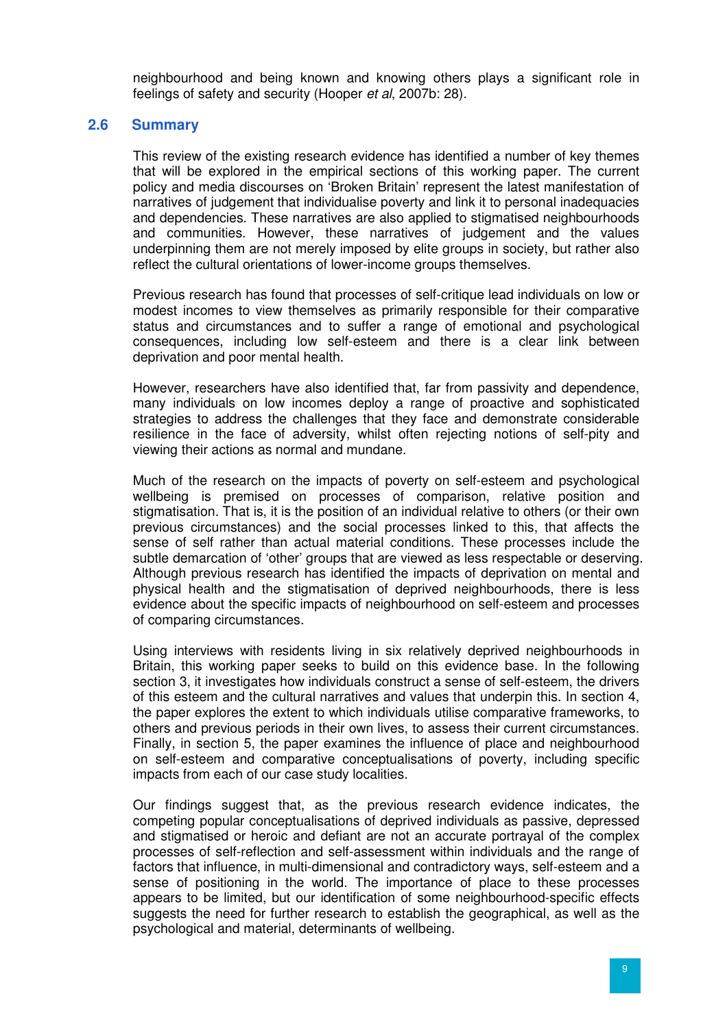neighbourhood and being known and knowing others plays a significant role in feelings of safety and security (Hooper *et al*, 2007b: 28).

## 2.6 Summary

This review of the existing research evidence has identified a number of key themes that will be explored in the empirical sections of this working paper. The current policy and media discourses on 'Broken Britain' represent the latest manifestation of narratives of judgement that individualise poverty and link it to personal inadequacies and dependencies. These narratives are also applied to stigmatised neighbourhoods and communities. However, these narratives of judgement and the values underpinning them are not merely imposed by elite groups in society, but rather also reflect the cultural orientations of lower-income groups themselves.

Previous research has found that processes of self-critique lead individuals on low or modest incomes to view themselves as primarily responsible for their comparative status and circumstances and to suffer a range of emotional and psychological consequences, including low self-esteem and there is a clear link between deprivation and poor mental health.

However, researchers have also identified that, far from passivity and dependence, many individuals on low incomes deploy a range of proactive and sophisticated strategies to address the challenges that they face and demonstrate considerable resilience in the face of adversity, whilst often rejecting notions of self-pity and viewing their actions as normal and mundane.

Much of the research on the impacts of poverty on self-esteem and psychological wellbeing is premised on processes of comparison, relative position and stigmatisation. That is, it is the position of an individual relative to others (or their own previous circumstances) and the social processes linked to this, that affects the sense of self rather than actual material conditions. These processes include the subtle demarcation of 'other' groups that are viewed as less respectable or deserving. Although previous research has identified the impacts of deprivation on mental and physical health and the stigmatisation of deprived neighbourhoods, there is less evidence about the specific impacts of neighbourhood on self-esteem and processes of comparing circumstances.

Using interviews with residents living in six relatively deprived neighbourhoods in Britain, this working paper seeks to build on this evidence base. In the following section 3, it investigates how individuals construct a sense of self-esteem, the drivers of this esteem and the cultural narratives and values that underpin this. In section 4, the paper explores the extent to which individuals utilise comparative frameworks, to others and previous periods in their own lives, to assess their current circumstances. Finally, in section 5, the paper examines the influence of place and neighbourhood on self-esteem and comparative conceptualisations of poverty, including specific impacts from each of our case study localities.

Our findings suggest that, as the previous research evidence indicates, the competing popular conceptualisations of deprived individuals as passive, depressed and stigmatised or heroic and defiant are not an accurate portrayal of the complex processes of self-reflection and self-assessment within individuals and the range of factors that influence, in multi-dimensional and contradictory ways, self-esteem and a sense of positioning in the world. The importance of place to these processes appears to be limited, but our identification of some neighbourhood-specific effects suggests the need for further research to establish the geographical, as well as the psychological and material, determinants of wellbeing.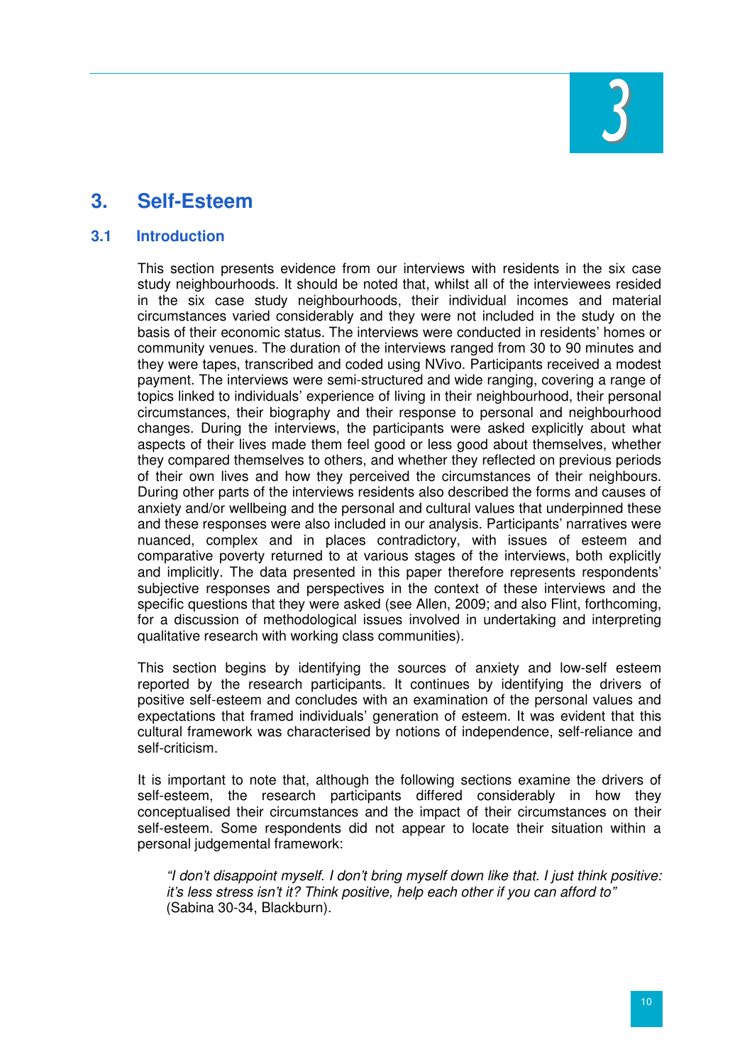# 3. Self-Esteem

## 3.1 Introduction

This section presents evidence from our interviews with residents in the six case study neighbourhoods. It should be noted that, whilst all of the interviewees resided in the six case study neighbourhoods, their individual incomes and material circumstances varied considerably and they were not included in the study on the basis of their economic status. The interviews were conducted in residents' homes or community venues. The duration of the interviews ranged from 30 to 90 minutes and they were tapes, transcribed and coded using NVivo. Participants received a modest payment. The interviews were semi-structured and wide ranging, covering a range of topics linked to individuals' experience of living in their neighbourhood, their personal circumstances, their biography and their response to personal and neighbourhood changes. During the interviews, the participants were asked explicitly about what aspects of their lives made them feel good or less good about themselves, whether they compared themselves to others, and whether they reflected on previous periods of their own lives and how they perceived the circumstances of their neighbours. During other parts of the interviews residents also described the forms and causes of anxiety and/or wellbeing and the personal and cultural values that underpinned these and these responses were also included in our analysis. Participants' narratives were nuanced, complex and in places contradictory, with issues of esteem and comparative poverty returned to at various stages of the interviews, both explicitly and implicitly. The data presented in this paper therefore represents respondents' subjective responses and perspectives in the context of these interviews and the specific questions that they were asked (see Allen, 2009; and also Flint, forthcoming, for a discussion of methodological issues involved in undertaking and interpreting qualitative research with working class communities).

This section begins by identifying the sources of anxiety and low-self esteem reported by the research participants. It continues by identifying the drivers of positive self-esteem and concludes with an examination of the personal values and expectations that framed individuals' generation of esteem. It was evident that this cultural framework was characterised by notions of independence, self-reliance and self-criticism.

It is important to note that, although the following sections examine the drivers of self-esteem, the research participants differed considerably in how they conceptualised their circumstances and the impact of their circumstances on their self-esteem. Some respondents did not appear to locate their situation within a personal judgemental framework:

> *"I don't disappoint myself. I don't bring myself down like that. I just think positive: it's less stress isn't it? Think positive, help each other if you can afford to"* (Sabina 30-34, Blackburn).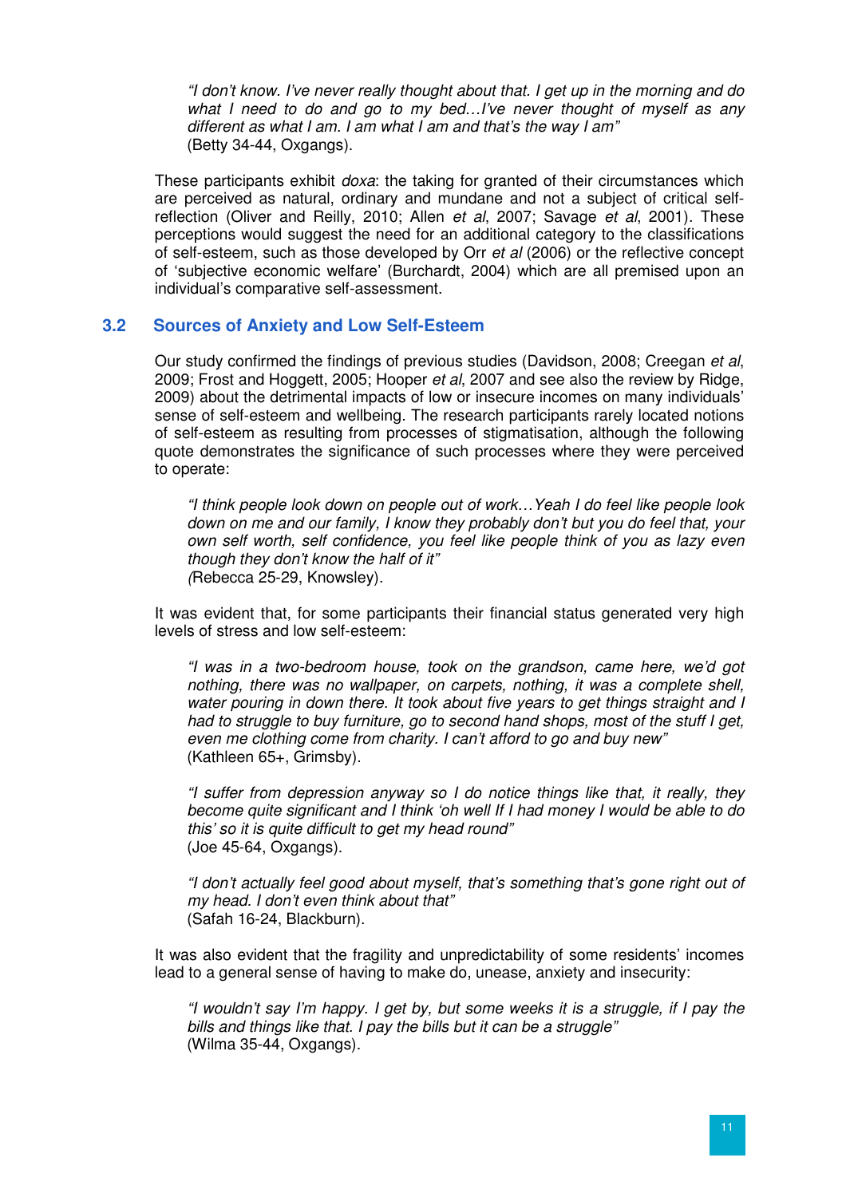> *"I don't know. I've never really thought about that. I get up in the morning and do what I need to do and go to my bed…I've never thought of myself as any different as what I am. I am what I am and that's the way I am"*
> (Betty 34-44, Oxgangs).

These participants exhibit *doxa*: the taking for granted of their circumstances which are perceived as natural, ordinary and mundane and not a subject of critical self-reflection (Oliver and Reilly, 2010; Allen *et al*, 2007; Savage *et al*, 2001). These perceptions would suggest the need for an additional category to the classifications of self-esteem, such as those developed by Orr *et al* (2006) or the reflective concept of 'subjective economic welfare' (Burchardt, 2004) which are all premised upon an individual's comparative self-assessment.

## 3.2 Sources of Anxiety and Low Self-Esteem

Our study confirmed the findings of previous studies (Davidson, 2008; Creegan *et al*, 2009; Frost and Hoggett, 2005; Hooper *et al*, 2007 and see also the review by Ridge, 2009) about the detrimental impacts of low or insecure incomes on many individuals' sense of self-esteem and wellbeing. The research participants rarely located notions of self-esteem as resulting from processes of stigmatisation, although the following quote demonstrates the significance of such processes where they were perceived to operate:

> *"I think people look down on people out of work…Yeah I do feel like people look down on me and our family, I know they probably don't but you do feel that, your own self worth, self confidence, you feel like people think of you as lazy even though they don't know the half of it"*
> *(*Rebecca 25-29, Knowsley).

It was evident that, for some participants their financial status generated very high levels of stress and low self-esteem:

> *"I was in a two-bedroom house, took on the grandson, came here, we'd got nothing, there was no wallpaper, on carpets, nothing, it was a complete shell, water pouring in down there. It took about five years to get things straight and I had to struggle to buy furniture, go to second hand shops, most of the stuff I get, even me clothing come from charity. I can't afford to go and buy new"*
> (Kathleen 65+, Grimsby).

> *"I suffer from depression anyway so I do notice things like that, it really, they become quite significant and I think 'oh well If I had money I would be able to do this' so it is quite difficult to get my head round"*
> (Joe 45-64, Oxgangs).

> *"I don't actually feel good about myself, that's something that's gone right out of my head. I don't even think about that"*
> (Safah 16-24, Blackburn).

It was also evident that the fragility and unpredictability of some residents' incomes lead to a general sense of having to make do, unease, anxiety and insecurity:

> *"I wouldn't say I'm happy. I get by, but some weeks it is a struggle, if I pay the bills and things like that. I pay the bills but it can be a struggle"*
> (Wilma 35-44, Oxgangs).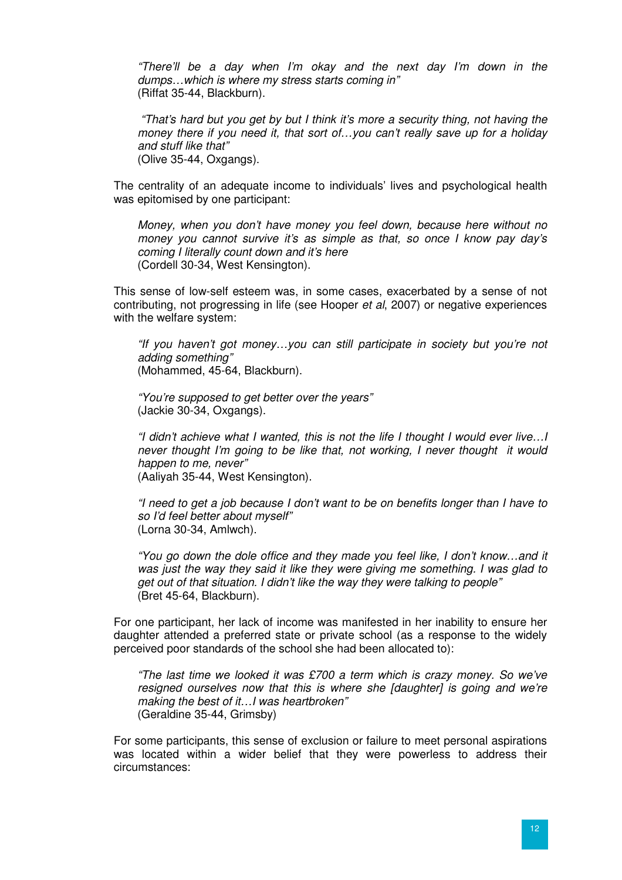*"There'll be a day when I'm okay and the next day I'm down in the dumps…which is where my stress starts coming in"*
(Riffat 35-44, Blackburn).

*"That's hard but you get by but I think it's more a security thing, not having the money there if you need it, that sort of…you can't really save up for a holiday and stuff like that"*
(Olive 35-44, Oxgangs).

The centrality of an adequate income to individuals' lives and psychological health was epitomised by one participant:

*Money, when you don't have money you feel down, because here without no money you cannot survive it's as simple as that, so once I know pay day's coming I literally count down and it's here*
(Cordell 30-34, West Kensington).

This sense of low-self esteem was, in some cases, exacerbated by a sense of not contributing, not progressing in life (see Hooper *et al*, 2007) or negative experiences with the welfare system:

*"If you haven't got money…you can still participate in society but you're not adding something"*
(Mohammed, 45-64, Blackburn).

*"You're supposed to get better over the years"*
(Jackie 30-34, Oxgangs).

*"I didn't achieve what I wanted, this is not the life I thought I would ever live…I never thought I'm going to be like that, not working, I never thought it would happen to me, never"*
(Aaliyah 35-44, West Kensington).

*"I need to get a job because I don't want to be on benefits longer than I have to so I'd feel better about myself"*
(Lorna 30-34, Amlwch).

*"You go down the dole office and they made you feel like, I don't know…and it was just the way they said it like they were giving me something. I was glad to get out of that situation. I didn't like the way they were talking to people"*
(Bret 45-64, Blackburn).

For one participant, her lack of income was manifested in her inability to ensure her daughter attended a preferred state or private school (as a response to the widely perceived poor standards of the school she had been allocated to):

*"The last time we looked it was £700 a term which is crazy money. So we've resigned ourselves now that this is where she [daughter] is going and we're making the best of it…I was heartbroken"*
(Geraldine 35-44, Grimsby)

For some participants, this sense of exclusion or failure to meet personal aspirations was located within a wider belief that they were powerless to address their circumstances: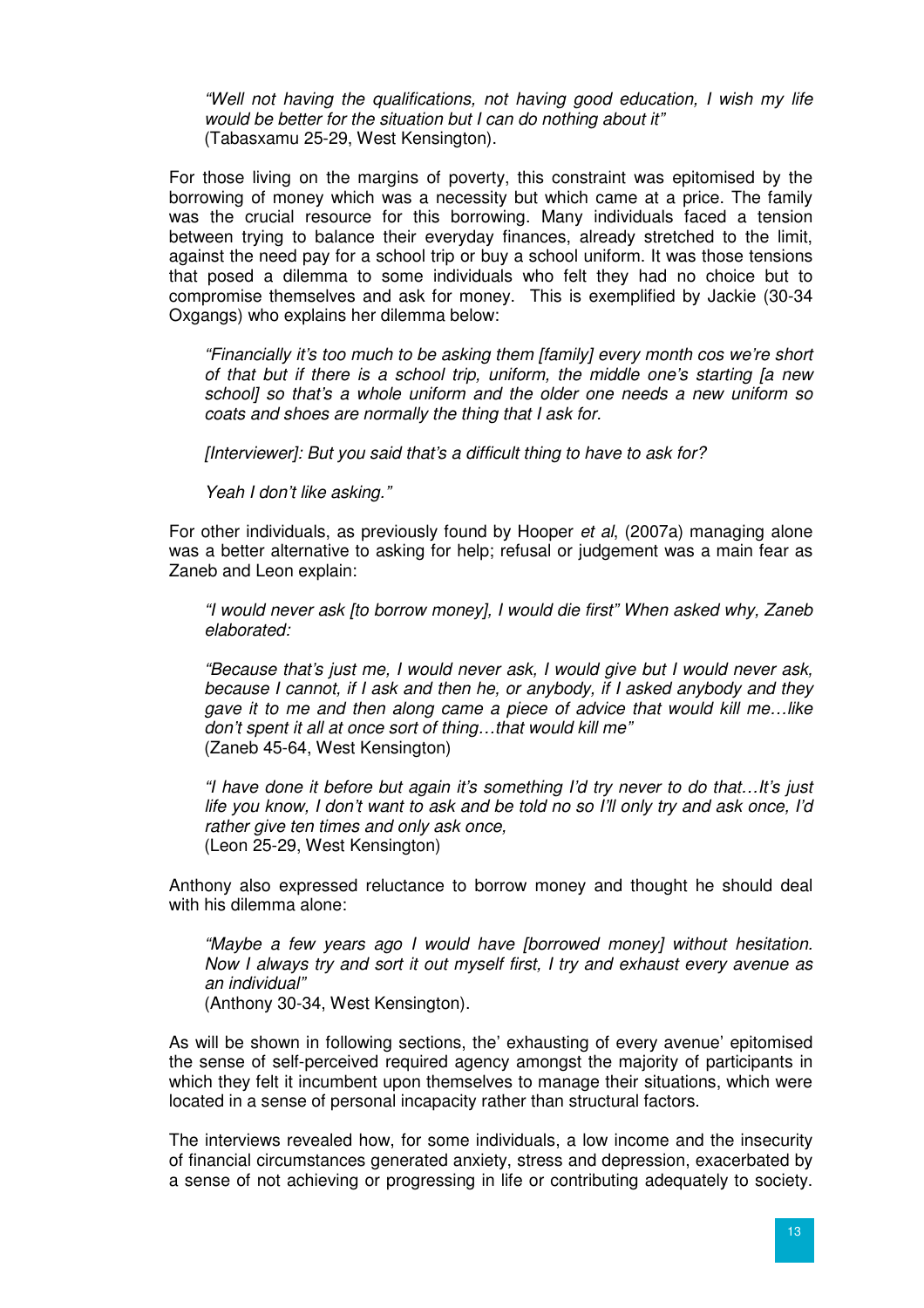> *"Well not having the qualifications, not having good education, I wish my life would be better for the situation but I can do nothing about it"*
> (Tabasxamu 25-29, West Kensington).

For those living on the margins of poverty, this constraint was epitomised by the borrowing of money which was a necessity but which came at a price. The family was the crucial resource for this borrowing. Many individuals faced a tension between trying to balance their everyday finances, already stretched to the limit, against the need pay for a school trip or buy a school uniform. It was those tensions that posed a dilemma to some individuals who felt they had no choice but to compromise themselves and ask for money. This is exemplified by Jackie (30-34 Oxgangs) who explains her dilemma below:

> *"Financially it's too much to be asking them [family] every month cos we're short of that but if there is a school trip, uniform, the middle one's starting [a new school] so that's a whole uniform and the older one needs a new uniform so coats and shoes are normally the thing that I ask for.*
>
> *[Interviewer]: But you said that's a difficult thing to have to ask for?*
>
> *Yeah I don't like asking."*

For other individuals, as previously found by Hooper *et al*, (2007a) managing alone was a better alternative to asking for help; refusal or judgement was a main fear as Zaneb and Leon explain:

> *"I would never ask [to borrow money], I would die first" When asked why, Zaneb elaborated:*
>
> *"Because that's just me, I would never ask, I would give but I would never ask, because I cannot, if I ask and then he, or anybody, if I asked anybody and they gave it to me and then along came a piece of advice that would kill me…like don't spent it all at once sort of thing…that would kill me"*
> (Zaneb 45-64, West Kensington)
>
> *"I have done it before but again it's something I'd try never to do that…It's just life you know, I don't want to ask and be told no so I'll only try and ask once, I'd rather give ten times and only ask once,*
> (Leon 25-29, West Kensington)

Anthony also expressed reluctance to borrow money and thought he should deal with his dilemma alone:

> *"Maybe a few years ago I would have [borrowed money] without hesitation. Now I always try and sort it out myself first, I try and exhaust every avenue as an individual"*
> (Anthony 30-34, West Kensington).

As will be shown in following sections, the' exhausting of every avenue' epitomised the sense of self-perceived required agency amongst the majority of participants in which they felt it incumbent upon themselves to manage their situations, which were located in a sense of personal incapacity rather than structural factors.

The interviews revealed how, for some individuals, a low income and the insecurity of financial circumstances generated anxiety, stress and depression, exacerbated by a sense of not achieving or progressing in life or contributing adequately to society.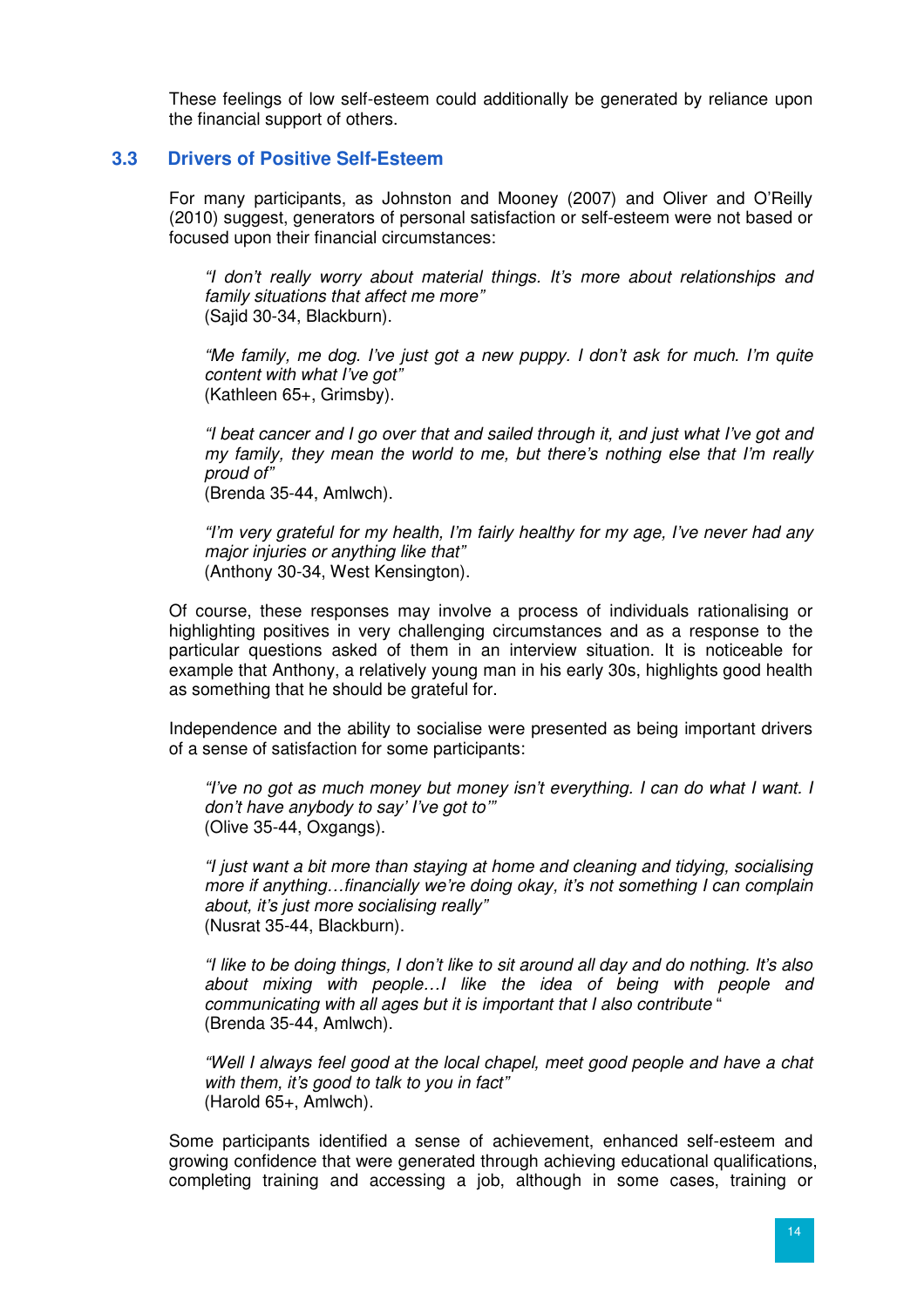These feelings of low self-esteem could additionally be generated by reliance upon the financial support of others.

## 3.3 Drivers of Positive Self-Esteem

For many participants, as Johnston and Mooney (2007) and Oliver and O'Reilly (2010) suggest, generators of personal satisfaction or self-esteem were not based or focused upon their financial circumstances:

> *"I don't really worry about material things. It's more about relationships and family situations that affect me more"*
> (Sajid 30-34, Blackburn).

> *"Me family, me dog. I've just got a new puppy. I don't ask for much. I'm quite content with what I've got"*
> (Kathleen 65+, Grimsby).

> *"I beat cancer and I go over that and sailed through it, and just what I've got and my family, they mean the world to me, but there's nothing else that I'm really proud of"*
> (Brenda 35-44, Amlwch).

> *"I'm very grateful for my health, I'm fairly healthy for my age, I've never had any major injuries or anything like that"*
> (Anthony 30-34, West Kensington).

Of course, these responses may involve a process of individuals rationalising or highlighting positives in very challenging circumstances and as a response to the particular questions asked of them in an interview situation. It is noticeable for example that Anthony, a relatively young man in his early 30s, highlights good health as something that he should be grateful for.

Independence and the ability to socialise were presented as being important drivers of a sense of satisfaction for some participants:

> *"I've no got as much money but money isn't everything. I can do what I want. I don't have anybody to say' I've got to'"*
> (Olive 35-44, Oxgangs).

> *"I just want a bit more than staying at home and cleaning and tidying, socialising more if anything…financially we're doing okay, it's not something I can complain about, it's just more socialising really"*
> (Nusrat 35-44, Blackburn).

> *"I like to be doing things, I don't like to sit around all day and do nothing. It's also about mixing with people…I like the idea of being with people and communicating with all ages but it is important that I also contribute "*
> (Brenda 35-44, Amlwch).

> *"Well I always feel good at the local chapel, meet good people and have a chat with them, it's good to talk to you in fact"*
> (Harold 65+, Amlwch).

Some participants identified a sense of achievement, enhanced self-esteem and growing confidence that were generated through achieving educational qualifications, completing training and accessing a job, although in some cases, training or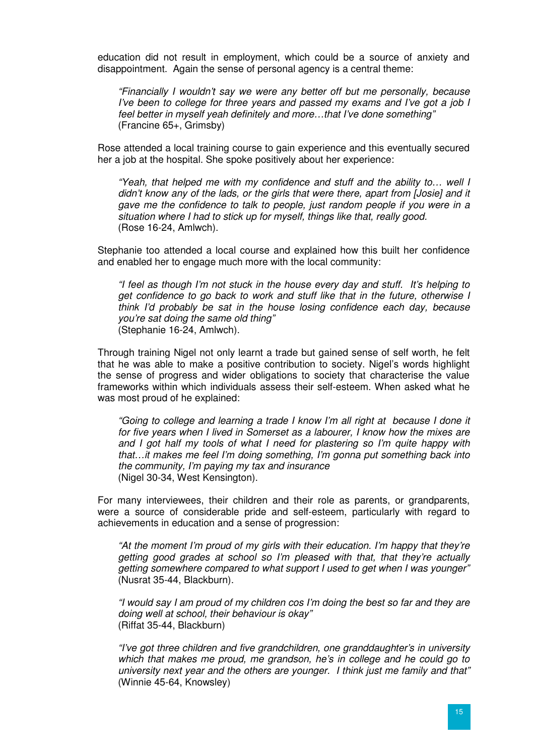education did not result in employment, which could be a source of anxiety and disappointment. Again the sense of personal agency is a central theme:

> *"Financially I wouldn't say we were any better off but me personally, because I've been to college for three years and passed my exams and I've got a job I feel better in myself yeah definitely and more…that I've done something"*
> (Francine 65+, Grimsby)

Rose attended a local training course to gain experience and this eventually secured her a job at the hospital. She spoke positively about her experience:

> *"Yeah, that helped me with my confidence and stuff and the ability to… well I didn't know any of the lads, or the girls that were there, apart from [Josie] and it gave me the confidence to talk to people, just random people if you were in a situation where I had to stick up for myself, things like that, really good.*
> (Rose 16-24, Amlwch).

Stephanie too attended a local course and explained how this built her confidence and enabled her to engage much more with the local community:

> *"I feel as though I'm not stuck in the house every day and stuff. It's helping to get confidence to go back to work and stuff like that in the future, otherwise I think I'd probably be sat in the house losing confidence each day, because you're sat doing the same old thing"*
> (Stephanie 16-24, Amlwch).

Through training Nigel not only learnt a trade but gained sense of self worth, he felt that he was able to make a positive contribution to society. Nigel's words highlight the sense of progress and wider obligations to society that characterise the value frameworks within which individuals assess their self-esteem. When asked what he was most proud of he explained:

> *"Going to college and learning a trade I know I'm all right at because I done it for five years when I lived in Somerset as a labourer, I know how the mixes are and I got half my tools of what I need for plastering so I'm quite happy with that…it makes me feel I'm doing something, I'm gonna put something back into the community, I'm paying my tax and insurance*
> (Nigel 30-34, West Kensington).

For many interviewees, their children and their role as parents, or grandparents, were a source of considerable pride and self-esteem, particularly with regard to achievements in education and a sense of progression:

> *"At the moment I'm proud of my girls with their education. I'm happy that they're getting good grades at school so I'm pleased with that, that they're actually getting somewhere compared to what support I used to get when I was younger"*
> (Nusrat 35-44, Blackburn).

> *"I would say I am proud of my children cos I'm doing the best so far and they are doing well at school, their behaviour is okay"*
> (Riffat 35-44, Blackburn)

> *"I've got three children and five grandchildren, one granddaughter's in university which that makes me proud, me grandson, he's in college and he could go to university next year and the others are younger. I think just me family and that"*
> (Winnie 45-64, Knowsley)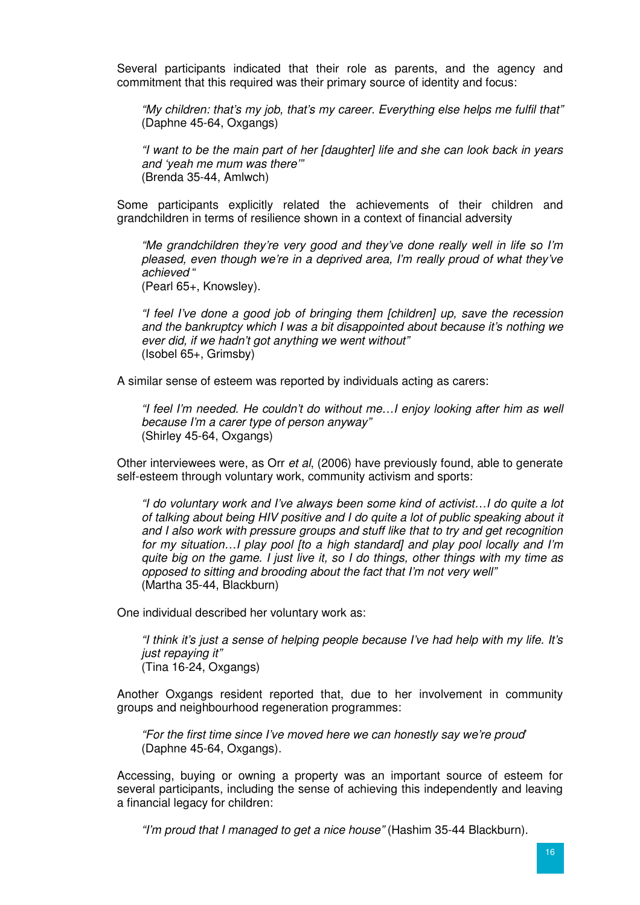Several participants indicated that their role as parents, and the agency and commitment that this required was their primary source of identity and focus:

> *"My children: that's my job, that's my career. Everything else helps me fulfil that"* (Daphne 45-64, Oxgangs)

> *"I want to be the main part of her [daughter] life and she can look back in years and 'yeah me mum was there'"*
> (Brenda 35-44, Amlwch)

Some participants explicitly related the achievements of their children and grandchildren in terms of resilience shown in a context of financial adversity

> *"Me grandchildren they're very good and they've done really well in life so I'm pleased, even though we're in a deprived area, I'm really proud of what they've achieved* "
> (Pearl 65+, Knowsley).

> *"I feel I've done a good job of bringing them [children] up, save the recession and the bankruptcy which I was a bit disappointed about because it's nothing we ever did, if we hadn't got anything we went without"*
> (Isobel 65+, Grimsby)

A similar sense of esteem was reported by individuals acting as carers:

> *"I feel I'm needed. He couldn't do without me…I enjoy looking after him as well because I'm a carer type of person anyway"*
> (Shirley 45-64, Oxgangs)

Other interviewees were, as Orr *et al*, (2006) have previously found, able to generate self-esteem through voluntary work, community activism and sports:

> *"I do voluntary work and I've always been some kind of activist…I do quite a lot of talking about being HIV positive and I do quite a lot of public speaking about it and I also work with pressure groups and stuff like that to try and get recognition for my situation…I play pool [to a high standard] and play pool locally and I'm quite big on the game. I just live it, so I do things, other things with my time as opposed to sitting and brooding about the fact that I'm not very well"*
> (Martha 35-44, Blackburn)

One individual described her voluntary work as:

> *"I think it's just a sense of helping people because I've had help with my life. It's just repaying it"*
> (Tina 16-24, Oxgangs)

Another Oxgangs resident reported that, due to her involvement in community groups and neighbourhood regeneration programmes:

> *"For the first time since I've moved here we can honestly say we're proud"*
> (Daphne 45-64, Oxgangs).

Accessing, buying or owning a property was an important source of esteem for several participants, including the sense of achieving this independently and leaving a financial legacy for children:

> *"I'm proud that I managed to get a nice house"* (Hashim 35-44 Blackburn).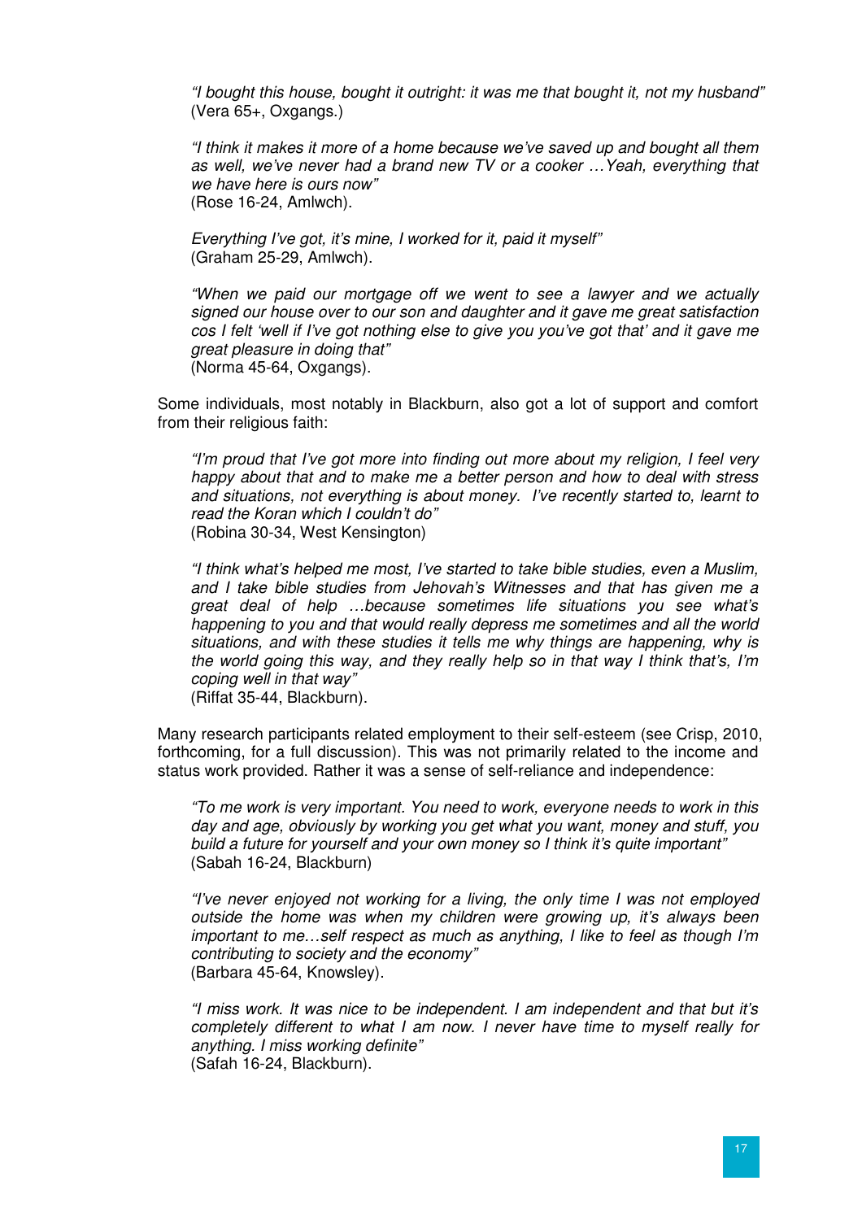*"I bought this house, bought it outright: it was me that bought it, not my husband"*
(Vera 65+, Oxgangs.)

*"I think it makes it more of a home because we've saved up and bought all them as well, we've never had a brand new TV or a cooker …Yeah, everything that we have here is ours now"*
(Rose 16-24, Amlwch).

*Everything I've got, it's mine, I worked for it, paid it myself"*
(Graham 25-29, Amlwch).

*"When we paid our mortgage off we went to see a lawyer and we actually signed our house over to our son and daughter and it gave me great satisfaction cos I felt 'well if I've got nothing else to give you you've got that' and it gave me great pleasure in doing that"*
(Norma 45-64, Oxgangs).

Some individuals, most notably in Blackburn, also got a lot of support and comfort from their religious faith:

*"I'm proud that I've got more into finding out more about my religion, I feel very happy about that and to make me a better person and how to deal with stress and situations, not everything is about money. I've recently started to, learnt to read the Koran which I couldn't do"*
(Robina 30-34, West Kensington)

*"I think what's helped me most, I've started to take bible studies, even a Muslim, and I take bible studies from Jehovah's Witnesses and that has given me a great deal of help …because sometimes life situations you see what's happening to you and that would really depress me sometimes and all the world situations, and with these studies it tells me why things are happening, why is the world going this way, and they really help so in that way I think that's, I'm coping well in that way"*
(Riffat 35-44, Blackburn).

Many research participants related employment to their self-esteem (see Crisp, 2010, forthcoming, for a full discussion). This was not primarily related to the income and status work provided. Rather it was a sense of self-reliance and independence:

*"To me work is very important. You need to work, everyone needs to work in this day and age, obviously by working you get what you want, money and stuff, you build a future for yourself and your own money so I think it's quite important"*
(Sabah 16-24, Blackburn)

*"I've never enjoyed not working for a living, the only time I was not employed outside the home was when my children were growing up, it's always been important to me…self respect as much as anything, I like to feel as though I'm contributing to society and the economy"*
(Barbara 45-64, Knowsley).

*"I miss work. It was nice to be independent. I am independent and that but it's completely different to what I am now. I never have time to myself really for anything. I miss working definite"*
(Safah 16-24, Blackburn).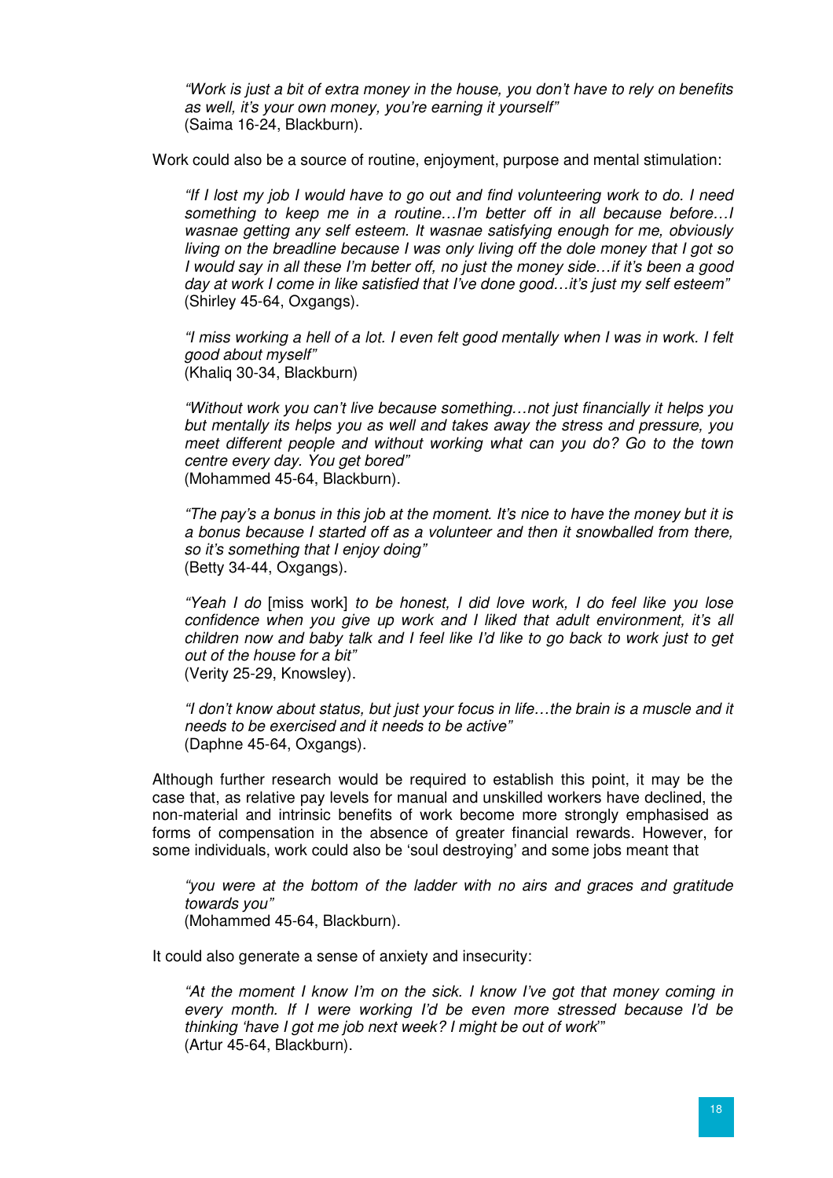> *"Work is just a bit of extra money in the house, you don't have to rely on benefits as well, it's your own money, you're earning it yourself"*
> (Saima 16-24, Blackburn).

Work could also be a source of routine, enjoyment, purpose and mental stimulation:

> *"If I lost my job I would have to go out and find volunteering work to do. I need something to keep me in a routine…I'm better off in all because before…I wasnae getting any self esteem. It wasnae satisfying enough for me, obviously living on the breadline because I was only living off the dole money that I got so I would say in all these I'm better off, no just the money side…if it's been a good day at work I come in like satisfied that I've done good…it's just my self esteem"*
> (Shirley 45-64, Oxgangs).

> *"I miss working a hell of a lot. I even felt good mentally when I was in work. I felt good about myself"*
> (Khaliq 30-34, Blackburn)

> *"Without work you can't live because something…not just financially it helps you but mentally its helps you as well and takes away the stress and pressure, you meet different people and without working what can you do? Go to the town centre every day. You get bored"*
> (Mohammed 45-64, Blackburn).

> *"The pay's a bonus in this job at the moment. It's nice to have the money but it is a bonus because I started off as a volunteer and then it snowballed from there, so it's something that I enjoy doing"*
> (Betty 34-44, Oxgangs).

> *"Yeah I do* [miss work] *to be honest, I did love work, I do feel like you lose confidence when you give up work and I liked that adult environment, it's all children now and baby talk and I feel like I'd like to go back to work just to get out of the house for a bit"*
> (Verity 25-29, Knowsley).

> *"I don't know about status, but just your focus in life…the brain is a muscle and it needs to be exercised and it needs to be active"*
> (Daphne 45-64, Oxgangs).

Although further research would be required to establish this point, it may be the case that, as relative pay levels for manual and unskilled workers have declined, the non-material and intrinsic benefits of work become more strongly emphasised as forms of compensation in the absence of greater financial rewards. However, for some individuals, work could also be 'soul destroying' and some jobs meant that

> *"you were at the bottom of the ladder with no airs and graces and gratitude towards you"*
> (Mohammed 45-64, Blackburn).

It could also generate a sense of anxiety and insecurity:

> *"At the moment I know I'm on the sick. I know I've got that money coming in every month. If I were working I'd be even more stressed because I'd be thinking 'have I got me job next week? I might be out of work'"*
> (Artur 45-64, Blackburn).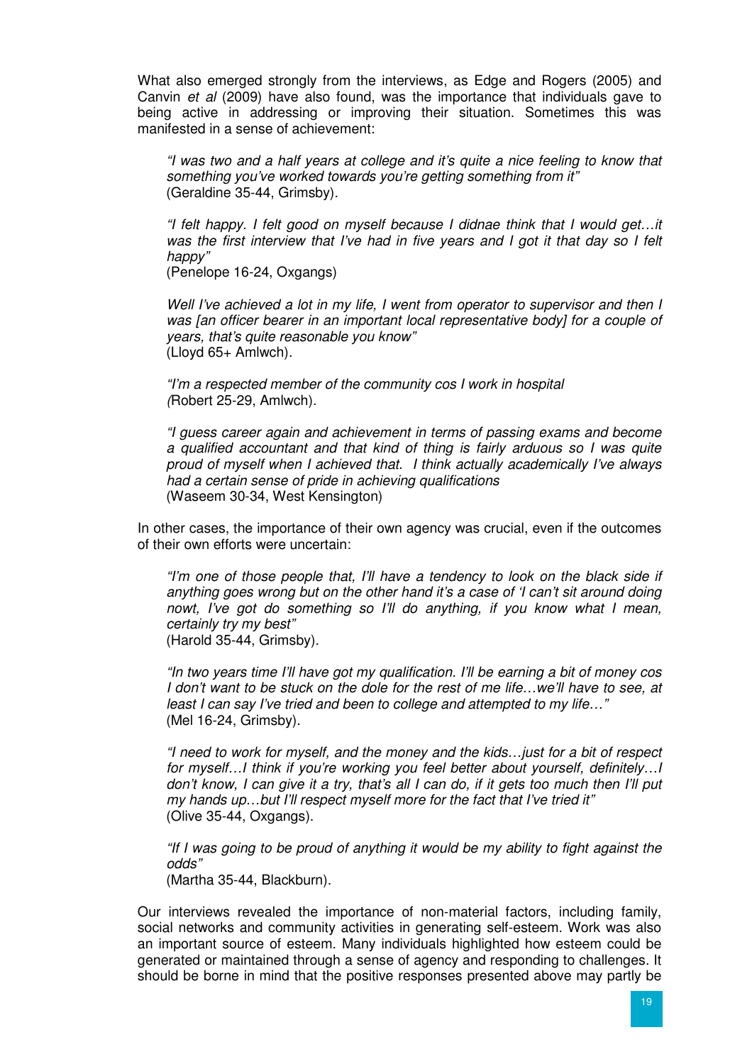What also emerged strongly from the interviews, as Edge and Rogers (2005) and Canvin *et al* (2009) have also found, was the importance that individuals gave to being active in addressing or improving their situation. Sometimes this was manifested in a sense of achievement:

> *"I was two and a half years at college and it's quite a nice feeling to know that something you've worked towards you're getting something from it"*
> (Geraldine 35-44, Grimsby).

> *"I felt happy. I felt good on myself because I didnae think that I would get…it was the first interview that I've had in five years and I got it that day so I felt happy"*
> (Penelope 16-24, Oxgangs)

> *Well I've achieved a lot in my life, I went from operator to supervisor and then I was [an officer bearer in an important local representative body] for a couple of years, that's quite reasonable you know"*
> (Lloyd 65+ Amlwch).

> *"I'm a respected member of the community cos I work in hospital*
> *(*Robert 25-29, Amlwch).

> *"I guess career again and achievement in terms of passing exams and become a qualified accountant and that kind of thing is fairly arduous so I was quite proud of myself when I achieved that. I think actually academically I've always had a certain sense of pride in achieving qualifications*
> (Waseem 30-34, West Kensington)

In other cases, the importance of their own agency was crucial, even if the outcomes of their own efforts were uncertain:

> *"I'm one of those people that, I'll have a tendency to look on the black side if anything goes wrong but on the other hand it's a case of 'I can't sit around doing nowt, I've got do something so I'll do anything, if you know what I mean, certainly try my best"*
> (Harold 35-44, Grimsby).

> *"In two years time I'll have got my qualification. I'll be earning a bit of money cos I don't want to be stuck on the dole for the rest of me life…we'll have to see, at least I can say I've tried and been to college and attempted to my life…"*
> (Mel 16-24, Grimsby).

> *"I need to work for myself, and the money and the kids…just for a bit of respect for myself…I think if you're working you feel better about yourself, definitely…I don't know, I can give it a try, that's all I can do, if it gets too much then I'll put my hands up…but I'll respect myself more for the fact that I've tried it"*
> (Olive 35-44, Oxgangs).

> *"If I was going to be proud of anything it would be my ability to fight against the odds"*
> (Martha 35-44, Blackburn).

Our interviews revealed the importance of non-material factors, including family, social networks and community activities in generating self-esteem. Work was also an important source of esteem. Many individuals highlighted how esteem could be generated or maintained through a sense of agency and responding to challenges. It should be borne in mind that the positive responses presented above may partly be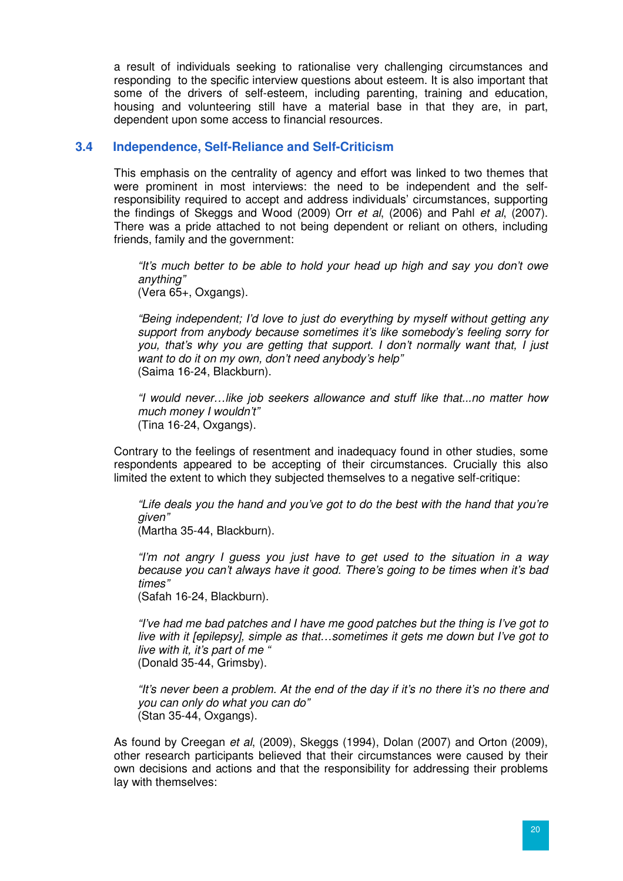a result of individuals seeking to rationalise very challenging circumstances and responding to the specific interview questions about esteem. It is also important that some of the drivers of self-esteem, including parenting, training and education, housing and volunteering still have a material base in that they are, in part, dependent upon some access to financial resources.

## 3.4 Independence, Self-Reliance and Self-Criticism

This emphasis on the centrality of agency and effort was linked to two themes that were prominent in most interviews: the need to be independent and the self-responsibility required to accept and address individuals' circumstances, supporting the findings of Skeggs and Wood (2009) Orr *et al*, (2006) and Pahl *et al*, (2007). There was a pride attached to not being dependent or reliant on others, including friends, family and the government:

> *"It's much better to be able to hold your head up high and say you don't owe anything"*
> (Vera 65+, Oxgangs).

> *"Being independent; I'd love to just do everything by myself without getting any support from anybody because sometimes it's like somebody's feeling sorry for you, that's why you are getting that support. I don't normally want that, I just want to do it on my own, don't need anybody's help"*
> (Saima 16-24, Blackburn).

> *"I would never…like job seekers allowance and stuff like that...no matter how much money I wouldn't"*
> (Tina 16-24, Oxgangs).

Contrary to the feelings of resentment and inadequacy found in other studies, some respondents appeared to be accepting of their circumstances. Crucially this also limited the extent to which they subjected themselves to a negative self-critique:

> *"Life deals you the hand and you've got to do the best with the hand that you're given"*
> (Martha 35-44, Blackburn).

> *"I'm not angry I guess you just have to get used to the situation in a way because you can't always have it good. There's going to be times when it's bad times"*
> (Safah 16-24, Blackburn).

> *"I've had me bad patches and I have me good patches but the thing is I've got to live with it [epilepsy], simple as that…sometimes it gets me down but I've got to live with it, it's part of me "*
> (Donald 35-44, Grimsby).

> *"It's never been a problem. At the end of the day if it's no there it's no there and you can only do what you can do"*
> (Stan 35-44, Oxgangs).

As found by Creegan *et al*, (2009), Skeggs (1994), Dolan (2007) and Orton (2009), other research participants believed that their circumstances were caused by their own decisions and actions and that the responsibility for addressing their problems lay with themselves: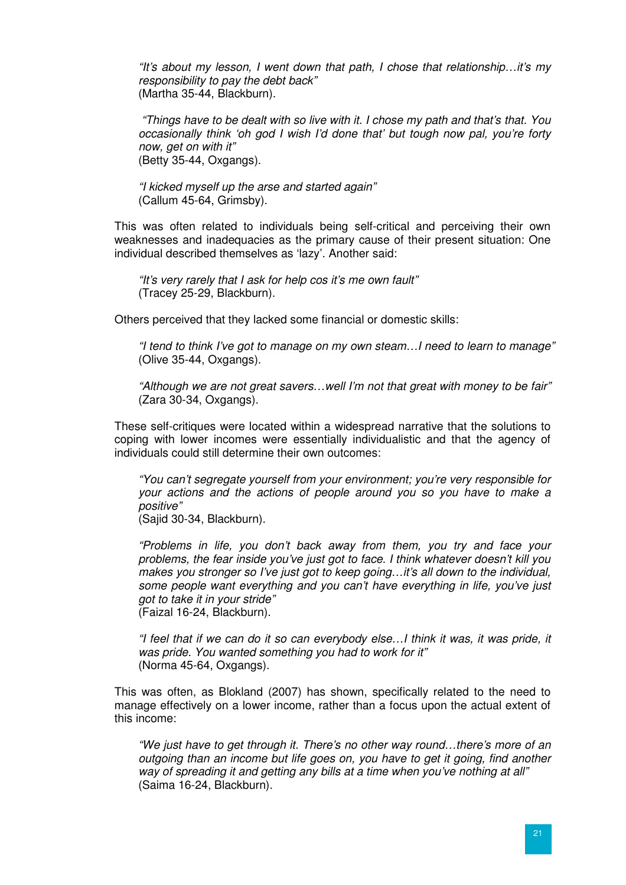> *"It's about my lesson, I went down that path, I chose that relationship…it's my responsibility to pay the debt back"*
> (Martha 35-44, Blackburn).

> *"Things have to be dealt with so live with it. I chose my path and that's that. You occasionally think 'oh god I wish I'd done that' but tough now pal, you're forty now, get on with it"*
> (Betty 35-44, Oxgangs).

> *"I kicked myself up the arse and started again"*
> (Callum 45-64, Grimsby).

This was often related to individuals being self-critical and perceiving their own weaknesses and inadequacies as the primary cause of their present situation: One individual described themselves as 'lazy'. Another said:

> *"It's very rarely that I ask for help cos it's me own fault"*
> (Tracey 25-29, Blackburn).

Others perceived that they lacked some financial or domestic skills:

> *"I tend to think I've got to manage on my own steam…I need to learn to manage"*
> (Olive 35-44, Oxgangs).

> *"Although we are not great savers…well I'm not that great with money to be fair"*
> (Zara 30-34, Oxgangs).

These self-critiques were located within a widespread narrative that the solutions to coping with lower incomes were essentially individualistic and that the agency of individuals could still determine their own outcomes:

> *"You can't segregate yourself from your environment; you're very responsible for your actions and the actions of people around you so you have to make a positive"*
> (Sajid 30-34, Blackburn).

> *"Problems in life, you don't back away from them, you try and face your problems, the fear inside you've just got to face. I think whatever doesn't kill you makes you stronger so I've just got to keep going…it's all down to the individual, some people want everything and you can't have everything in life, you've just got to take it in your stride"*
> (Faizal 16-24, Blackburn).

> *"I feel that if we can do it so can everybody else…I think it was, it was pride, it was pride. You wanted something you had to work for it"*
> (Norma 45-64, Oxgangs).

This was often, as Blokland (2007) has shown, specifically related to the need to manage effectively on a lower income, rather than a focus upon the actual extent of this income:

> *"We just have to get through it. There's no other way round…there's more of an outgoing than an income but life goes on, you have to get it going, find another way of spreading it and getting any bills at a time when you've nothing at all"*
> (Saima 16-24, Blackburn).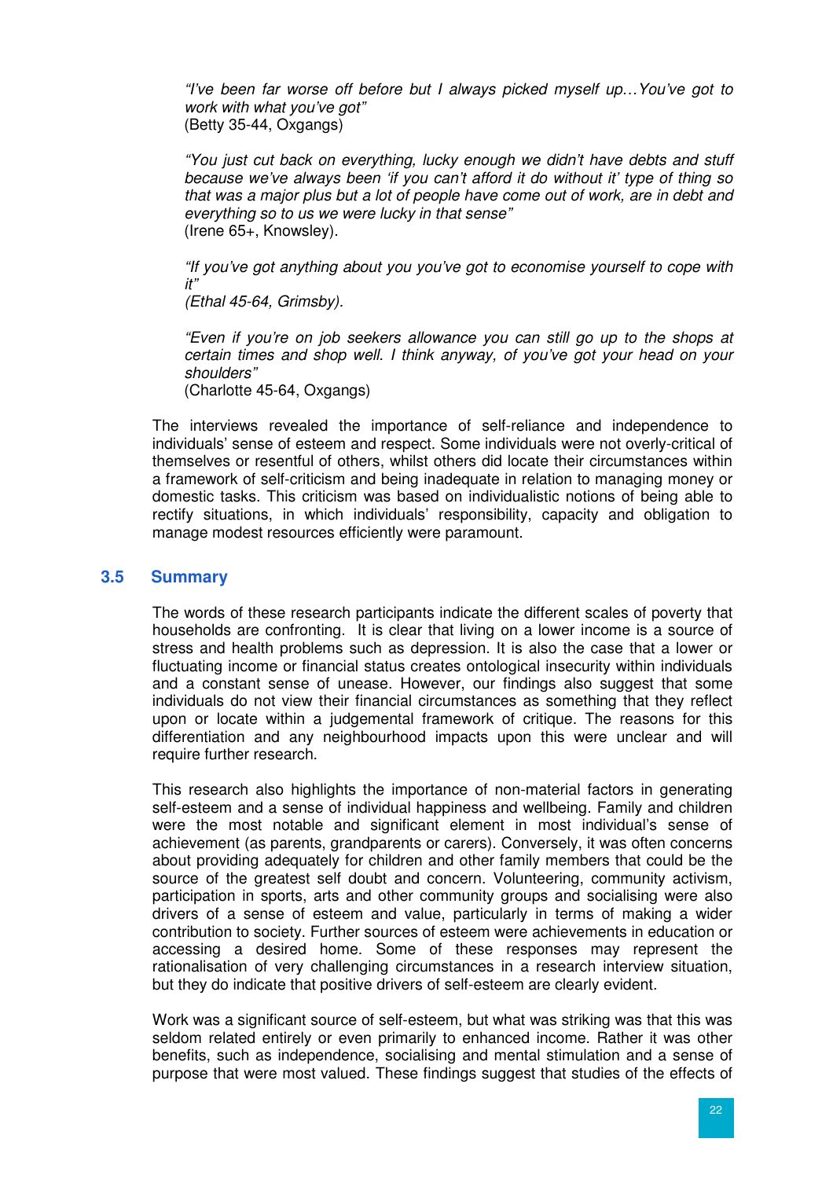*"I've been far worse off before but I always picked myself up…You've got to work with what you've got"*
(Betty 35-44, Oxgangs)

*"You just cut back on everything, lucky enough we didn't have debts and stuff because we've always been 'if you can't afford it do without it' type of thing so that was a major plus but a lot of people have come out of work, are in debt and everything so to us we were lucky in that sense"*
(Irene 65+, Knowsley).

*"If you've got anything about you you've got to economise yourself to cope with it"*
*(Ethal 45-64, Grimsby).*

*"Even if you're on job seekers allowance you can still go up to the shops at certain times and shop well. I think anyway, of you've got your head on your shoulders"*
(Charlotte 45-64, Oxgangs)

The interviews revealed the importance of self-reliance and independence to individuals' sense of esteem and respect. Some individuals were not overly-critical of themselves or resentful of others, whilst others did locate their circumstances within a framework of self-criticism and being inadequate in relation to managing money or domestic tasks. This criticism was based on individualistic notions of being able to rectify situations, in which individuals' responsibility, capacity and obligation to manage modest resources efficiently were paramount.

## 3.5 Summary

The words of these research participants indicate the different scales of poverty that households are confronting. It is clear that living on a lower income is a source of stress and health problems such as depression. It is also the case that a lower or fluctuating income or financial status creates ontological insecurity within individuals and a constant sense of unease. However, our findings also suggest that some individuals do not view their financial circumstances as something that they reflect upon or locate within a judgemental framework of critique. The reasons for this differentiation and any neighbourhood impacts upon this were unclear and will require further research.

This research also highlights the importance of non-material factors in generating self-esteem and a sense of individual happiness and wellbeing. Family and children were the most notable and significant element in most individual's sense of achievement (as parents, grandparents or carers). Conversely, it was often concerns about providing adequately for children and other family members that could be the source of the greatest self doubt and concern. Volunteering, community activism, participation in sports, arts and other community groups and socialising were also drivers of a sense of esteem and value, particularly in terms of making a wider contribution to society. Further sources of esteem were achievements in education or accessing a desired home. Some of these responses may represent the rationalisation of very challenging circumstances in a research interview situation, but they do indicate that positive drivers of self-esteem are clearly evident.

Work was a significant source of self-esteem, but what was striking was that this was seldom related entirely or even primarily to enhanced income. Rather it was other benefits, such as independence, socialising and mental stimulation and a sense of purpose that were most valued. These findings suggest that studies of the effects of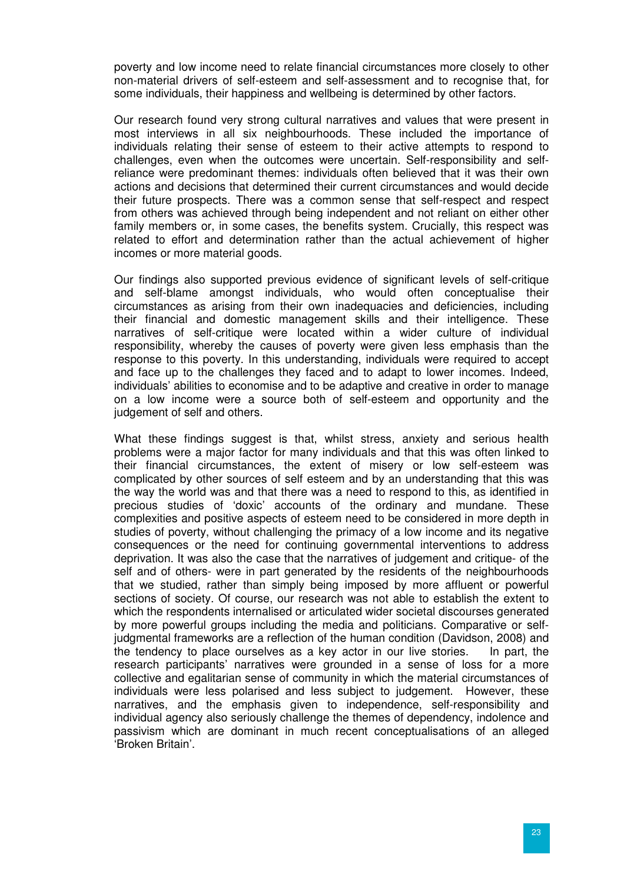poverty and low income need to relate financial circumstances more closely to other non-material drivers of self-esteem and self-assessment and to recognise that, for some individuals, their happiness and wellbeing is determined by other factors.

Our research found very strong cultural narratives and values that were present in most interviews in all six neighbourhoods. These included the importance of individuals relating their sense of esteem to their active attempts to respond to challenges, even when the outcomes were uncertain. Self-responsibility and self-reliance were predominant themes: individuals often believed that it was their own actions and decisions that determined their current circumstances and would decide their future prospects. There was a common sense that self-respect and respect from others was achieved through being independent and not reliant on either other family members or, in some cases, the benefits system. Crucially, this respect was related to effort and determination rather than the actual achievement of higher incomes or more material goods.

Our findings also supported previous evidence of significant levels of self-critique and self-blame amongst individuals, who would often conceptualise their circumstances as arising from their own inadequacies and deficiencies, including their financial and domestic management skills and their intelligence. These narratives of self-critique were located within a wider culture of individual responsibility, whereby the causes of poverty were given less emphasis than the response to this poverty. In this understanding, individuals were required to accept and face up to the challenges they faced and to adapt to lower incomes. Indeed, individuals' abilities to economise and to be adaptive and creative in order to manage on a low income were a source both of self-esteem and opportunity and the judgement of self and others.

What these findings suggest is that, whilst stress, anxiety and serious health problems were a major factor for many individuals and that this was often linked to their financial circumstances, the extent of misery or low self-esteem was complicated by other sources of self esteem and by an understanding that this was the way the world was and that there was a need to respond to this, as identified in precious studies of 'doxic' accounts of the ordinary and mundane. These complexities and positive aspects of esteem need to be considered in more depth in studies of poverty, without challenging the primacy of a low income and its negative consequences or the need for continuing governmental interventions to address deprivation. It was also the case that the narratives of judgement and critique- of the self and of others- were in part generated by the residents of the neighbourhoods that we studied, rather than simply being imposed by more affluent or powerful sections of society. Of course, our research was not able to establish the extent to which the respondents internalised or articulated wider societal discourses generated by more powerful groups including the media and politicians. Comparative or self-judgmental frameworks are a reflection of the human condition (Davidson, 2008) and the tendency to place ourselves as a key actor in our live stories. In part, the research participants' narratives were grounded in a sense of loss for a more collective and egalitarian sense of community in which the material circumstances of individuals were less polarised and less subject to judgement. However, these narratives, and the emphasis given to independence, self-responsibility and individual agency also seriously challenge the themes of dependency, indolence and passivism which are dominant in much recent conceptualisations of an alleged 'Broken Britain'.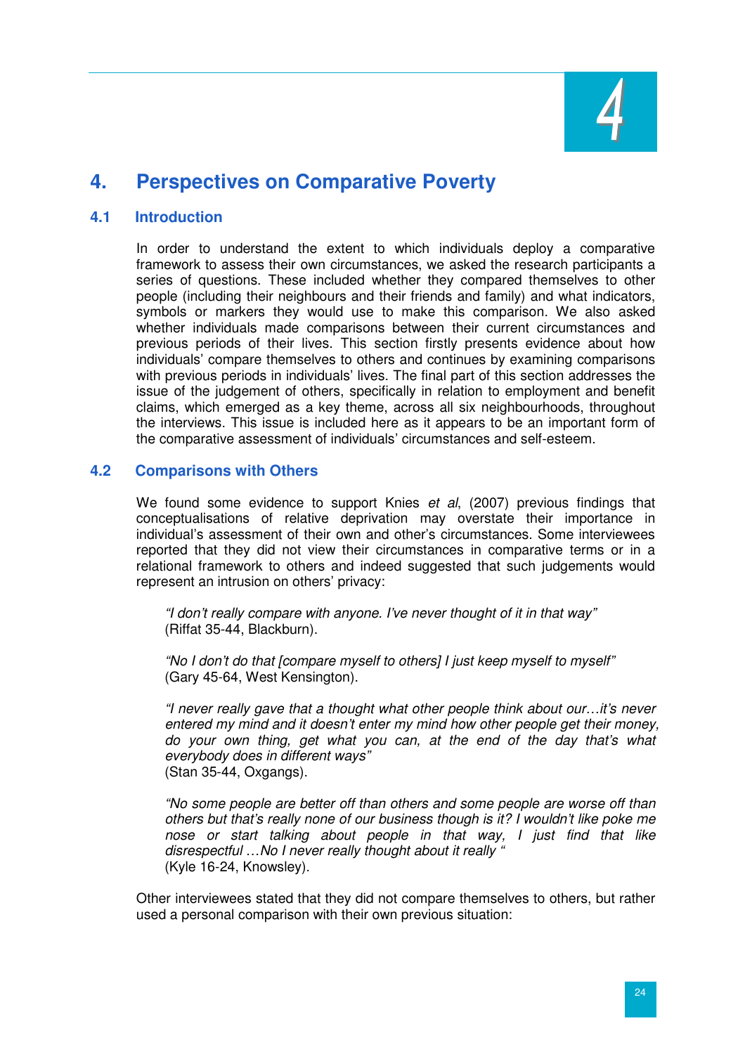# 4. Perspectives on Comparative Poverty

## 4.1 Introduction

In order to understand the extent to which individuals deploy a comparative framework to assess their own circumstances, we asked the research participants a series of questions. These included whether they compared themselves to other people (including their neighbours and their friends and family) and what indicators, symbols or markers they would use to make this comparison. We also asked whether individuals made comparisons between their current circumstances and previous periods of their lives. This section firstly presents evidence about how individuals' compare themselves to others and continues by examining comparisons with previous periods in individuals' lives. The final part of this section addresses the issue of the judgement of others, specifically in relation to employment and benefit claims, which emerged as a key theme, across all six neighbourhoods, throughout the interviews. This issue is included here as it appears to be an important form of the comparative assessment of individuals' circumstances and self-esteem.

## 4.2 Comparisons with Others

We found some evidence to support Knies *et al*, (2007) previous findings that conceptualisations of relative deprivation may overstate their importance in individual's assessment of their own and other's circumstances. Some interviewees reported that they did not view their circumstances in comparative terms or in a relational framework to others and indeed suggested that such judgements would represent an intrusion on others' privacy:

> *"I don't really compare with anyone. I've never thought of it in that way"*
> (Riffat 35-44, Blackburn).

> *"No I don't do that [compare myself to others] I just keep myself to myself"*
> (Gary 45-64, West Kensington).

> *"I never really gave that a thought what other people think about our…it's never entered my mind and it doesn't enter my mind how other people get their money, do your own thing, get what you can, at the end of the day that's what everybody does in different ways"*
> (Stan 35-44, Oxgangs).

> *"No some people are better off than others and some people are worse off than others but that's really none of our business though is it? I wouldn't like poke me nose or start talking about people in that way, I just find that like disrespectful …No I never really thought about it really "*
> (Kyle 16-24, Knowsley).

Other interviewees stated that they did not compare themselves to others, but rather used a personal comparison with their own previous situation: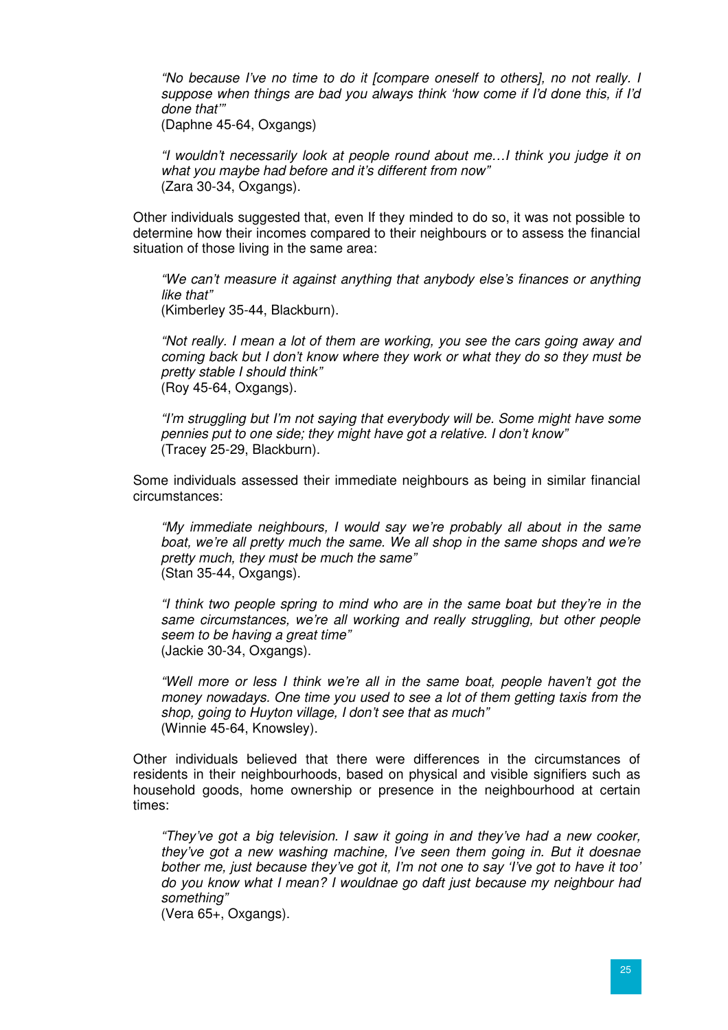*"No because I've no time to do it [compare oneself to others], no not really. I suppose when things are bad you always think 'how come if I'd done this, if I'd done that'"*
(Daphne 45-64, Oxgangs)

*"I wouldn't necessarily look at people round about me…I think you judge it on what you maybe had before and it's different from now"*
(Zara 30-34, Oxgangs).

Other individuals suggested that, even If they minded to do so, it was not possible to determine how their incomes compared to their neighbours or to assess the financial situation of those living in the same area:

*"We can't measure it against anything that anybody else's finances or anything like that"*
(Kimberley 35-44, Blackburn).

*"Not really. I mean a lot of them are working, you see the cars going away and coming back but I don't know where they work or what they do so they must be pretty stable I should think"*
(Roy 45-64, Oxgangs).

*"I'm struggling but I'm not saying that everybody will be. Some might have some pennies put to one side; they might have got a relative. I don't know"*
(Tracey 25-29, Blackburn).

Some individuals assessed their immediate neighbours as being in similar financial circumstances:

*"My immediate neighbours, I would say we're probably all about in the same boat, we're all pretty much the same. We all shop in the same shops and we're pretty much, they must be much the same"*
(Stan 35-44, Oxgangs).

*"I think two people spring to mind who are in the same boat but they're in the same circumstances, we're all working and really struggling, but other people seem to be having a great time"*
(Jackie 30-34, Oxgangs).

*"Well more or less I think we're all in the same boat, people haven't got the money nowadays. One time you used to see a lot of them getting taxis from the shop, going to Huyton village, I don't see that as much"*
(Winnie 45-64, Knowsley).

Other individuals believed that there were differences in the circumstances of residents in their neighbourhoods, based on physical and visible signifiers such as household goods, home ownership or presence in the neighbourhood at certain times:

*"They've got a big television. I saw it going in and they've had a new cooker, they've got a new washing machine, I've seen them going in. But it doesnae bother me, just because they've got it, I'm not one to say 'I've got to have it too' do you know what I mean? I wouldnae go daft just because my neighbour had something"*
(Vera 65+, Oxgangs).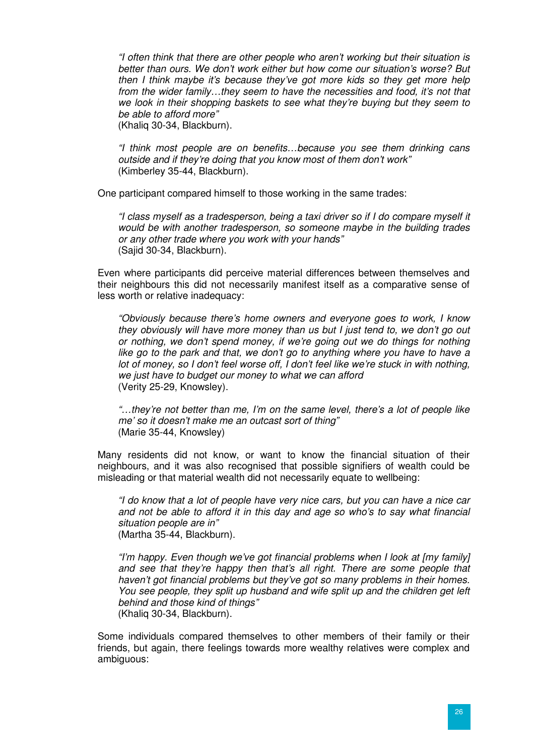*"I often think that there are other people who aren't working but their situation is better than ours. We don't work either but how come our situation's worse? But then I think maybe it's because they've got more kids so they get more help from the wider family…they seem to have the necessities and food, it's not that we look in their shopping baskets to see what they're buying but they seem to be able to afford more"*
(Khaliq 30-34, Blackburn).

*"I think most people are on benefits…because you see them drinking cans outside and if they're doing that you know most of them don't work"*
(Kimberley 35-44, Blackburn).

One participant compared himself to those working in the same trades:

*"I class myself as a tradesperson, being a taxi driver so if I do compare myself it would be with another tradesperson, so someone maybe in the building trades or any other trade where you work with your hands"*
(Sajid 30-34, Blackburn).

Even where participants did perceive material differences between themselves and their neighbours this did not necessarily manifest itself as a comparative sense of less worth or relative inadequacy:

*"Obviously because there's home owners and everyone goes to work, I know they obviously will have more money than us but I just tend to, we don't go out or nothing, we don't spend money, if we're going out we do things for nothing like go to the park and that, we don't go to anything where you have to have a lot of money, so I don't feel worse off, I don't feel like we're stuck in with nothing, we just have to budget our money to what we can afford*
(Verity 25-29, Knowsley).

*"…they're not better than me, I'm on the same level, there's a lot of people like me' so it doesn't make me an outcast sort of thing"*
(Marie 35-44, Knowsley)

Many residents did not know, or want to know the financial situation of their neighbours, and it was also recognised that possible signifiers of wealth could be misleading or that material wealth did not necessarily equate to wellbeing:

*"I do know that a lot of people have very nice cars, but you can have a nice car and not be able to afford it in this day and age so who's to say what financial situation people are in"*
(Martha 35-44, Blackburn).

*"I'm happy. Even though we've got financial problems when I look at [my family] and see that they're happy then that's all right. There are some people that haven't got financial problems but they've got so many problems in their homes. You see people, they split up husband and wife split up and the children get left behind and those kind of things"*
(Khaliq 30-34, Blackburn).

Some individuals compared themselves to other members of their family or their friends, but again, there feelings towards more wealthy relatives were complex and ambiguous: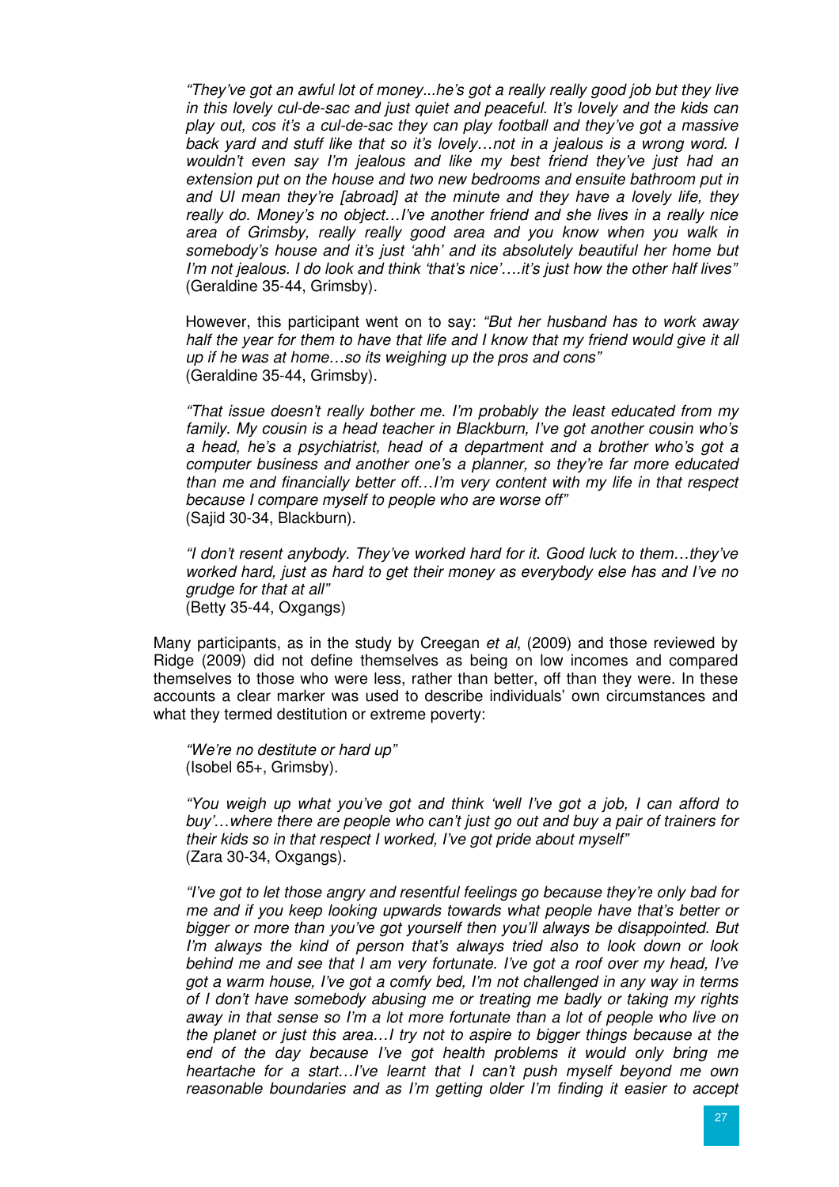*"They've got an awful lot of money...he's got a really really good job but they live in this lovely cul-de-sac and just quiet and peaceful. It's lovely and the kids can play out, cos it's a cul-de-sac they can play football and they've got a massive back yard and stuff like that so it's lovely…not in a jealous is a wrong word. I wouldn't even say I'm jealous and like my best friend they've just had an extension put on the house and two new bedrooms and ensuite bathroom put in and UI mean they're [abroad] at the minute and they have a lovely life, they really do. Money's no object…I've another friend and she lives in a really nice area of Grimsby, really really good area and you know when you walk in somebody's house and it's just 'ahh' and its absolutely beautiful her home but I'm not jealous. I do look and think 'that's nice'….it's just how the other half lives"*
(Geraldine 35-44, Grimsby).

However, this participant went on to say: *"But her husband has to work away half the year for them to have that life and I know that my friend would give it all up if he was at home…so its weighing up the pros and cons"*
(Geraldine 35-44, Grimsby).

*"That issue doesn't really bother me. I'm probably the least educated from my family. My cousin is a head teacher in Blackburn, I've got another cousin who's a head, he's a psychiatrist, head of a department and a brother who's got a computer business and another one's a planner, so they're far more educated than me and financially better off…I'm very content with my life in that respect because I compare myself to people who are worse off"*
(Sajid 30-34, Blackburn).

*"I don't resent anybody. They've worked hard for it. Good luck to them…they've worked hard, just as hard to get their money as everybody else has and I've no grudge for that at all"*
(Betty 35-44, Oxgangs)

Many participants, as in the study by Creegan *et al*, (2009) and those reviewed by Ridge (2009) did not define themselves as being on low incomes and compared themselves to those who were less, rather than better, off than they were. In these accounts a clear marker was used to describe individuals' own circumstances and what they termed destitution or extreme poverty:

*"We're no destitute or hard up"*
(Isobel 65+, Grimsby).

*"You weigh up what you've got and think 'well I've got a job, I can afford to buy'…where there are people who can't just go out and buy a pair of trainers for their kids so in that respect I worked, I've got pride about myself"*
(Zara 30-34, Oxgangs).

*"I've got to let those angry and resentful feelings go because they're only bad for me and if you keep looking upwards towards what people have that's better or bigger or more than you've got yourself then you'll always be disappointed. But I'm always the kind of person that's always tried also to look down or look behind me and see that I am very fortunate. I've got a roof over my head, I've got a warm house, I've got a comfy bed, I'm not challenged in any way in terms of I don't have somebody abusing me or treating me badly or taking my rights away in that sense so I'm a lot more fortunate than a lot of people who live on the planet or just this area…I try not to aspire to bigger things because at the end of the day because I've got health problems it would only bring me heartache for a start…I've learnt that I can't push myself beyond me own reasonable boundaries and as I'm getting older I'm finding it easier to accept*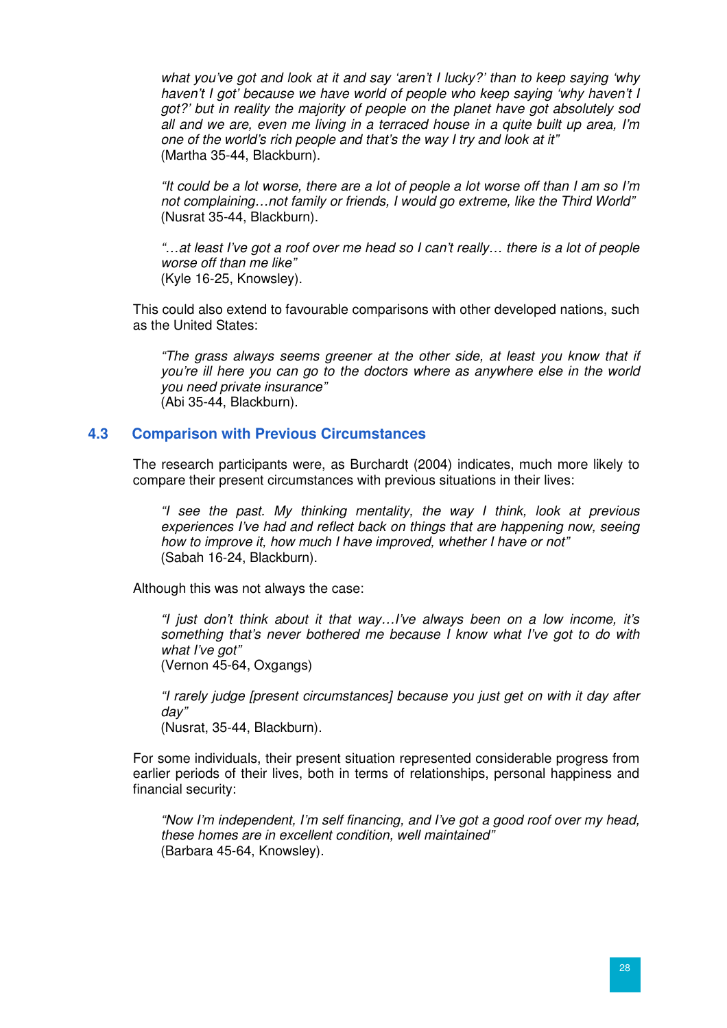> *what you've got and look at it and say 'aren't I lucky?' than to keep saying 'why haven't I got' because we have world of people who keep saying 'why haven't I got?' but in reality the majority of people on the planet have got absolutely sod all and we are, even me living in a terraced house in a quite built up area, I'm one of the world's rich people and that's the way I try and look at it"*
> (Martha 35-44, Blackburn).

> *"It could be a lot worse, there are a lot of people a lot worse off than I am so I'm not complaining…not family or friends, I would go extreme, like the Third World"*
> (Nusrat 35-44, Blackburn).

> *"…at least I've got a roof over me head so I can't really… there is a lot of people worse off than me like"*
> (Kyle 16-25, Knowsley).

This could also extend to favourable comparisons with other developed nations, such as the United States:

> *"The grass always seems greener at the other side, at least you know that if you're ill here you can go to the doctors where as anywhere else in the world you need private insurance"*
> (Abi 35-44, Blackburn).

## 4.3 Comparison with Previous Circumstances

The research participants were, as Burchardt (2004) indicates, much more likely to compare their present circumstances with previous situations in their lives:

> *"I see the past. My thinking mentality, the way I think, look at previous experiences I've had and reflect back on things that are happening now, seeing how to improve it, how much I have improved, whether I have or not"*
> (Sabah 16-24, Blackburn).

Although this was not always the case:

> *"I just don't think about it that way…I've always been on a low income, it's something that's never bothered me because I know what I've got to do with what I've got"*
> (Vernon 45-64, Oxgangs)

> *"I rarely judge [present circumstances] because you just get on with it day after day"*
> (Nusrat, 35-44, Blackburn).

For some individuals, their present situation represented considerable progress from earlier periods of their lives, both in terms of relationships, personal happiness and financial security:

> *"Now I'm independent, I'm self financing, and I've got a good roof over my head, these homes are in excellent condition, well maintained"*
> (Barbara 45-64, Knowsley).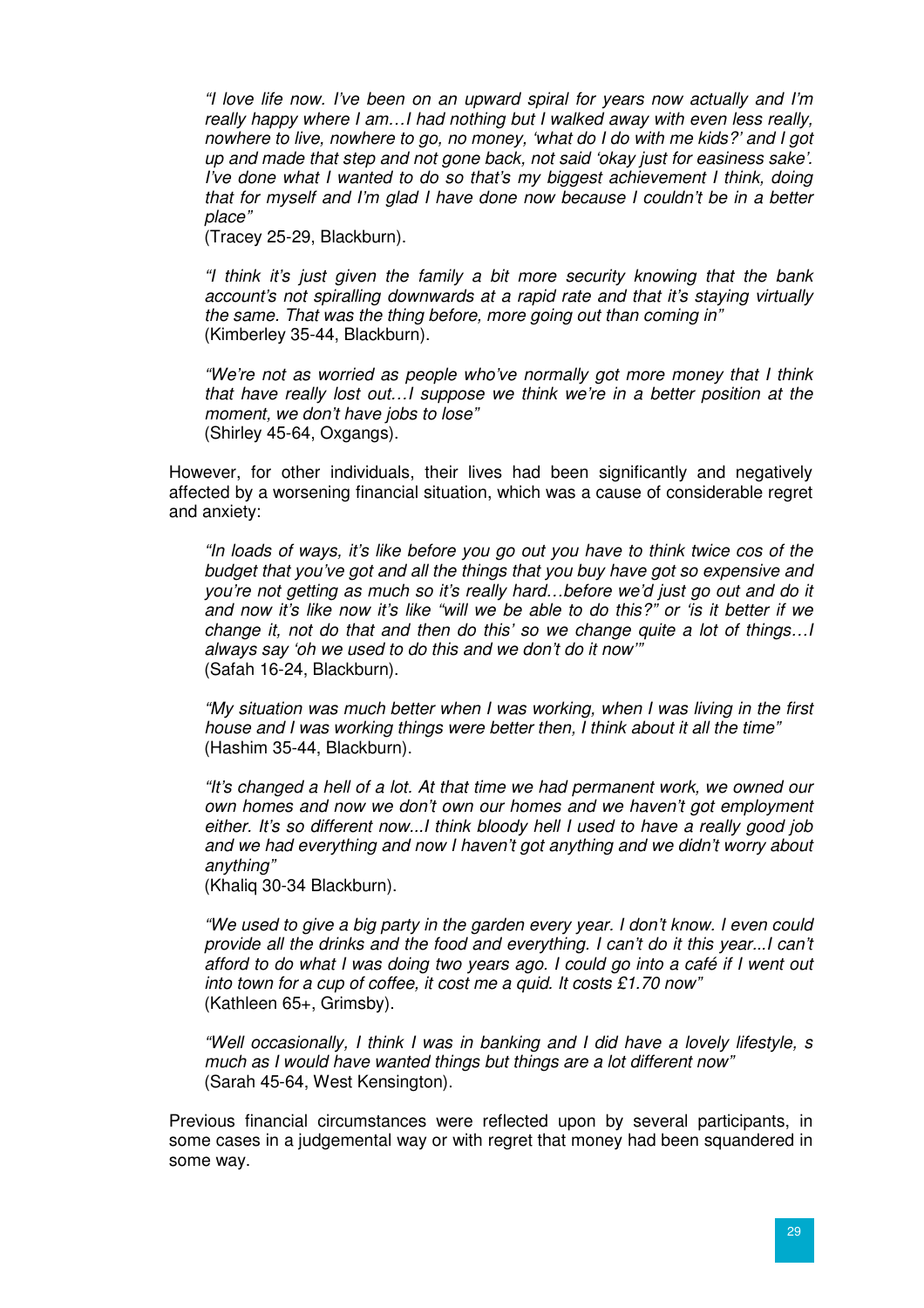> *"I love life now. I've been on an upward spiral for years now actually and I'm really happy where I am…I had nothing but I walked away with even less really, nowhere to live, nowhere to go, no money, 'what do I do with me kids?' and I got up and made that step and not gone back, not said 'okay just for easiness sake'. I've done what I wanted to do so that's my biggest achievement I think, doing that for myself and I'm glad I have done now because I couldn't be in a better place"*
> (Tracey 25-29, Blackburn).

> *"I think it's just given the family a bit more security knowing that the bank account's not spiralling downwards at a rapid rate and that it's staying virtually the same. That was the thing before, more going out than coming in"*
> (Kimberley 35-44, Blackburn).

> *"We're not as worried as people who've normally got more money that I think that have really lost out…I suppose we think we're in a better position at the moment, we don't have jobs to lose"*
> (Shirley 45-64, Oxgangs).

However, for other individuals, their lives had been significantly and negatively affected by a worsening financial situation, which was a cause of considerable regret and anxiety:

> *"In loads of ways, it's like before you go out you have to think twice cos of the budget that you've got and all the things that you buy have got so expensive and you're not getting as much so it's really hard…before we'd just go out and do it and now it's like now it's like "will we be able to do this?" or 'is it better if we change it, not do that and then do this' so we change quite a lot of things…I always say 'oh we used to do this and we don't do it now'"*
> (Safah 16-24, Blackburn).

> *"My situation was much better when I was working, when I was living in the first house and I was working things were better then, I think about it all the time"*
> (Hashim 35-44, Blackburn).

> *"It's changed a hell of a lot. At that time we had permanent work, we owned our own homes and now we don't own our homes and we haven't got employment either. It's so different now...I think bloody hell I used to have a really good job and we had everything and now I haven't got anything and we didn't worry about anything"*
> (Khaliq 30-34 Blackburn).

> *"We used to give a big party in the garden every year. I don't know. I even could provide all the drinks and the food and everything. I can't do it this year...I can't afford to do what I was doing two years ago. I could go into a café if I went out into town for a cup of coffee, it cost me a quid. It costs £1.70 now"*
> (Kathleen 65+, Grimsby).

> *"Well occasionally, I think I was in banking and I did have a lovely lifestyle, s much as I would have wanted things but things are a lot different now"*
> (Sarah 45-64, West Kensington).

Previous financial circumstances were reflected upon by several participants, in some cases in a judgemental way or with regret that money had been squandered in some way.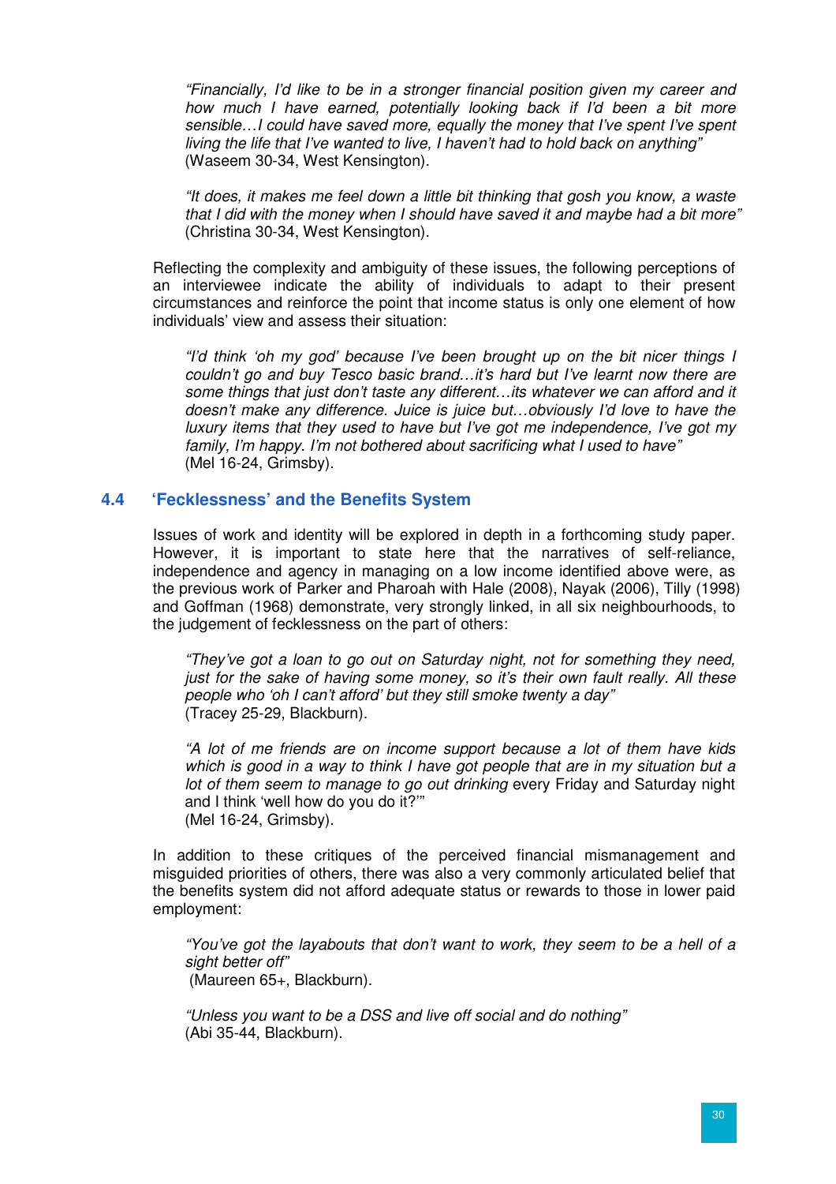*"Financially, I'd like to be in a stronger financial position given my career and how much I have earned, potentially looking back if I'd been a bit more sensible…I could have saved more, equally the money that I've spent I've spent living the life that I've wanted to live, I haven't had to hold back on anything"*
(Waseem 30-34, West Kensington).

*"It does, it makes me feel down a little bit thinking that gosh you know, a waste that I did with the money when I should have saved it and maybe had a bit more"*
(Christina 30-34, West Kensington).

Reflecting the complexity and ambiguity of these issues, the following perceptions of an interviewee indicate the ability of individuals to adapt to their present circumstances and reinforce the point that income status is only one element of how individuals' view and assess their situation:

*"I'd think 'oh my god' because I've been brought up on the bit nicer things I couldn't go and buy Tesco basic brand…it's hard but I've learnt now there are some things that just don't taste any different…its whatever we can afford and it doesn't make any difference. Juice is juice but…obviously I'd love to have the luxury items that they used to have but I've got me independence, I've got my family, I'm happy. I'm not bothered about sacrificing what I used to have"*
(Mel 16-24, Grimsby).

## 4.4 'Fecklessness' and the Benefits System

Issues of work and identity will be explored in depth in a forthcoming study paper. However, it is important to state here that the narratives of self-reliance, independence and agency in managing on a low income identified above were, as the previous work of Parker and Pharoah with Hale (2008), Nayak (2006), Tilly (1998) and Goffman (1968) demonstrate, very strongly linked, in all six neighbourhoods, to the judgement of fecklessness on the part of others:

*"They've got a loan to go out on Saturday night, not for something they need, just for the sake of having some money, so it's their own fault really. All these people who 'oh I can't afford' but they still smoke twenty a day"*
(Tracey 25-29, Blackburn).

*"A lot of me friends are on income support because a lot of them have kids which is good in a way to think I have got people that are in my situation but a lot of them seem to manage to go out drinking* every Friday and Saturday night and I think 'well how do you do it?'"
(Mel 16-24, Grimsby).

In addition to these critiques of the perceived financial mismanagement and misguided priorities of others, there was also a very commonly articulated belief that the benefits system did not afford adequate status or rewards to those in lower paid employment:

*"You've got the layabouts that don't want to work, they seem to be a hell of a sight better off"*
(Maureen 65+, Blackburn).

*"Unless you want to be a DSS and live off social and do nothing"*
(Abi 35-44, Blackburn).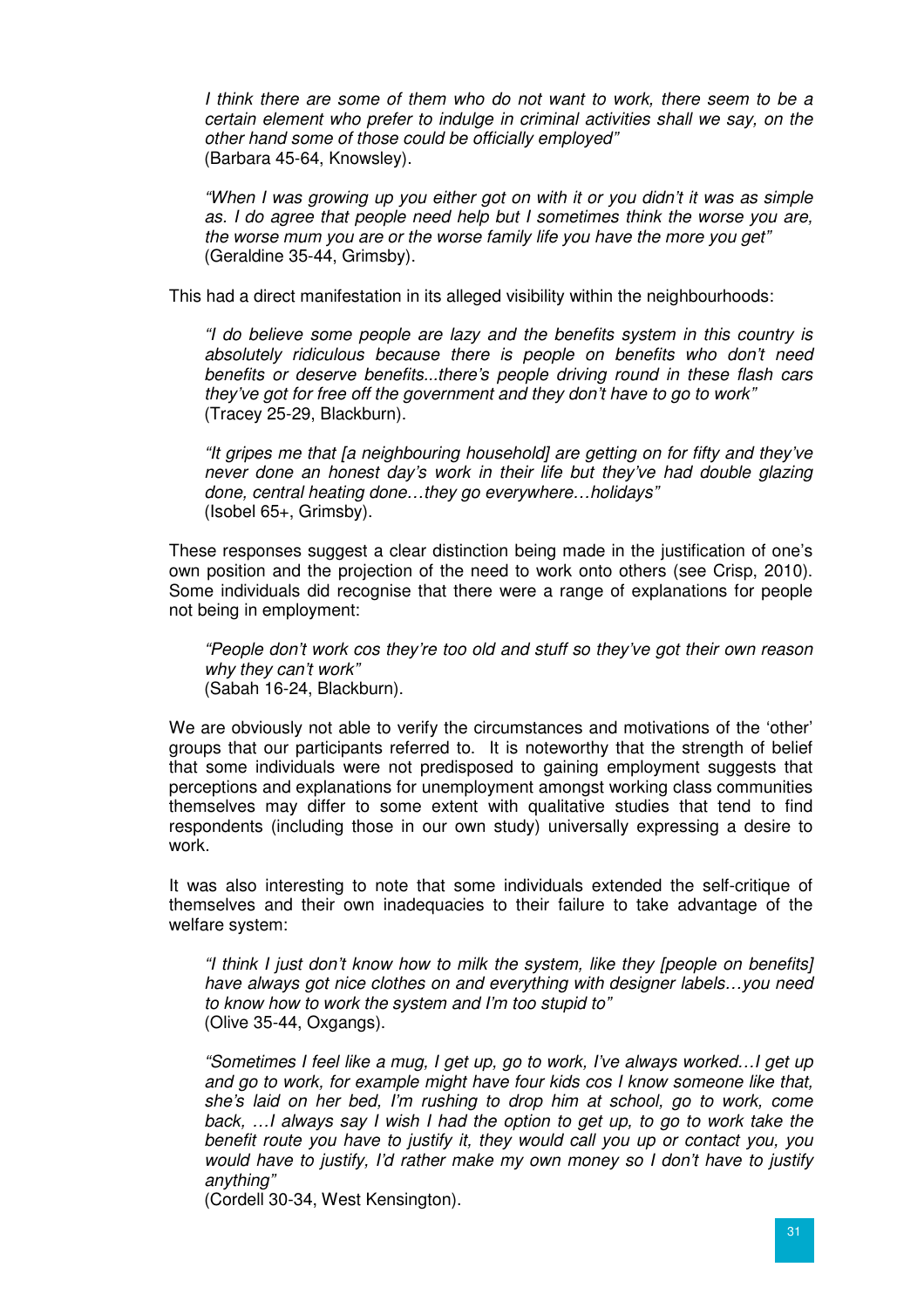*I think there are some of them who do not want to work, there seem to be a certain element who prefer to indulge in criminal activities shall we say, on the other hand some of those could be officially employed"*
(Barbara 45-64, Knowsley).

*"When I was growing up you either got on with it or you didn't it was as simple as. I do agree that people need help but I sometimes think the worse you are, the worse mum you are or the worse family life you have the more you get"*
(Geraldine 35-44, Grimsby).

This had a direct manifestation in its alleged visibility within the neighbourhoods:

*"I do believe some people are lazy and the benefits system in this country is absolutely ridiculous because there is people on benefits who don't need benefits or deserve benefits...there's people driving round in these flash cars they've got for free off the government and they don't have to go to work"*
(Tracey 25-29, Blackburn).

*"It gripes me that [a neighbouring household] are getting on for fifty and they've never done an honest day's work in their life but they've had double glazing done, central heating done…they go everywhere…holidays"*
(Isobel 65+, Grimsby).

These responses suggest a clear distinction being made in the justification of one's own position and the projection of the need to work onto others (see Crisp, 2010). Some individuals did recognise that there were a range of explanations for people not being in employment:

*"People don't work cos they're too old and stuff so they've got their own reason why they can't work"*
(Sabah 16-24, Blackburn).

We are obviously not able to verify the circumstances and motivations of the 'other' groups that our participants referred to. It is noteworthy that the strength of belief that some individuals were not predisposed to gaining employment suggests that perceptions and explanations for unemployment amongst working class communities themselves may differ to some extent with qualitative studies that tend to find respondents (including those in our own study) universally expressing a desire to work.

It was also interesting to note that some individuals extended the self-critique of themselves and their own inadequacies to their failure to take advantage of the welfare system:

*"I think I just don't know how to milk the system, like they [people on benefits] have always got nice clothes on and everything with designer labels…you need to know how to work the system and I'm too stupid to"*
(Olive 35-44, Oxgangs).

*"Sometimes I feel like a mug, I get up, go to work, I've always worked…I get up and go to work, for example might have four kids cos I know someone like that, she's laid on her bed, I'm rushing to drop him at school, go to work, come back, …I always say I wish I had the option to get up, to go to work take the benefit route you have to justify it, they would call you up or contact you, you would have to justify, I'd rather make my own money so I don't have to justify anything"*
(Cordell 30-34, West Kensington).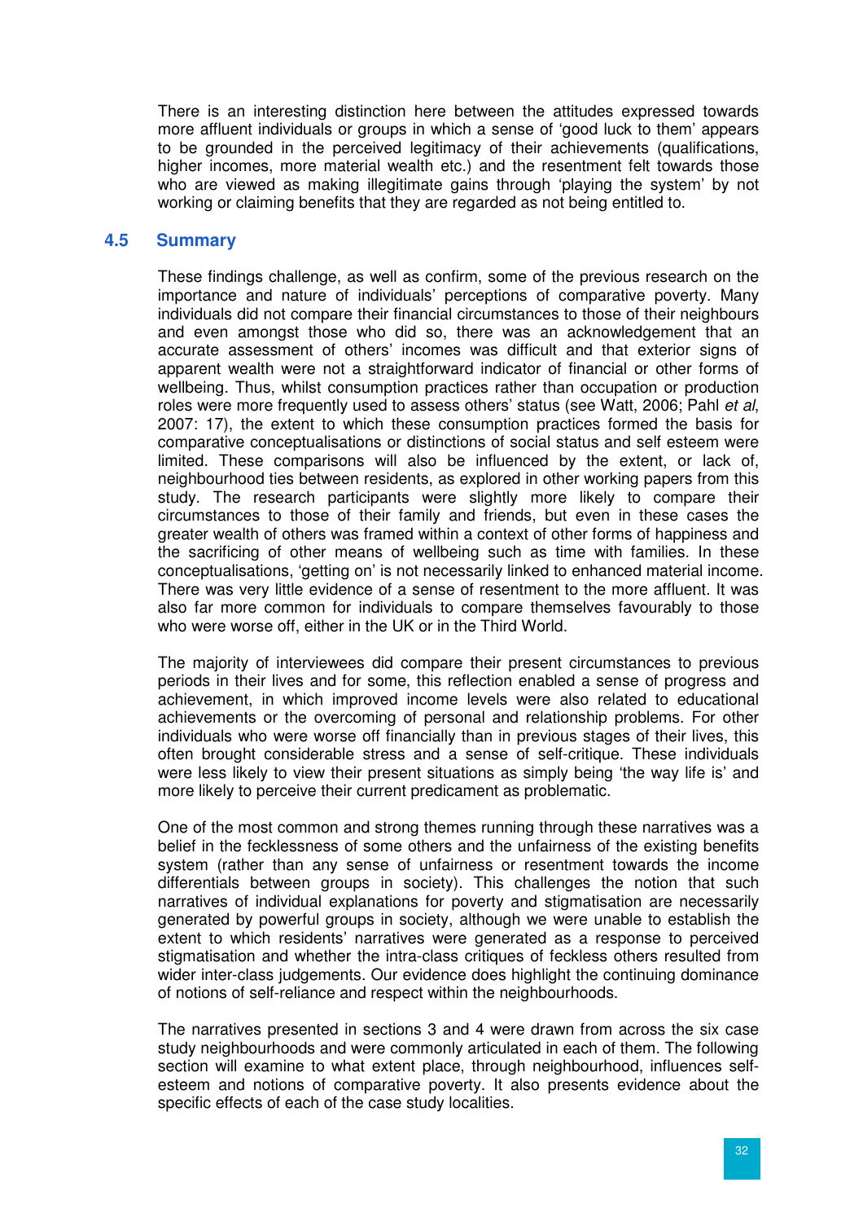There is an interesting distinction here between the attitudes expressed towards more affluent individuals or groups in which a sense of 'good luck to them' appears to be grounded in the perceived legitimacy of their achievements (qualifications, higher incomes, more material wealth etc.) and the resentment felt towards those who are viewed as making illegitimate gains through 'playing the system' by not working or claiming benefits that they are regarded as not being entitled to.

### 4.5 Summary

These findings challenge, as well as confirm, some of the previous research on the importance and nature of individuals' perceptions of comparative poverty. Many individuals did not compare their financial circumstances to those of their neighbours and even amongst those who did so, there was an acknowledgement that an accurate assessment of others' incomes was difficult and that exterior signs of apparent wealth were not a straightforward indicator of financial or other forms of wellbeing. Thus, whilst consumption practices rather than occupation or production roles were more frequently used to assess others' status (see Watt, 2006; Pahl *et al*, 2007: 17), the extent to which these consumption practices formed the basis for comparative conceptualisations or distinctions of social status and self esteem were limited. These comparisons will also be influenced by the extent, or lack of, neighbourhood ties between residents, as explored in other working papers from this study. The research participants were slightly more likely to compare their circumstances to those of their family and friends, but even in these cases the greater wealth of others was framed within a context of other forms of happiness and the sacrificing of other means of wellbeing such as time with families. In these conceptualisations, 'getting on' is not necessarily linked to enhanced material income. There was very little evidence of a sense of resentment to the more affluent. It was also far more common for individuals to compare themselves favourably to those who were worse off, either in the UK or in the Third World.

The majority of interviewees did compare their present circumstances to previous periods in their lives and for some, this reflection enabled a sense of progress and achievement, in which improved income levels were also related to educational achievements or the overcoming of personal and relationship problems. For other individuals who were worse off financially than in previous stages of their lives, this often brought considerable stress and a sense of self-critique. These individuals were less likely to view their present situations as simply being 'the way life is' and more likely to perceive their current predicament as problematic.

One of the most common and strong themes running through these narratives was a belief in the fecklessness of some others and the unfairness of the existing benefits system (rather than any sense of unfairness or resentment towards the income differentials between groups in society). This challenges the notion that such narratives of individual explanations for poverty and stigmatisation are necessarily generated by powerful groups in society, although we were unable to establish the extent to which residents' narratives were generated as a response to perceived stigmatisation and whether the intra-class critiques of feckless others resulted from wider inter-class judgements. Our evidence does highlight the continuing dominance of notions of self-reliance and respect within the neighbourhoods.

The narratives presented in sections 3 and 4 were drawn from across the six case study neighbourhoods and were commonly articulated in each of them. The following section will examine to what extent place, through neighbourhood, influences self-esteem and notions of comparative poverty. It also presents evidence about the specific effects of each of the case study localities.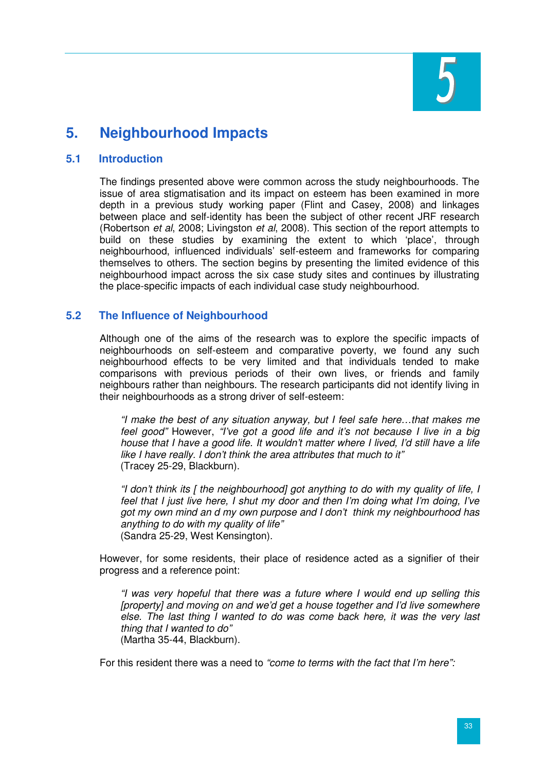# 5. Neighbourhood Impacts

## 5.1 Introduction

The findings presented above were common across the study neighbourhoods. The issue of area stigmatisation and its impact on esteem has been examined in more depth in a previous study working paper (Flint and Casey, 2008) and linkages between place and self-identity has been the subject of other recent JRF research (Robertson *et al*, 2008; Livingston *et al*, 2008). This section of the report attempts to build on these studies by examining the extent to which 'place', through neighbourhood, influenced individuals' self-esteem and frameworks for comparing themselves to others. The section begins by presenting the limited evidence of this neighbourhood impact across the six case study sites and continues by illustrating the place-specific impacts of each individual case study neighbourhood.

## 5.2 The Influence of Neighbourhood

Although one of the aims of the research was to explore the specific impacts of neighbourhoods on self-esteem and comparative poverty, we found any such neighbourhood effects to be very limited and that individuals tended to make comparisons with previous periods of their own lives, or friends and family neighbours rather than neighbours. The research participants did not identify living in their neighbourhoods as a strong driver of self-esteem:

> *"I make the best of any situation anyway, but I feel safe here…that makes me feel good"* However, *"I've got a good life and it's not because I live in a big house that I have a good life. It wouldn't matter where I lived, I'd still have a life like I have really. I don't think the area attributes that much to it"*
> (Tracey 25-29, Blackburn).

> *"I don't think its [ the neighbourhood] got anything to do with my quality of life, I feel that I just live here, I shut my door and then I'm doing what I'm doing, I've got my own mind an d my own purpose and I don't think my neighbourhood has anything to do with my quality of life"*
> (Sandra 25-29, West Kensington).

However, for some residents, their place of residence acted as a signifier of their progress and a reference point:

> *"I was very hopeful that there was a future where I would end up selling this [property] and moving on and we'd get a house together and I'd live somewhere else. The last thing I wanted to do was come back here, it was the very last thing that I wanted to do"*
> (Martha 35-44, Blackburn).

For this resident there was a need to *"come to terms with the fact that I'm here"*: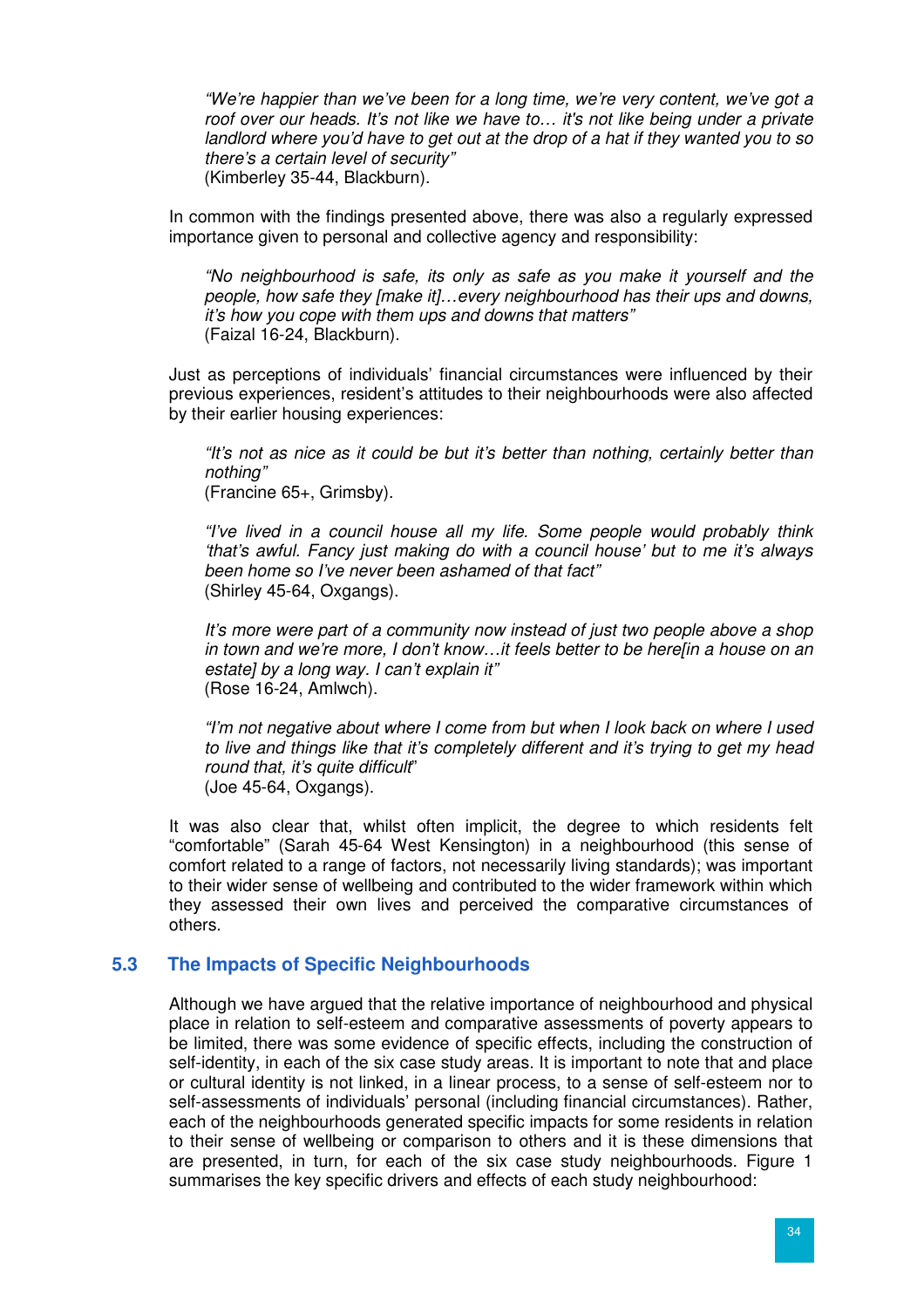> *"We're happier than we've been for a long time, we're very content, we've got a roof over our heads. It's not like we have to… it's not like being under a private landlord where you'd have to get out at the drop of a hat if they wanted you to so there's a certain level of security"*
> (Kimberley 35-44, Blackburn).

In common with the findings presented above, there was also a regularly expressed importance given to personal and collective agency and responsibility:

> *"No neighbourhood is safe, its only as safe as you make it yourself and the people, how safe they [make it]…every neighbourhood has their ups and downs, it's how you cope with them ups and downs that matters"*
> (Faizal 16-24, Blackburn).

Just as perceptions of individuals' financial circumstances were influenced by their previous experiences, resident's attitudes to their neighbourhoods were also affected by their earlier housing experiences:

> *"It's not as nice as it could be but it's better than nothing, certainly better than nothing"*
> (Francine 65+, Grimsby).

> *"I've lived in a council house all my life. Some people would probably think 'that's awful. Fancy just making do with a council house' but to me it's always been home so I've never been ashamed of that fact"*
> (Shirley 45-64, Oxgangs).

> *It's more were part of a community now instead of just two people above a shop in town and we're more, I don't know…it feels better to be here[in a house on an estate] by a long way. I can't explain it"*
> (Rose 16-24, Amlwch).

> *"I'm not negative about where I come from but when I look back on where I used to live and things like that it's completely different and it's trying to get my head round that, it's quite difficult"*
> (Joe 45-64, Oxgangs).

It was also clear that, whilst often implicit, the degree to which residents felt "comfortable" (Sarah 45-64 West Kensington) in a neighbourhood (this sense of comfort related to a range of factors, not necessarily living standards); was important to their wider sense of wellbeing and contributed to the wider framework within which they assessed their own lives and perceived the comparative circumstances of others.

## 5.3 The Impacts of Specific Neighbourhoods

Although we have argued that the relative importance of neighbourhood and physical place in relation to self-esteem and comparative assessments of poverty appears to be limited, there was some evidence of specific effects, including the construction of self-identity, in each of the six case study areas. It is important to note that and place or cultural identity is not linked, in a linear process, to a sense of self-esteem nor to self-assessments of individuals' personal (including financial circumstances). Rather, each of the neighbourhoods generated specific impacts for some residents in relation to their sense of wellbeing or comparison to others and it is these dimensions that are presented, in turn, for each of the six case study neighbourhoods. Figure 1 summarises the key specific drivers and effects of each study neighbourhood: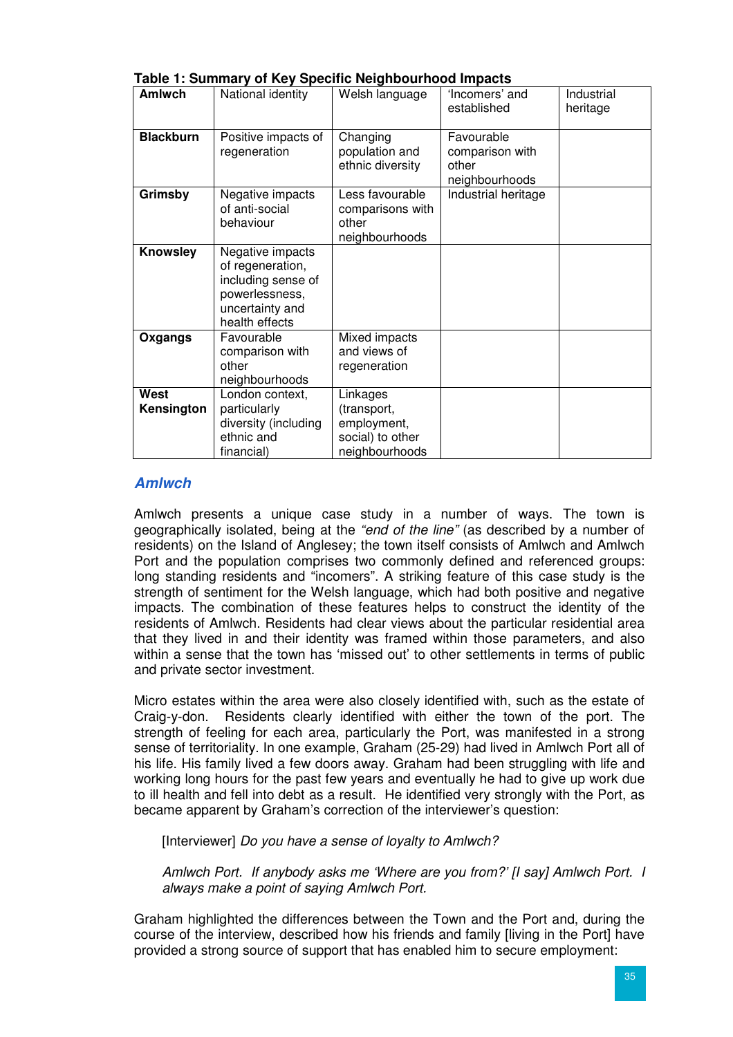**Table 1: Summary of Key Specific Neighbourhood Impacts**

| | | | | |
|---|---|---|---|---|
| **Amlwch** | National identity | Welsh language | 'Incomers' and established | Industrial heritage |
| **Blackburn** | Positive impacts of regeneration | Changing population and ethnic diversity | Favourable comparison with other neighbourhoods | |
| **Grimsby** | Negative impacts of anti-social behaviour | Less favourable comparisons with other neighbourhoods | Industrial heritage | |
| **Knowsley** | Negative impacts of regeneration, including sense of powerlessness, uncertainty and health effects | | | |
| **Oxgangs** | Favourable comparison with other neighbourhoods | Mixed impacts and views of regeneration | | |
| **West Kensington** | London context, particularly diversity (including ethnic and financial) | Linkages (transport, employment, social) to other neighbourhoods | | |

## *Amlwch*

Amlwch presents a unique case study in a number of ways. The town is geographically isolated, being at the *"end of the line"* (as described by a number of residents) on the Island of Anglesey; the town itself consists of Amlwch and Amlwch Port and the population comprises two commonly defined and referenced groups: long standing residents and "incomers". A striking feature of this case study is the strength of sentiment for the Welsh language, which had both positive and negative impacts. The combination of these features helps to construct the identity of the residents of Amlwch. Residents had clear views about the particular residential area that they lived in and their identity was framed within those parameters, and also within a sense that the town has 'missed out' to other settlements in terms of public and private sector investment.

Micro estates within the area were also closely identified with, such as the estate of Craig-y-don. Residents clearly identified with either the town of the port. The strength of feeling for each area, particularly the Port, was manifested in a strong sense of territoriality. In one example, Graham (25-29) had lived in Amlwch Port all of his life. His family lived a few doors away. Graham had been struggling with life and working long hours for the past few years and eventually he had to give up work due to ill health and fell into debt as a result. He identified very strongly with the Port, as became apparent by Graham's correction of the interviewer's question:

> [Interviewer] *Do you have a sense of loyalty to Amlwch?*
>
> *Amlwch Port. If anybody asks me 'Where are you from?' [I say] Amlwch Port. I always make a point of saying Amlwch Port.*

Graham highlighted the differences between the Town and the Port and, during the course of the interview, described how his friends and family [living in the Port] have provided a strong source of support that has enabled him to secure employment: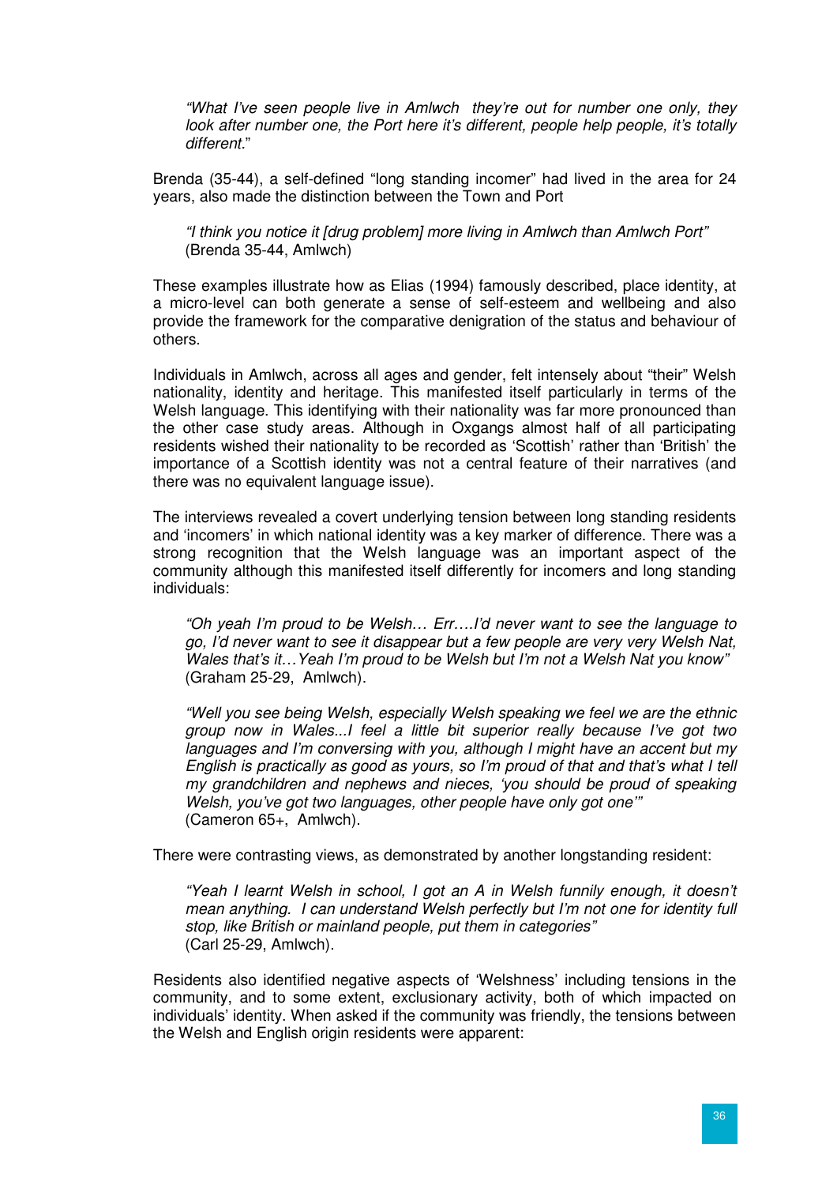> *"What I've seen people live in Amlwch they're out for number one only, they look after number one, the Port here it's different, people help people, it's totally different.*"

Brenda (35-44), a self-defined "long standing incomer" had lived in the area for 24 years, also made the distinction between the Town and Port

> *"I think you notice it [drug problem] more living in Amlwch than Amlwch Port"*
> (Brenda 35-44, Amlwch)

These examples illustrate how as Elias (1994) famously described, place identity, at a micro-level can both generate a sense of self-esteem and wellbeing and also provide the framework for the comparative denigration of the status and behaviour of others.

Individuals in Amlwch, across all ages and gender, felt intensely about "their" Welsh nationality, identity and heritage. This manifested itself particularly in terms of the Welsh language. This identifying with their nationality was far more pronounced than the other case study areas. Although in Oxgangs almost half of all participating residents wished their nationality to be recorded as 'Scottish' rather than 'British' the importance of a Scottish identity was not a central feature of their narratives (and there was no equivalent language issue).

The interviews revealed a covert underlying tension between long standing residents and 'incomers' in which national identity was a key marker of difference. There was a strong recognition that the Welsh language was an important aspect of the community although this manifested itself differently for incomers and long standing individuals:

> *"Oh yeah I'm proud to be Welsh… Err….I'd never want to see the language to go, I'd never want to see it disappear but a few people are very very Welsh Nat, Wales that's it…Yeah I'm proud to be Welsh but I'm not a Welsh Nat you know"*
> (Graham 25-29, Amlwch).

> *"Well you see being Welsh, especially Welsh speaking we feel we are the ethnic group now in Wales...I feel a little bit superior really because I've got two languages and I'm conversing with you, although I might have an accent but my English is practically as good as yours, so I'm proud of that and that's what I tell my grandchildren and nephews and nieces, 'you should be proud of speaking Welsh, you've got two languages, other people have only got one'"*
> (Cameron 65+, Amlwch).

There were contrasting views, as demonstrated by another longstanding resident:

> *"Yeah I learnt Welsh in school, I got an A in Welsh funnily enough, it doesn't mean anything. I can understand Welsh perfectly but I'm not one for identity full stop, like British or mainland people, put them in categories"*
> (Carl 25-29, Amlwch).

Residents also identified negative aspects of 'Welshness' including tensions in the community, and to some extent, exclusionary activity, both of which impacted on individuals' identity. When asked if the community was friendly, the tensions between the Welsh and English origin residents were apparent: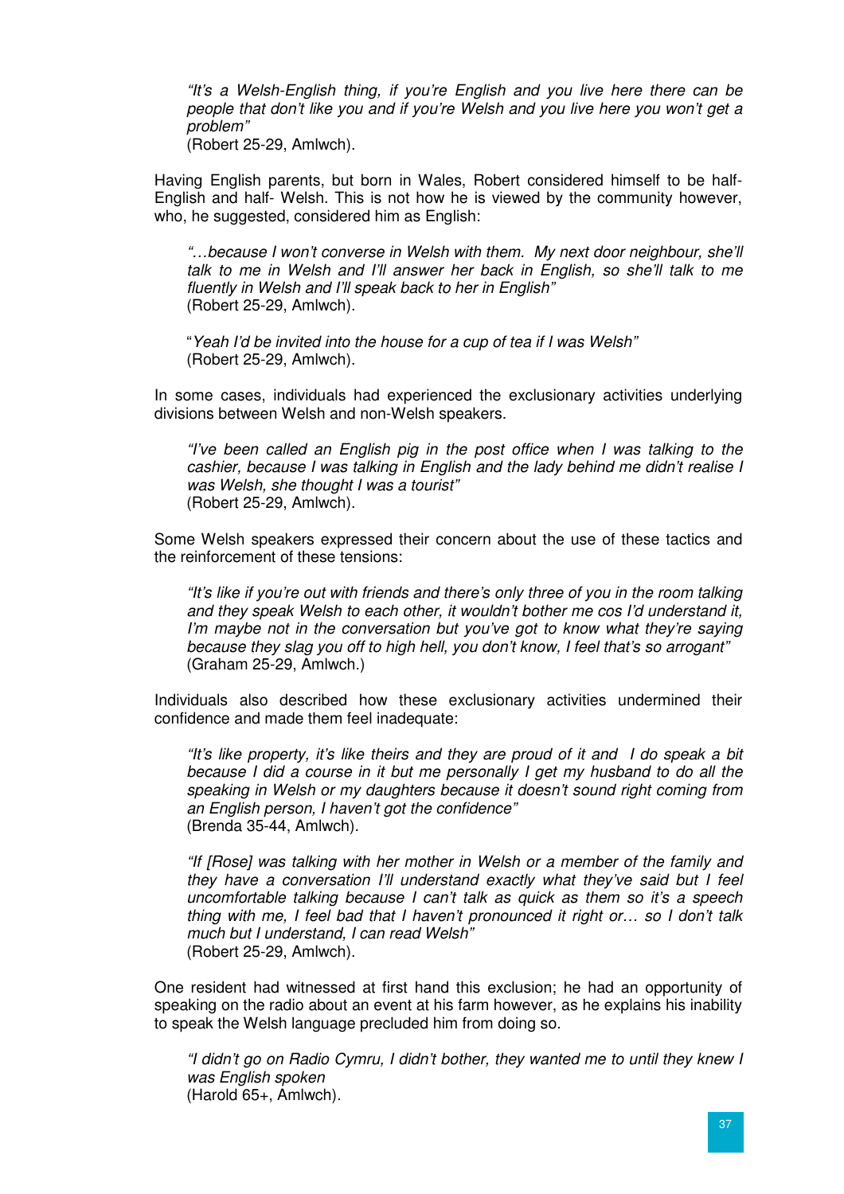> *"It's a Welsh-English thing, if you're English and you live here there can be people that don't like you and if you're Welsh and you live here you won't get a problem"*
> (Robert 25-29, Amlwch).

Having English parents, but born in Wales, Robert considered himself to be half-English and half- Welsh. This is not how he is viewed by the community however, who, he suggested, considered him as English:

> *"…because I won't converse in Welsh with them. My next door neighbour, she'll talk to me in Welsh and I'll answer her back in English, so she'll talk to me fluently in Welsh and I'll speak back to her in English"*
> (Robert 25-29, Amlwch).

> "*Yeah I'd be invited into the house for a cup of tea if I was Welsh"*
> (Robert 25-29, Amlwch).

In some cases, individuals had experienced the exclusionary activities underlying divisions between Welsh and non-Welsh speakers.

> *"I've been called an English pig in the post office when I was talking to the cashier, because I was talking in English and the lady behind me didn't realise I was Welsh, she thought I was a tourist"*
> (Robert 25-29, Amlwch).

Some Welsh speakers expressed their concern about the use of these tactics and the reinforcement of these tensions:

> *"It's like if you're out with friends and there's only three of you in the room talking and they speak Welsh to each other, it wouldn't bother me cos I'd understand it, I'm maybe not in the conversation but you've got to know what they're saying because they slag you off to high hell, you don't know, I feel that's so arrogant"*
> (Graham 25-29, Amlwch.)

Individuals also described how these exclusionary activities undermined their confidence and made them feel inadequate:

> *"It's like property, it's like theirs and they are proud of it and I do speak a bit because I did a course in it but me personally I get my husband to do all the speaking in Welsh or my daughters because it doesn't sound right coming from an English person, I haven't got the confidence"*
> (Brenda 35-44, Amlwch).

> *"If [Rose] was talking with her mother in Welsh or a member of the family and they have a conversation I'll understand exactly what they've said but I feel uncomfortable talking because I can't talk as quick as them so it's a speech thing with me, I feel bad that I haven't pronounced it right or… so I don't talk much but I understand, I can read Welsh"*
> (Robert 25-29, Amlwch).

One resident had witnessed at first hand this exclusion; he had an opportunity of speaking on the radio about an event at his farm however, as he explains his inability to speak the Welsh language precluded him from doing so.

> *"I didn't go on Radio Cymru, I didn't bother, they wanted me to until they knew I was English spoken*
> (Harold 65+, Amlwch).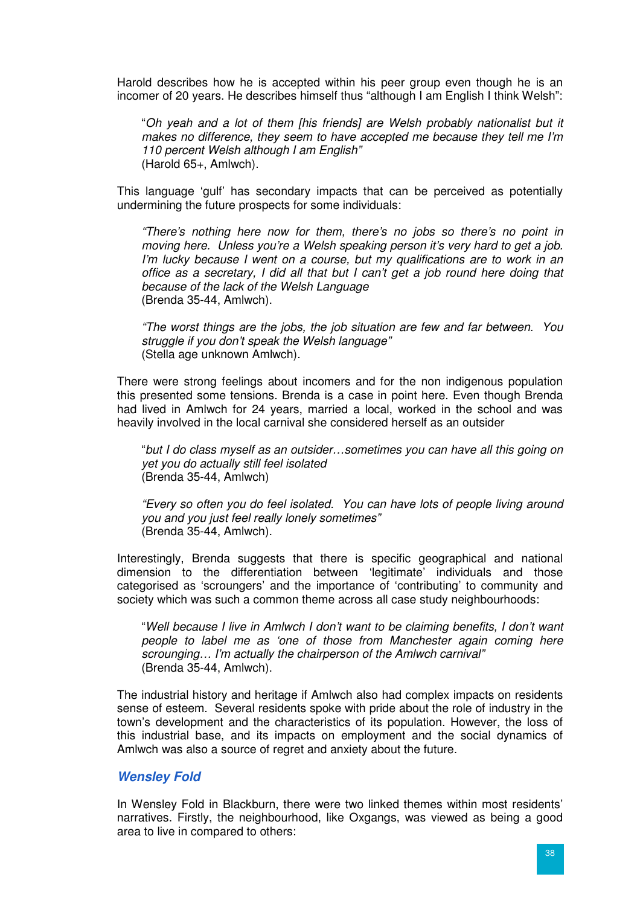Harold describes how he is accepted within his peer group even though he is an incomer of 20 years. He describes himself thus "although I am English I think Welsh":

> "*Oh yeah and a lot of them [his friends] are Welsh probably nationalist but it makes no difference, they seem to have accepted me because they tell me I'm 110 percent Welsh although I am English"*
> (Harold 65+, Amlwch).

This language 'gulf' has secondary impacts that can be perceived as potentially undermining the future prospects for some individuals:

> *"There's nothing here now for them, there's no jobs so there's no point in moving here. Unless you're a Welsh speaking person it's very hard to get a job. I'm lucky because I went on a course, but my qualifications are to work in an office as a secretary, I did all that but I can't get a job round here doing that because of the lack of the Welsh Language*
> (Brenda 35-44, Amlwch).

> *"The worst things are the jobs, the job situation are few and far between. You struggle if you don't speak the Welsh language"*
> (Stella age unknown Amlwch).

There were strong feelings about incomers and for the non indigenous population this presented some tensions. Brenda is a case in point here. Even though Brenda had lived in Amlwch for 24 years, married a local, worked in the school and was heavily involved in the local carnival she considered herself as an outsider

> "*but I do class myself as an outsider…sometimes you can have all this going on yet you do actually still feel isolated*
> (Brenda 35-44, Amlwch)

> *"Every so often you do feel isolated. You can have lots of people living around you and you just feel really lonely sometimes"*
> (Brenda 35-44, Amlwch).

Interestingly, Brenda suggests that there is specific geographical and national dimension to the differentiation between 'legitimate' individuals and those categorised as 'scroungers' and the importance of 'contributing' to community and society which was such a common theme across all case study neighbourhoods:

> "*Well because I live in Amlwch I don't want to be claiming benefits, I don't want people to label me as 'one of those from Manchester again coming here scrounging… I'm actually the chairperson of the Amlwch carnival"*
> (Brenda 35-44, Amlwch).

The industrial history and heritage if Amlwch also had complex impacts on residents sense of esteem. Several residents spoke with pride about the role of industry in the town's development and the characteristics of its population. However, the loss of this industrial base, and its impacts on employment and the social dynamics of Amlwch was also a source of regret and anxiety about the future.

### *Wensley Fold*

In Wensley Fold in Blackburn, there were two linked themes within most residents' narratives. Firstly, the neighbourhood, like Oxgangs, was viewed as being a good area to live in compared to others: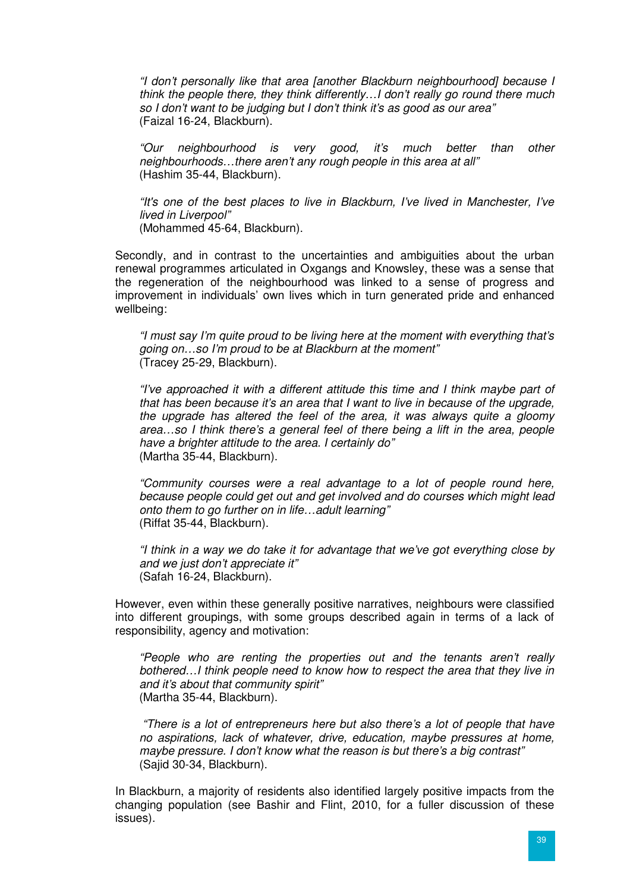> *"I don't personally like that area [another Blackburn neighbourhood] because I think the people there, they think differently…I don't really go round there much so I don't want to be judging but I don't think it's as good as our area"*
> (Faizal 16-24, Blackburn).

> *"Our neighbourhood is very good, it's much better than other neighbourhoods…there aren't any rough people in this area at all"*
> (Hashim 35-44, Blackburn).

> *"It's one of the best places to live in Blackburn, I've lived in Manchester, I've lived in Liverpool"*
> (Mohammed 45-64, Blackburn).

Secondly, and in contrast to the uncertainties and ambiguities about the urban renewal programmes articulated in Oxgangs and Knowsley, these was a sense that the regeneration of the neighbourhood was linked to a sense of progress and improvement in individuals' own lives which in turn generated pride and enhanced wellbeing:

> *"I must say I'm quite proud to be living here at the moment with everything that's going on…so I'm proud to be at Blackburn at the moment"*
> (Tracey 25-29, Blackburn).

> *"I've approached it with a different attitude this time and I think maybe part of that has been because it's an area that I want to live in because of the upgrade, the upgrade has altered the feel of the area, it was always quite a gloomy area…so I think there's a general feel of there being a lift in the area, people have a brighter attitude to the area. I certainly do"*
> (Martha 35-44, Blackburn).

> *"Community courses were a real advantage to a lot of people round here, because people could get out and get involved and do courses which might lead onto them to go further on in life…adult learning"*
> (Riffat 35-44, Blackburn).

> *"I think in a way we do take it for advantage that we've got everything close by and we just don't appreciate it"*
> (Safah 16-24, Blackburn).

However, even within these generally positive narratives, neighbours were classified into different groupings, with some groups described again in terms of a lack of responsibility, agency and motivation:

> *"People who are renting the properties out and the tenants aren't really bothered…I think people need to know how to respect the area that they live in and it's about that community spirit"*
> (Martha 35-44, Blackburn).

> *"There is a lot of entrepreneurs here but also there's a lot of people that have no aspirations, lack of whatever, drive, education, maybe pressures at home, maybe pressure. I don't know what the reason is but there's a big contrast"*
> (Sajid 30-34, Blackburn).

In Blackburn, a majority of residents also identified largely positive impacts from the changing population (see Bashir and Flint, 2010, for a fuller discussion of these issues).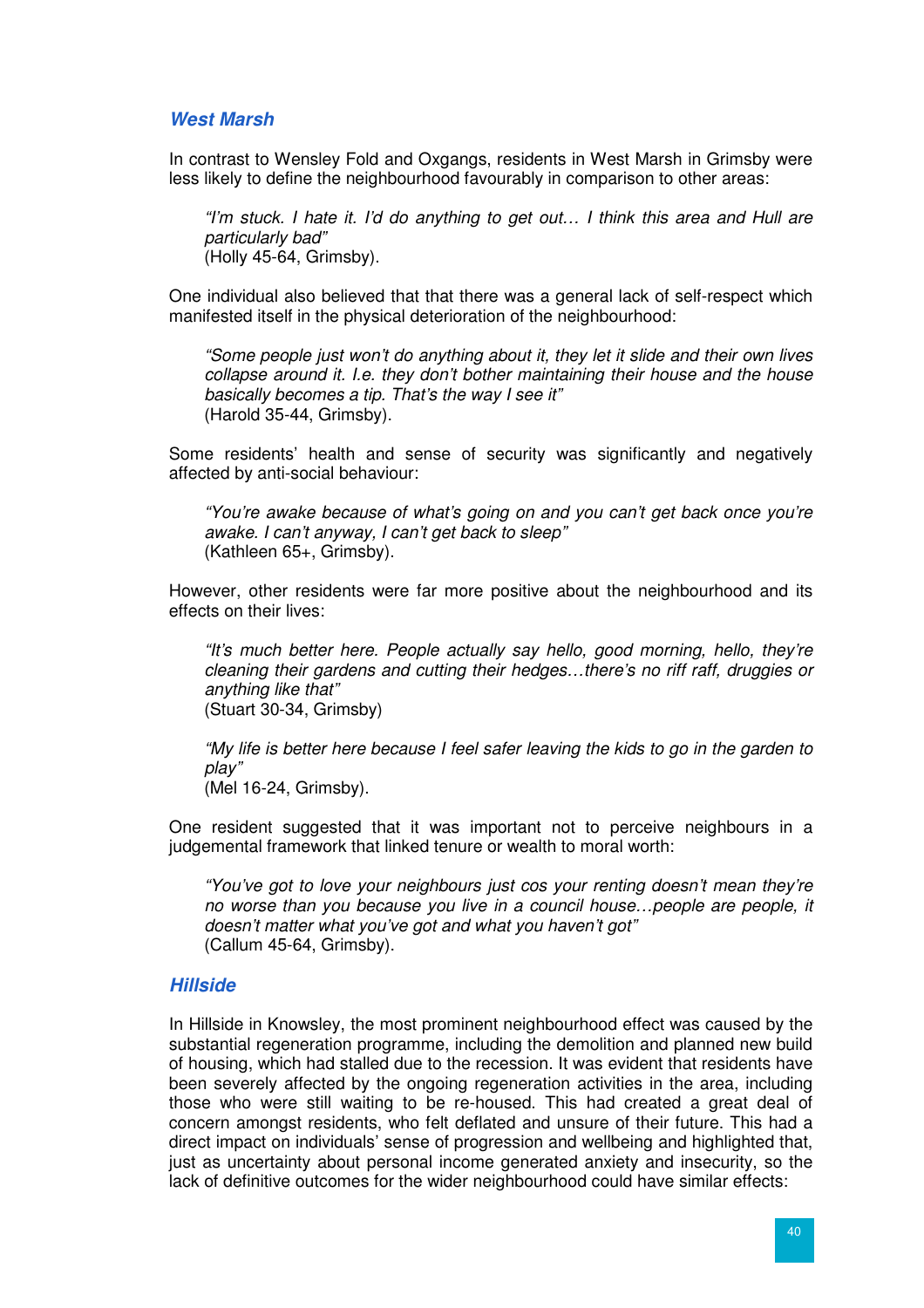### *West Marsh*

In contrast to Wensley Fold and Oxgangs, residents in West Marsh in Grimsby were less likely to define the neighbourhood favourably in comparison to other areas:

> *"I'm stuck. I hate it. I'd do anything to get out… I think this area and Hull are particularly bad"*
> (Holly 45-64, Grimsby).

One individual also believed that that there was a general lack of self-respect which manifested itself in the physical deterioration of the neighbourhood:

> *"Some people just won't do anything about it, they let it slide and their own lives collapse around it. I.e. they don't bother maintaining their house and the house basically becomes a tip. That's the way I see it"*
> (Harold 35-44, Grimsby).

Some residents' health and sense of security was significantly and negatively affected by anti-social behaviour:

> *"You're awake because of what's going on and you can't get back once you're awake. I can't anyway, I can't get back to sleep"*
> (Kathleen 65+, Grimsby).

However, other residents were far more positive about the neighbourhood and its effects on their lives:

> *"It's much better here. People actually say hello, good morning, hello, they're cleaning their gardens and cutting their hedges…there's no riff raff, druggies or anything like that"*
> (Stuart 30-34, Grimsby)

> *"My life is better here because I feel safer leaving the kids to go in the garden to play"*
> (Mel 16-24, Grimsby).

One resident suggested that it was important not to perceive neighbours in a judgemental framework that linked tenure or wealth to moral worth:

> *"You've got to love your neighbours just cos your renting doesn't mean they're no worse than you because you live in a council house…people are people, it doesn't matter what you've got and what you haven't got"*
> (Callum 45-64, Grimsby).

### *Hillside*

In Hillside in Knowsley, the most prominent neighbourhood effect was caused by the substantial regeneration programme, including the demolition and planned new build of housing, which had stalled due to the recession. It was evident that residents have been severely affected by the ongoing regeneration activities in the area, including those who were still waiting to be re-housed. This had created a great deal of concern amongst residents, who felt deflated and unsure of their future. This had a direct impact on individuals' sense of progression and wellbeing and highlighted that, just as uncertainty about personal income generated anxiety and insecurity, so the lack of definitive outcomes for the wider neighbourhood could have similar effects: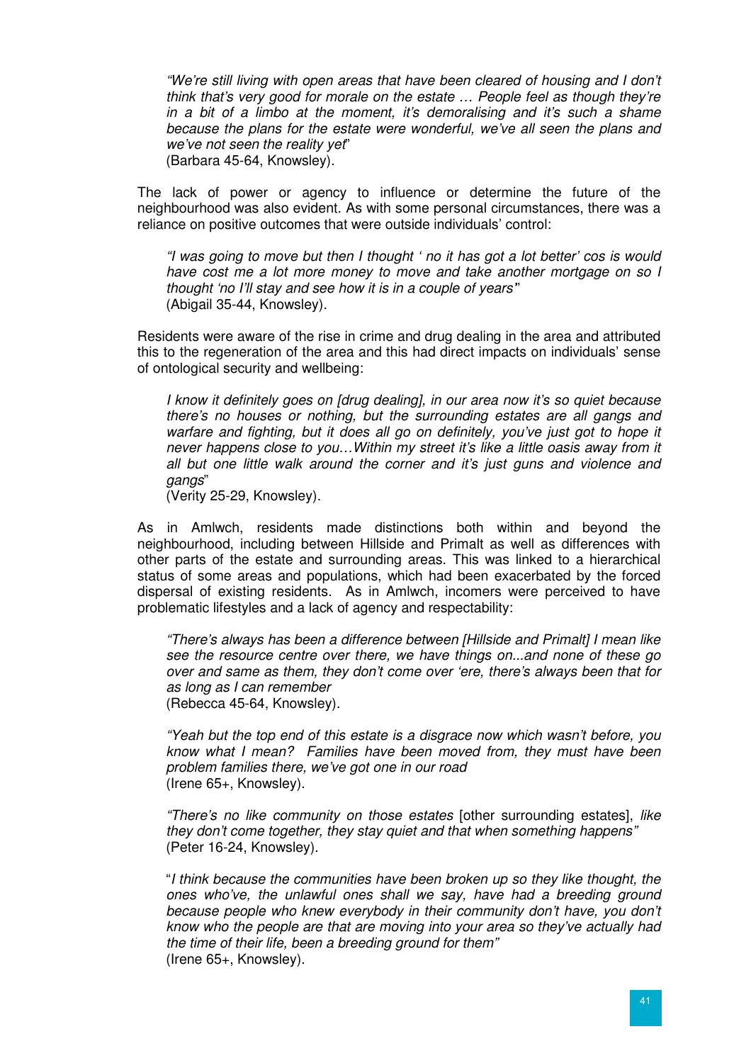*"We're still living with open areas that have been cleared of housing and I don't think that's very good for morale on the estate … People feel as though they're in a bit of a limbo at the moment, it's demoralising and it's such a shame because the plans for the estate were wonderful, we've all seen the plans and we've not seen the reality yet*"
(Barbara 45-64, Knowsley).

The lack of power or agency to influence or determine the future of the neighbourhood was also evident. As with some personal circumstances, there was a reliance on positive outcomes that were outside individuals' control:

*"I was going to move but then I thought ' no it has got a lot better' cos is would have cost me a lot more money to move and take another mortgage on so I thought 'no I'll stay and see how it is in a couple of years*"
(Abigail 35-44, Knowsley).

Residents were aware of the rise in crime and drug dealing in the area and attributed this to the regeneration of the area and this had direct impacts on individuals' sense of ontological security and wellbeing:

*I know it definitely goes on [drug dealing], in our area now it's so quiet because there's no houses or nothing, but the surrounding estates are all gangs and warfare and fighting, but it does all go on definitely, you've just got to hope it never happens close to you…Within my street it's like a little oasis away from it all but one little walk around the corner and it's just guns and violence and gangs*"
(Verity 25-29, Knowsley).

As in Amlwch, residents made distinctions both within and beyond the neighbourhood, including between Hillside and Primalt as well as differences with other parts of the estate and surrounding areas. This was linked to a hierarchical status of some areas and populations, which had been exacerbated by the forced dispersal of existing residents. As in Amlwch, incomers were perceived to have problematic lifestyles and a lack of agency and respectability:

*"There's always has been a difference between [Hillside and Primalt] I mean like see the resource centre over there, we have things on...and none of these go over and same as them, they don't come over 'ere, there's always been that for as long as I can remember*
(Rebecca 45-64, Knowsley).

*"Yeah but the top end of this estate is a disgrace now which wasn't before, you know what I mean? Families have been moved from, they must have been problem families there, we've got one in our road*
(Irene 65+, Knowsley).

*"There's no like community on those estates* [other surrounding estates], *like they don't come together, they stay quiet and that when something happens"*
(Peter 16-24, Knowsley).

"*I think because the communities have been broken up so they like thought, the ones who've, the unlawful ones shall we say, have had a breeding ground because people who knew everybody in their community don't have, you don't know who the people are that are moving into your area so they've actually had the time of their life, been a breeding ground for them"*
(Irene 65+, Knowsley).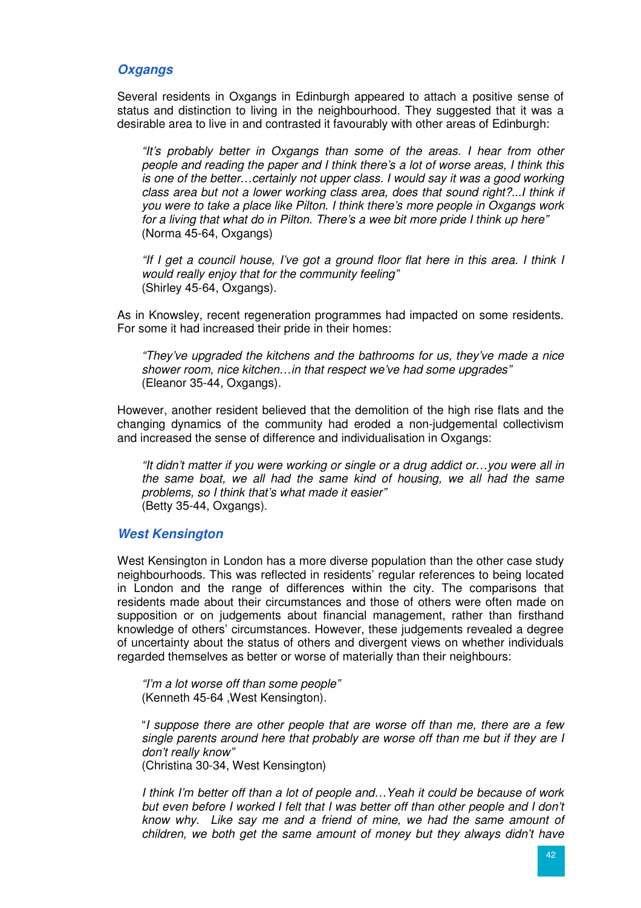### *Oxgangs*

Several residents in Oxgangs in Edinburgh appeared to attach a positive sense of status and distinction to living in the neighbourhood. They suggested that it was a desirable area to live in and contrasted it favourably with other areas of Edinburgh:

> *"It's probably better in Oxgangs than some of the areas. I hear from other people and reading the paper and I think there's a lot of worse areas, I think this is one of the better…certainly not upper class. I would say it was a good working class area but not a lower working class area, does that sound right?...I think if you were to take a place like Pilton. I think there's more people in Oxgangs work for a living that what do in Pilton. There's a wee bit more pride I think up here"*
> (Norma 45-64, Oxgangs)

> *"If I get a council house, I've got a ground floor flat here in this area. I think I would really enjoy that for the community feeling"*
> (Shirley 45-64, Oxgangs).

As in Knowsley, recent regeneration programmes had impacted on some residents. For some it had increased their pride in their homes:

> *"They've upgraded the kitchens and the bathrooms for us, they've made a nice shower room, nice kitchen…in that respect we've had some upgrades"*
> (Eleanor 35-44, Oxgangs).

However, another resident believed that the demolition of the high rise flats and the changing dynamics of the community had eroded a non-judgemental collectivism and increased the sense of difference and individualisation in Oxgangs:

> *"It didn't matter if you were working or single or a drug addict or…you were all in the same boat, we all had the same kind of housing, we all had the same problems, so I think that's what made it easier"*
> (Betty 35-44, Oxgangs).

### *West Kensington*

West Kensington in London has a more diverse population than the other case study neighbourhoods. This was reflected in residents' regular references to being located in London and the range of differences within the city. The comparisons that residents made about their circumstances and those of others were often made on supposition or on judgements about financial management, rather than firsthand knowledge of others' circumstances. However, these judgements revealed a degree of uncertainty about the status of others and divergent views on whether individuals regarded themselves as better or worse of materially than their neighbours:

> *"I'm a lot worse off than some people"*
> (Kenneth 45-64 ,West Kensington).

> "*I suppose there are other people that are worse off than me, there are a few single parents around here that probably are worse off than me but if they are I don't really know"*
> (Christina 30-34, West Kensington)

> *I think I'm better off than a lot of people and…Yeah it could be because of work but even before I worked I felt that I was better off than other people and I don't know why. Like say me and a friend of mine, we had the same amount of children, we both get the same amount of money but they always didn't have*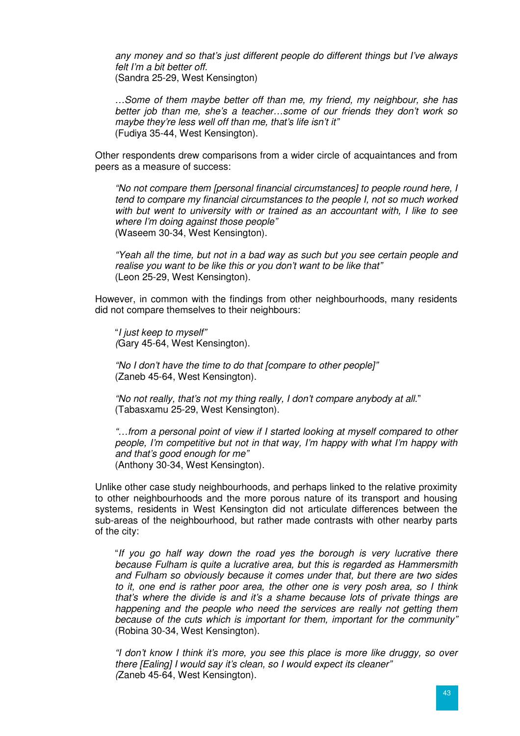*any money and so that's just different people do different things but I've always felt I'm a bit better off.*
(Sandra 25-29, West Kensington)

*…Some of them maybe better off than me, my friend, my neighbour, she has better job than me, she's a teacher…some of our friends they don't work so maybe they're less well off than me, that's life isn't it"*
(Fudiya 35-44, West Kensington).

Other respondents drew comparisons from a wider circle of acquaintances and from peers as a measure of success:

*"No not compare them [personal financial circumstances] to people round here, I tend to compare my financial circumstances to the people I, not so much worked with but went to university with or trained as an accountant with, I like to see where I'm doing against those people"*
(Waseem 30-34, West Kensington).

*"Yeah all the time, but not in a bad way as such but you see certain people and realise you want to be like this or you don't want to be like that"*
(Leon 25-29, West Kensington).

However, in common with the findings from other neighbourhoods, many residents did not compare themselves to their neighbours:

"*I just keep to myself"*
*(*Gary 45-64, West Kensington).

*"No I don't have the time to do that [compare to other people]"*
(Zaneb 45-64, West Kensington).

*"No not really, that's not my thing really, I don't compare anybody at all.*"
(Tabasxamu 25-29, West Kensington).

*"…from a personal point of view if I started looking at myself compared to other people, I'm competitive but not in that way, I'm happy with what I'm happy with and that's good enough for me"*
(Anthony 30-34, West Kensington).

Unlike other case study neighbourhoods, and perhaps linked to the relative proximity to other neighbourhoods and the more porous nature of its transport and housing systems, residents in West Kensington did not articulate differences between the sub-areas of the neighbourhood, but rather made contrasts with other nearby parts of the city:

"*If you go half way down the road yes the borough is very lucrative there because Fulham is quite a lucrative area, but this is regarded as Hammersmith and Fulham so obviously because it comes under that, but there are two sides to it, one end is rather poor area, the other one is very posh area, so I think that's where the divide is and it's a shame because lots of private things are happening and the people who need the services are really not getting them because of the cuts which is important for them, important for the community"*
(Robina 30-34, West Kensington).

*"I don't know I think it's more, you see this place is more like druggy, so over there [Ealing] I would say it's clean, so I would expect its cleaner"*
*(*Zaneb 45-64, West Kensington).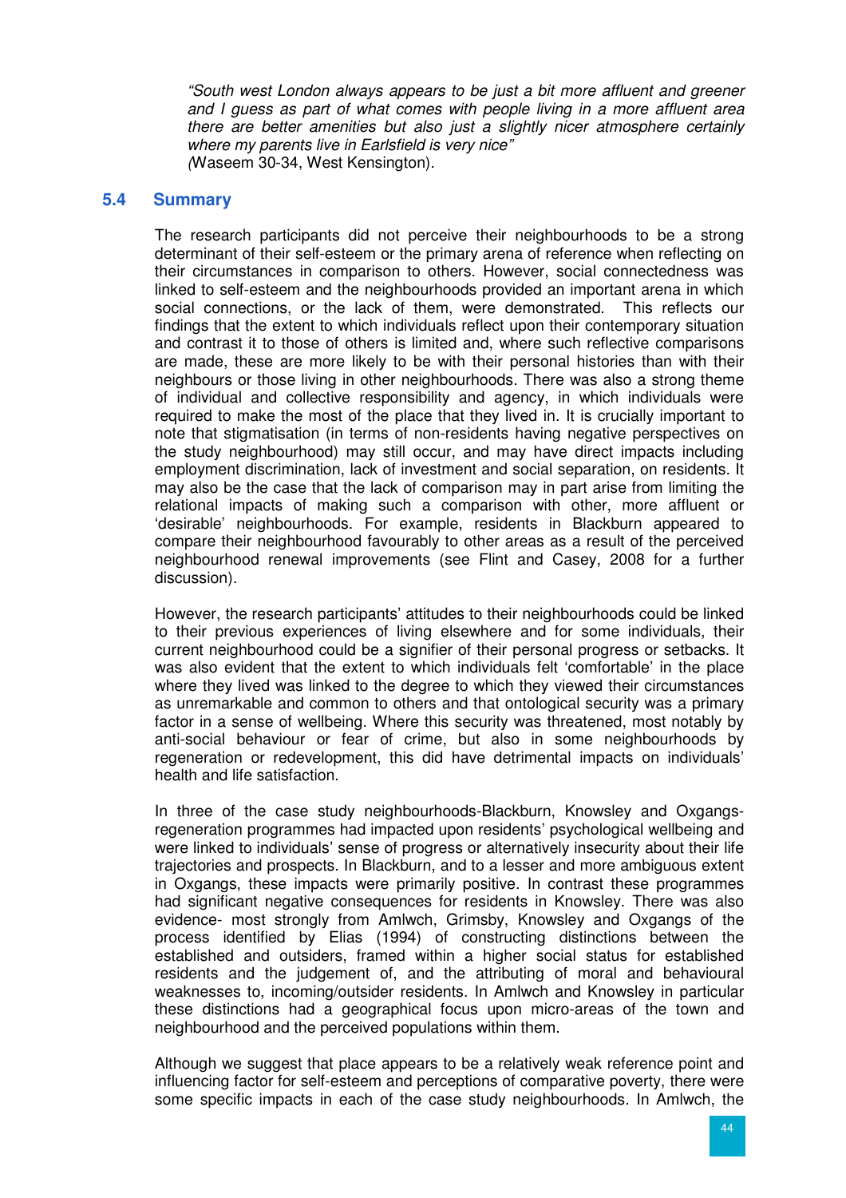*"South west London always appears to be just a bit more affluent and greener and I guess as part of what comes with people living in a more affluent area there are better amenities but also just a slightly nicer atmosphere certainly where my parents live in Earlsfield is very nice"*
*(*Waseem 30-34, West Kensington).

## 5.4 Summary

The research participants did not perceive their neighbourhoods to be a strong determinant of their self-esteem or the primary arena of reference when reflecting on their circumstances in comparison to others. However, social connectedness was linked to self-esteem and the neighbourhoods provided an important arena in which social connections, or the lack of them, were demonstrated. This reflects our findings that the extent to which individuals reflect upon their contemporary situation and contrast it to those of others is limited and, where such reflective comparisons are made, these are more likely to be with their personal histories than with their neighbours or those living in other neighbourhoods. There was also a strong theme of individual and collective responsibility and agency, in which individuals were required to make the most of the place that they lived in. It is crucially important to note that stigmatisation (in terms of non-residents having negative perspectives on the study neighbourhood) may still occur, and may have direct impacts including employment discrimination, lack of investment and social separation, on residents. It may also be the case that the lack of comparison may in part arise from limiting the relational impacts of making such a comparison with other, more affluent or 'desirable' neighbourhoods. For example, residents in Blackburn appeared to compare their neighbourhood favourably to other areas as a result of the perceived neighbourhood renewal improvements (see Flint and Casey, 2008 for a further discussion).

However, the research participants' attitudes to their neighbourhoods could be linked to their previous experiences of living elsewhere and for some individuals, their current neighbourhood could be a signifier of their personal progress or setbacks. It was also evident that the extent to which individuals felt 'comfortable' in the place where they lived was linked to the degree to which they viewed their circumstances as unremarkable and common to others and that ontological security was a primary factor in a sense of wellbeing. Where this security was threatened, most notably by anti-social behaviour or fear of crime, but also in some neighbourhoods by regeneration or redevelopment, this did have detrimental impacts on individuals' health and life satisfaction.

In three of the case study neighbourhoods-Blackburn, Knowsley and Oxgangs-regeneration programmes had impacted upon residents' psychological wellbeing and were linked to individuals' sense of progress or alternatively insecurity about their life trajectories and prospects. In Blackburn, and to a lesser and more ambiguous extent in Oxgangs, these impacts were primarily positive. In contrast these programmes had significant negative consequences for residents in Knowsley. There was also evidence- most strongly from Amlwch, Grimsby, Knowsley and Oxgangs of the process identified by Elias (1994) of constructing distinctions between the established and outsiders, framed within a higher social status for established residents and the judgement of, and the attributing of moral and behavioural weaknesses to, incoming/outsider residents. In Amlwch and Knowsley in particular these distinctions had a geographical focus upon micro-areas of the town and neighbourhood and the perceived populations within them.

Although we suggest that place appears to be a relatively weak reference point and influencing factor for self-esteem and perceptions of comparative poverty, there were some specific impacts in each of the case study neighbourhoods. In Amlwch, the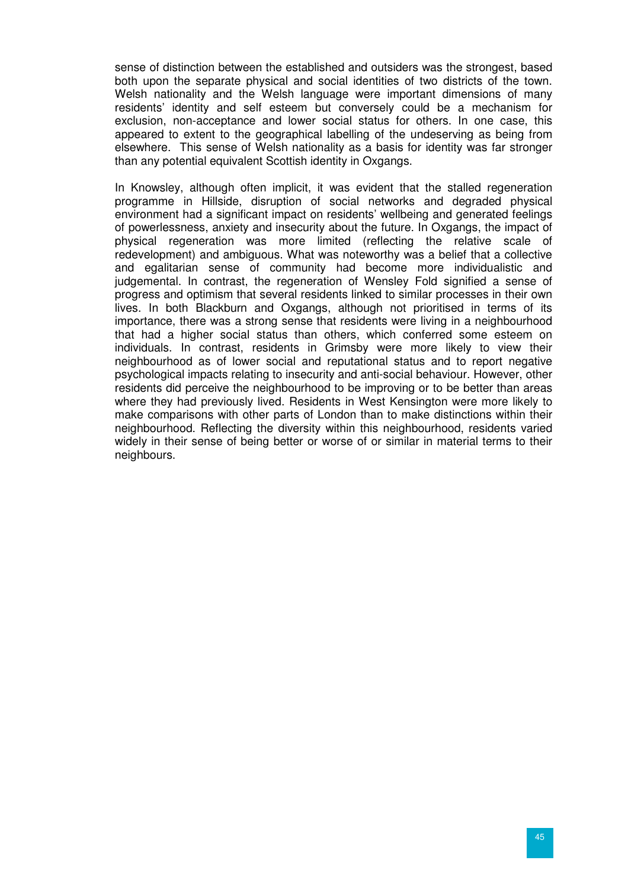sense of distinction between the established and outsiders was the strongest, based both upon the separate physical and social identities of two districts of the town. Welsh nationality and the Welsh language were important dimensions of many residents' identity and self esteem but conversely could be a mechanism for exclusion, non-acceptance and lower social status for others. In one case, this appeared to extent to the geographical labelling of the undeserving as being from elsewhere. This sense of Welsh nationality as a basis for identity was far stronger than any potential equivalent Scottish identity in Oxgangs.

In Knowsley, although often implicit, it was evident that the stalled regeneration programme in Hillside, disruption of social networks and degraded physical environment had a significant impact on residents' wellbeing and generated feelings of powerlessness, anxiety and insecurity about the future. In Oxgangs, the impact of physical regeneration was more limited (reflecting the relative scale of redevelopment) and ambiguous. What was noteworthy was a belief that a collective and egalitarian sense of community had become more individualistic and judgemental. In contrast, the regeneration of Wensley Fold signified a sense of progress and optimism that several residents linked to similar processes in their own lives. In both Blackburn and Oxgangs, although not prioritised in terms of its importance, there was a strong sense that residents were living in a neighbourhood that had a higher social status than others, which conferred some esteem on individuals. In contrast, residents in Grimsby were more likely to view their neighbourhood as of lower social and reputational status and to report negative psychological impacts relating to insecurity and anti-social behaviour. However, other residents did perceive the neighbourhood to be improving or to be better than areas where they had previously lived. Residents in West Kensington were more likely to make comparisons with other parts of London than to make distinctions within their neighbourhood. Reflecting the diversity within this neighbourhood, residents varied widely in their sense of being better or worse of or similar in material terms to their neighbours.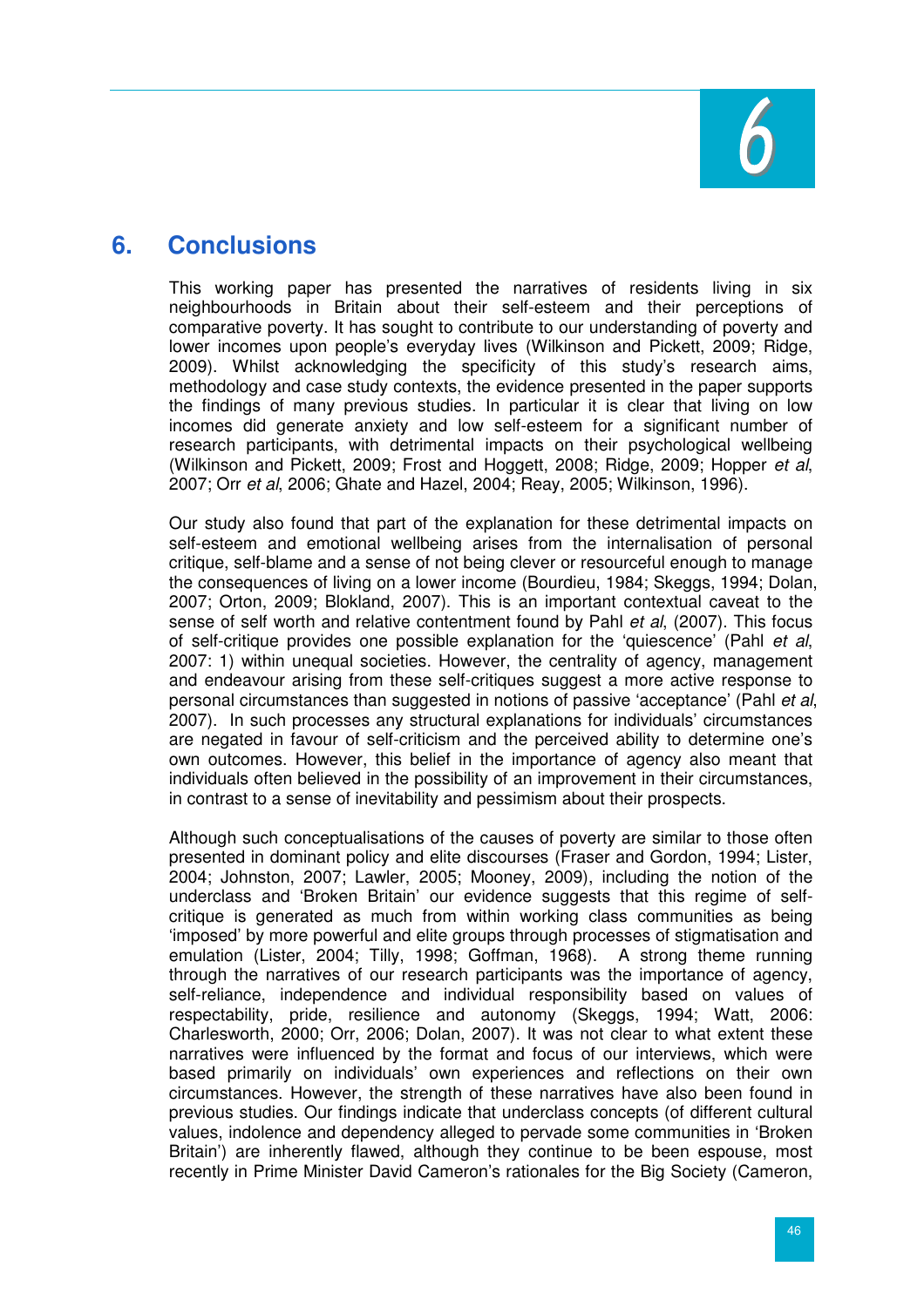# 6. Conclusions

This working paper has presented the narratives of residents living in six neighbourhoods in Britain about their self-esteem and their perceptions of comparative poverty. It has sought to contribute to our understanding of poverty and lower incomes upon people's everyday lives (Wilkinson and Pickett, 2009; Ridge, 2009). Whilst acknowledging the specificity of this study's research aims, methodology and case study contexts, the evidence presented in the paper supports the findings of many previous studies. In particular it is clear that living on low incomes did generate anxiety and low self-esteem for a significant number of research participants, with detrimental impacts on their psychological wellbeing (Wilkinson and Pickett, 2009; Frost and Hoggett, 2008; Ridge, 2009; Hopper *et al*, 2007; Orr *et al*, 2006; Ghate and Hazel, 2004; Reay, 2005; Wilkinson, 1996).

Our study also found that part of the explanation for these detrimental impacts on self-esteem and emotional wellbeing arises from the internalisation of personal critique, self-blame and a sense of not being clever or resourceful enough to manage the consequences of living on a lower income (Bourdieu, 1984; Skeggs, 1994; Dolan, 2007; Orton, 2009; Blokland, 2007). This is an important contextual caveat to the sense of self worth and relative contentment found by Pahl *et al*, (2007). This focus of self-critique provides one possible explanation for the 'quiescence' (Pahl *et al*, 2007: 1) within unequal societies. However, the centrality of agency, management and endeavour arising from these self-critiques suggest a more active response to personal circumstances than suggested in notions of passive 'acceptance' (Pahl *et al*, 2007). In such processes any structural explanations for individuals' circumstances are negated in favour of self-criticism and the perceived ability to determine one's own outcomes. However, this belief in the importance of agency also meant that individuals often believed in the possibility of an improvement in their circumstances, in contrast to a sense of inevitability and pessimism about their prospects.

Although such conceptualisations of the causes of poverty are similar to those often presented in dominant policy and elite discourses (Fraser and Gordon, 1994; Lister, 2004; Johnston, 2007; Lawler, 2005; Mooney, 2009), including the notion of the underclass and 'Broken Britain' our evidence suggests that this regime of self-critique is generated as much from within working class communities as being 'imposed' by more powerful and elite groups through processes of stigmatisation and emulation (Lister, 2004; Tilly, 1998; Goffman, 1968). A strong theme running through the narratives of our research participants was the importance of agency, self-reliance, independence and individual responsibility based on values of respectability, pride, resilience and autonomy (Skeggs, 1994; Watt, 2006: Charlesworth, 2000; Orr, 2006; Dolan, 2007). It was not clear to what extent these narratives were influenced by the format and focus of our interviews, which were based primarily on individuals' own experiences and reflections on their own circumstances. However, the strength of these narratives have also been found in previous studies. Our findings indicate that underclass concepts (of different cultural values, indolence and dependency alleged to pervade some communities in 'Broken Britain') are inherently flawed, although they continue to be been espouse, most recently in Prime Minister David Cameron's rationales for the Big Society (Cameron,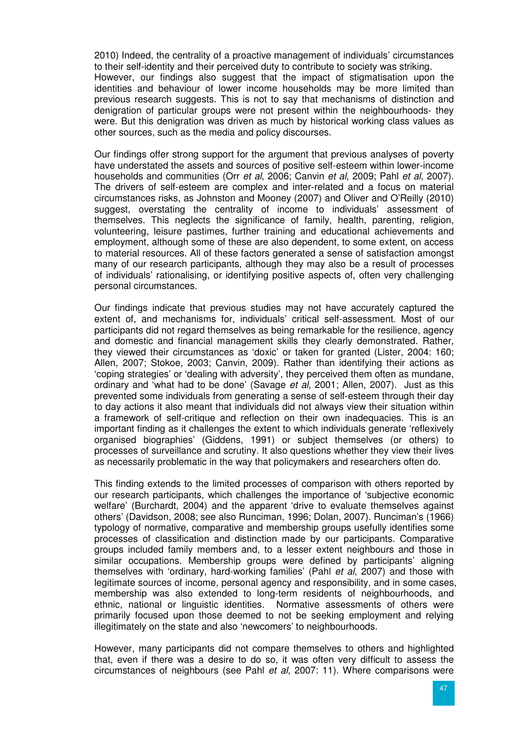2010) Indeed, the centrality of a proactive management of individuals' circumstances to their self-identity and their perceived duty to contribute to society was striking. However, our findings also suggest that the impact of stigmatisation upon the identities and behaviour of lower income households may be more limited than previous research suggests. This is not to say that mechanisms of distinction and denigration of particular groups were not present within the neighbourhoods- they were. But this denigration was driven as much by historical working class values as other sources, such as the media and policy discourses.

Our findings offer strong support for the argument that previous analyses of poverty have understated the assets and sources of positive self-esteem within lower-income households and communities (Orr *et al*, 2006; Canvin *et al*, 2009; Pahl *et al*, 2007). The drivers of self-esteem are complex and inter-related and a focus on material circumstances risks, as Johnston and Mooney (2007) and Oliver and O'Reilly (2010) suggest, overstating the centrality of income to individuals' assessment of themselves. This neglects the significance of family, health, parenting, religion, volunteering, leisure pastimes, further training and educational achievements and employment, although some of these are also dependent, to some extent, on access to material resources. All of these factors generated a sense of satisfaction amongst many of our research participants, although they may also be a result of processes of individuals' rationalising, or identifying positive aspects of, often very challenging personal circumstances.

Our findings indicate that previous studies may not have accurately captured the extent of, and mechanisms for, individuals' critical self-assessment. Most of our participants did not regard themselves as being remarkable for the resilience, agency and domestic and financial management skills they clearly demonstrated. Rather, they viewed their circumstances as 'doxic' or taken for granted (Lister, 2004: 160; Allen, 2007; Stokoe, 2003; Canvin, 2009). Rather than identifying their actions as 'coping strategies' or 'dealing with adversity', they perceived them often as mundane, ordinary and 'what had to be done' (Savage *et al*, 2001; Allen, 2007). Just as this prevented some individuals from generating a sense of self-esteem through their day to day actions it also meant that individuals did not always view their situation within a framework of self-critique and reflection on their own inadequacies. This is an important finding as it challenges the extent to which individuals generate 'reflexively organised biographies' (Giddens, 1991) or subject themselves (or others) to processes of surveillance and scrutiny. It also questions whether they view their lives as necessarily problematic in the way that policymakers and researchers often do.

This finding extends to the limited processes of comparison with others reported by our research participants, which challenges the importance of 'subjective economic welfare' (Burchardt, 2004) and the apparent 'drive to evaluate themselves against others' (Davidson, 2008; see also Runciman, 1996; Dolan, 2007). Runciman's (1966) typology of normative, comparative and membership groups usefully identifies some processes of classification and distinction made by our participants. Comparative groups included family members and, to a lesser extent neighbours and those in similar occupations. Membership groups were defined by participants' aligning themselves with 'ordinary, hard-working families' (Pahl *et al*, 2007) and those with legitimate sources of income, personal agency and responsibility, and in some cases, membership was also extended to long-term residents of neighbourhoods, and ethnic, national or linguistic identities. Normative assessments of others were primarily focused upon those deemed to not be seeking employment and relying illegitimately on the state and also 'newcomers' to neighbourhoods.

However, many participants did not compare themselves to others and highlighted that, even if there was a desire to do so, it was often very difficult to assess the circumstances of neighbours (see Pahl *et al*, 2007: 11). Where comparisons were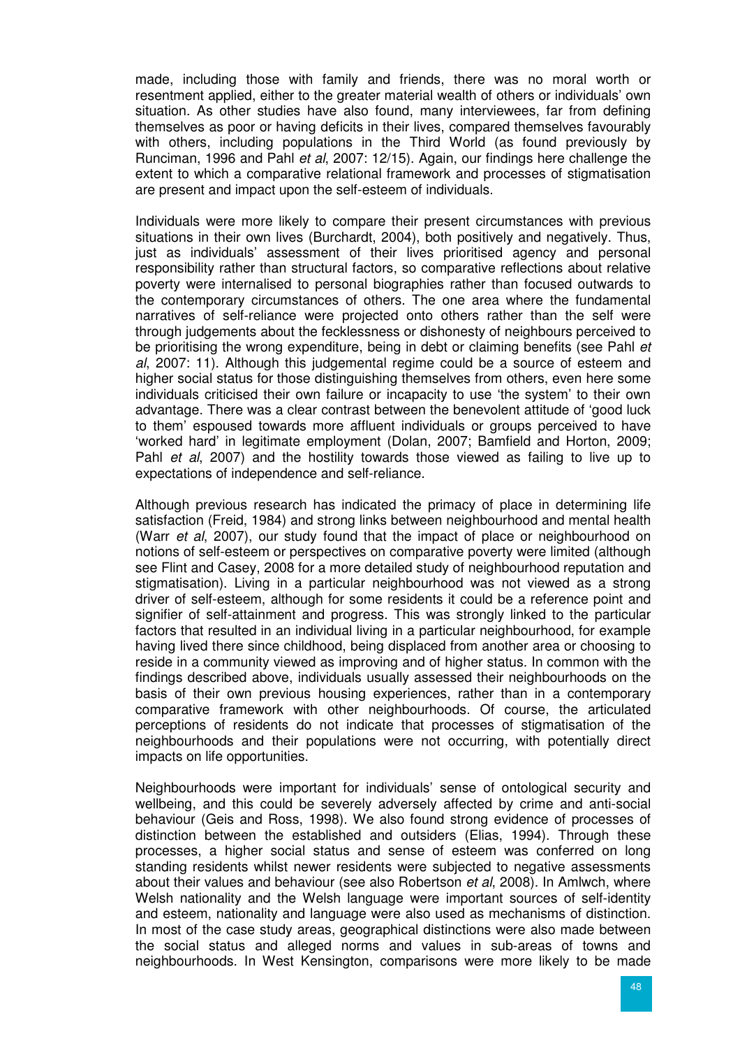made, including those with family and friends, there was no moral worth or resentment applied, either to the greater material wealth of others or individuals' own situation. As other studies have also found, many interviewees, far from defining themselves as poor or having deficits in their lives, compared themselves favourably with others, including populations in the Third World (as found previously by Runciman, 1996 and Pahl *et al*, 2007: 12/15). Again, our findings here challenge the extent to which a comparative relational framework and processes of stigmatisation are present and impact upon the self-esteem of individuals.

Individuals were more likely to compare their present circumstances with previous situations in their own lives (Burchardt, 2004), both positively and negatively. Thus, just as individuals' assessment of their lives prioritised agency and personal responsibility rather than structural factors, so comparative reflections about relative poverty were internalised to personal biographies rather than focused outwards to the contemporary circumstances of others. The one area where the fundamental narratives of self-reliance were projected onto others rather than the self were through judgements about the fecklessness or dishonesty of neighbours perceived to be prioritising the wrong expenditure, being in debt or claiming benefits (see Pahl *et al*, 2007: 11). Although this judgemental regime could be a source of esteem and higher social status for those distinguishing themselves from others, even here some individuals criticised their own failure or incapacity to use 'the system' to their own advantage. There was a clear contrast between the benevolent attitude of 'good luck to them' espoused towards more affluent individuals or groups perceived to have 'worked hard' in legitimate employment (Dolan, 2007; Bamfield and Horton, 2009; Pahl *et al*, 2007) and the hostility towards those viewed as failing to live up to expectations of independence and self-reliance.

Although previous research has indicated the primacy of place in determining life satisfaction (Freid, 1984) and strong links between neighbourhood and mental health (Warr *et al*, 2007), our study found that the impact of place or neighbourhood on notions of self-esteem or perspectives on comparative poverty were limited (although see Flint and Casey, 2008 for a more detailed study of neighbourhood reputation and stigmatisation). Living in a particular neighbourhood was not viewed as a strong driver of self-esteem, although for some residents it could be a reference point and signifier of self-attainment and progress. This was strongly linked to the particular factors that resulted in an individual living in a particular neighbourhood, for example having lived there since childhood, being displaced from another area or choosing to reside in a community viewed as improving and of higher status. In common with the findings described above, individuals usually assessed their neighbourhoods on the basis of their own previous housing experiences, rather than in a contemporary comparative framework with other neighbourhoods. Of course, the articulated perceptions of residents do not indicate that processes of stigmatisation of the neighbourhoods and their populations were not occurring, with potentially direct impacts on life opportunities.

Neighbourhoods were important for individuals' sense of ontological security and wellbeing, and this could be severely adversely affected by crime and anti-social behaviour (Geis and Ross, 1998). We also found strong evidence of processes of distinction between the established and outsiders (Elias, 1994). Through these processes, a higher social status and sense of esteem was conferred on long standing residents whilst newer residents were subjected to negative assessments about their values and behaviour (see also Robertson *et al*, 2008). In Amlwch, where Welsh nationality and the Welsh language were important sources of self-identity and esteem, nationality and language were also used as mechanisms of distinction. In most of the case study areas, geographical distinctions were also made between the social status and alleged norms and values in sub-areas of towns and neighbourhoods. In West Kensington, comparisons were more likely to be made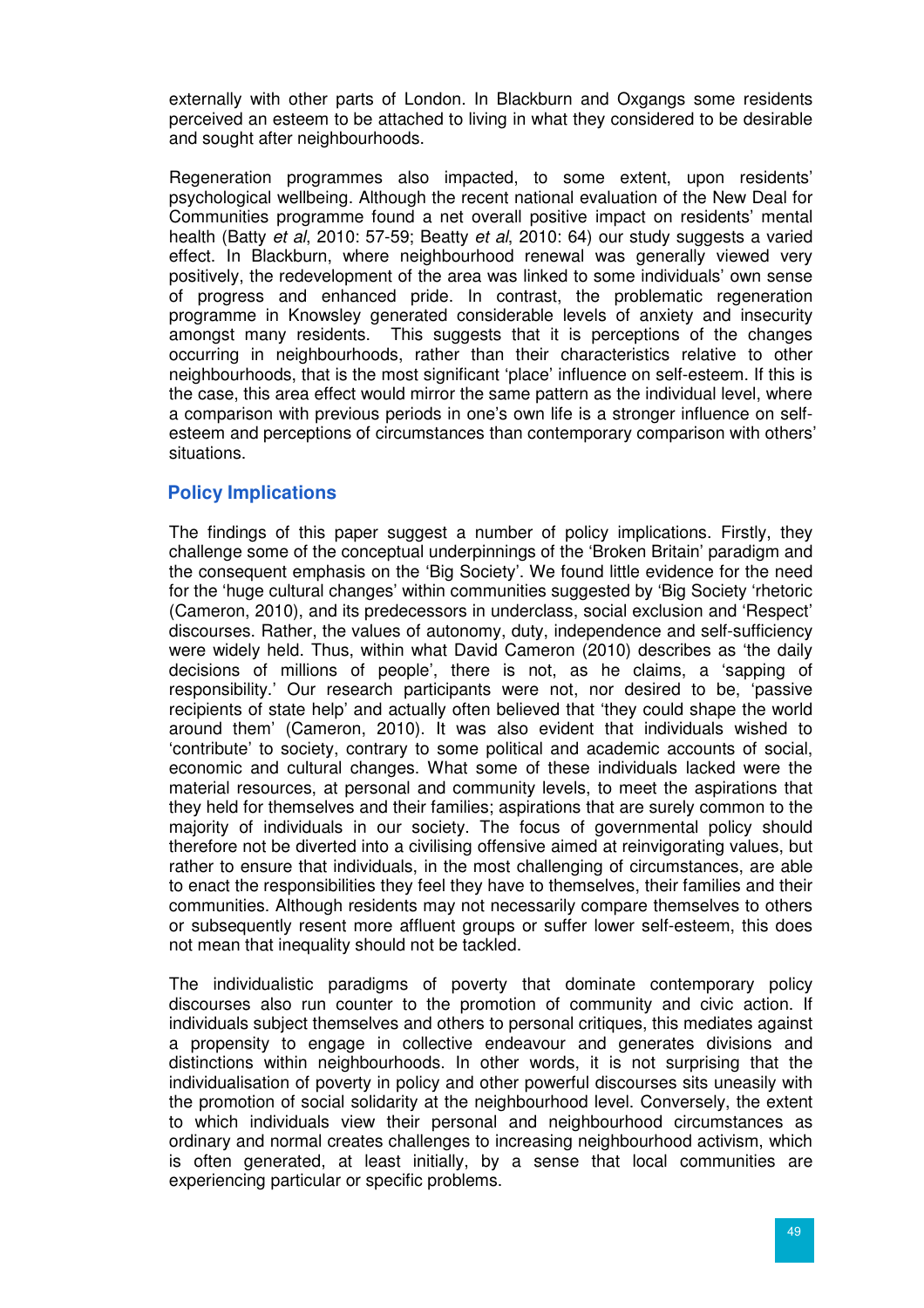externally with other parts of London. In Blackburn and Oxgangs some residents perceived an esteem to be attached to living in what they considered to be desirable and sought after neighbourhoods.

Regeneration programmes also impacted, to some extent, upon residents' psychological wellbeing. Although the recent national evaluation of the New Deal for Communities programme found a net overall positive impact on residents' mental health (Batty *et al*, 2010: 57-59; Beatty *et al*, 2010: 64) our study suggests a varied effect. In Blackburn, where neighbourhood renewal was generally viewed very positively, the redevelopment of the area was linked to some individuals' own sense of progress and enhanced pride. In contrast, the problematic regeneration programme in Knowsley generated considerable levels of anxiety and insecurity amongst many residents. This suggests that it is perceptions of the changes occurring in neighbourhoods, rather than their characteristics relative to other neighbourhoods, that is the most significant 'place' influence on self-esteem. If this is the case, this area effect would mirror the same pattern as the individual level, where a comparison with previous periods in one's own life is a stronger influence on self-esteem and perceptions of circumstances than contemporary comparison with others' situations.

## Policy Implications

The findings of this paper suggest a number of policy implications. Firstly, they challenge some of the conceptual underpinnings of the 'Broken Britain' paradigm and the consequent emphasis on the 'Big Society'. We found little evidence for the need for the 'huge cultural changes' within communities suggested by 'Big Society 'rhetoric (Cameron, 2010), and its predecessors in underclass, social exclusion and 'Respect' discourses. Rather, the values of autonomy, duty, independence and self-sufficiency were widely held. Thus, within what David Cameron (2010) describes as 'the daily decisions of millions of people', there is not, as he claims, a 'sapping of responsibility.' Our research participants were not, nor desired to be, 'passive recipients of state help' and actually often believed that 'they could shape the world around them' (Cameron, 2010). It was also evident that individuals wished to 'contribute' to society, contrary to some political and academic accounts of social, economic and cultural changes. What some of these individuals lacked were the material resources, at personal and community levels, to meet the aspirations that they held for themselves and their families; aspirations that are surely common to the majority of individuals in our society. The focus of governmental policy should therefore not be diverted into a civilising offensive aimed at reinvigorating values, but rather to ensure that individuals, in the most challenging of circumstances, are able to enact the responsibilities they feel they have to themselves, their families and their communities. Although residents may not necessarily compare themselves to others or subsequently resent more affluent groups or suffer lower self-esteem, this does not mean that inequality should not be tackled.

The individualistic paradigms of poverty that dominate contemporary policy discourses also run counter to the promotion of community and civic action. If individuals subject themselves and others to personal critiques, this mediates against a propensity to engage in collective endeavour and generates divisions and distinctions within neighbourhoods. In other words, it is not surprising that the individualisation of poverty in policy and other powerful discourses sits uneasily with the promotion of social solidarity at the neighbourhood level. Conversely, the extent to which individuals view their personal and neighbourhood circumstances as ordinary and normal creates challenges to increasing neighbourhood activism, which is often generated, at least initially, by a sense that local communities are experiencing particular or specific problems.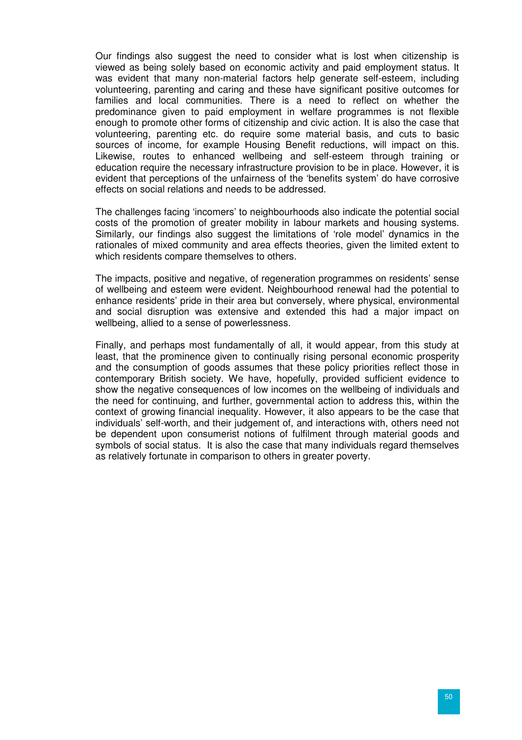Our findings also suggest the need to consider what is lost when citizenship is viewed as being solely based on economic activity and paid employment status. It was evident that many non-material factors help generate self-esteem, including volunteering, parenting and caring and these have significant positive outcomes for families and local communities. There is a need to reflect on whether the predominance given to paid employment in welfare programmes is not flexible enough to promote other forms of citizenship and civic action. It is also the case that volunteering, parenting etc. do require some material basis, and cuts to basic sources of income, for example Housing Benefit reductions, will impact on this. Likewise, routes to enhanced wellbeing and self-esteem through training or education require the necessary infrastructure provision to be in place. However, it is evident that perceptions of the unfairness of the 'benefits system' do have corrosive effects on social relations and needs to be addressed.

The challenges facing 'incomers' to neighbourhoods also indicate the potential social costs of the promotion of greater mobility in labour markets and housing systems. Similarly, our findings also suggest the limitations of 'role model' dynamics in the rationales of mixed community and area effects theories, given the limited extent to which residents compare themselves to others.

The impacts, positive and negative, of regeneration programmes on residents' sense of wellbeing and esteem were evident. Neighbourhood renewal had the potential to enhance residents' pride in their area but conversely, where physical, environmental and social disruption was extensive and extended this had a major impact on wellbeing, allied to a sense of powerlessness.

Finally, and perhaps most fundamentally of all, it would appear, from this study at least, that the prominence given to continually rising personal economic prosperity and the consumption of goods assumes that these policy priorities reflect those in contemporary British society. We have, hopefully, provided sufficient evidence to show the negative consequences of low incomes on the wellbeing of individuals and the need for continuing, and further, governmental action to address this, within the context of growing financial inequality. However, it also appears to be the case that individuals' self-worth, and their judgement of, and interactions with, others need not be dependent upon consumerist notions of fulfilment through material goods and symbols of social status. It is also the case that many individuals regard themselves as relatively fortunate in comparison to others in greater poverty.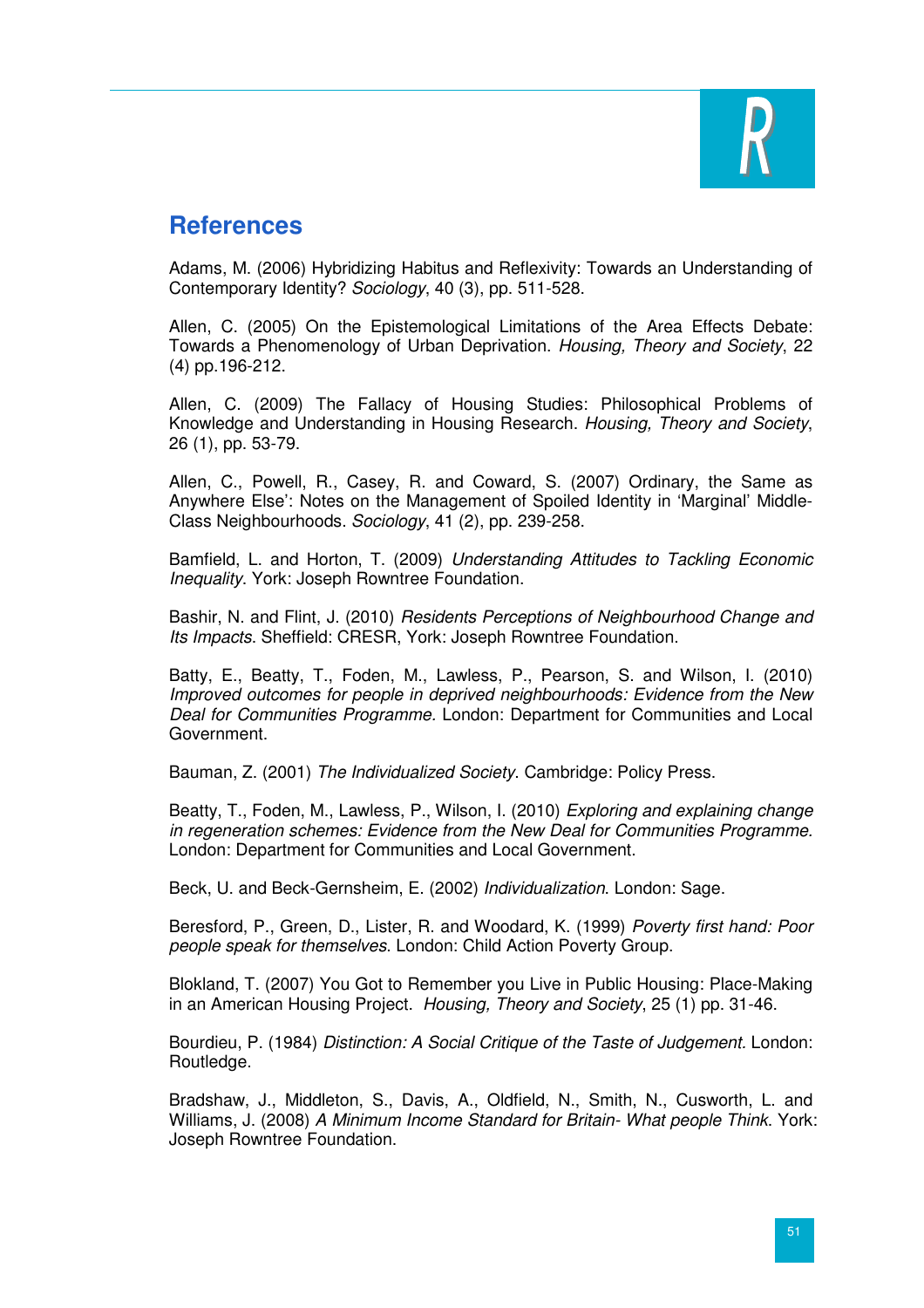# References

Adams, M. (2006) Hybridizing Habitus and Reflexivity: Towards an Understanding of Contemporary Identity? *Sociology*, 40 (3), pp. 511-528.

Allen, C. (2005) On the Epistemological Limitations of the Area Effects Debate: Towards a Phenomenology of Urban Deprivation. *Housing, Theory and Society*, 22 (4) pp.196-212.

Allen, C. (2009) The Fallacy of Housing Studies: Philosophical Problems of Knowledge and Understanding in Housing Research. *Housing, Theory and Society*, 26 (1), pp. 53-79.

Allen, C., Powell, R., Casey, R. and Coward, S. (2007) Ordinary, the Same as Anywhere Else': Notes on the Management of Spoiled Identity in 'Marginal' Middle-Class Neighbourhoods. *Sociology*, 41 (2), pp. 239-258.

Bamfield, L. and Horton, T. (2009) *Understanding Attitudes to Tackling Economic Inequality*. York: Joseph Rowntree Foundation.

Bashir, N. and Flint, J. (2010) *Residents Perceptions of Neighbourhood Change and Its Impacts*. Sheffield: CRESR, York: Joseph Rowntree Foundation.

Batty, E., Beatty, T., Foden, M., Lawless, P., Pearson, S. and Wilson, I. (2010) *Improved outcomes for people in deprived neighbourhoods: Evidence from the New Deal for Communities Programme.* London: Department for Communities and Local Government.

Bauman, Z. (2001) *The Individualized Society*. Cambridge: Policy Press.

Beatty, T., Foden, M., Lawless, P., Wilson, I. (2010) *Exploring and explaining change in regeneration schemes: Evidence from the New Deal for Communities Programme.* London: Department for Communities and Local Government.

Beck, U. and Beck-Gernsheim, E. (2002) *Individualization*. London: Sage.

Beresford, P., Green, D., Lister, R. and Woodard, K. (1999) *Poverty first hand: Poor people speak for themselves*. London: Child Action Poverty Group.

Blokland, T. (2007) You Got to Remember you Live in Public Housing: Place-Making in an American Housing Project. *Housing, Theory and Society*, 25 (1) pp. 31-46.

Bourdieu, P. (1984) *Distinction: A Social Critique of the Taste of Judgement*. London: Routledge.

Bradshaw, J., Middleton, S., Davis, A., Oldfield, N., Smith, N., Cusworth, L. and Williams, J. (2008) *A Minimum Income Standard for Britain- What people Think*. York: Joseph Rowntree Foundation.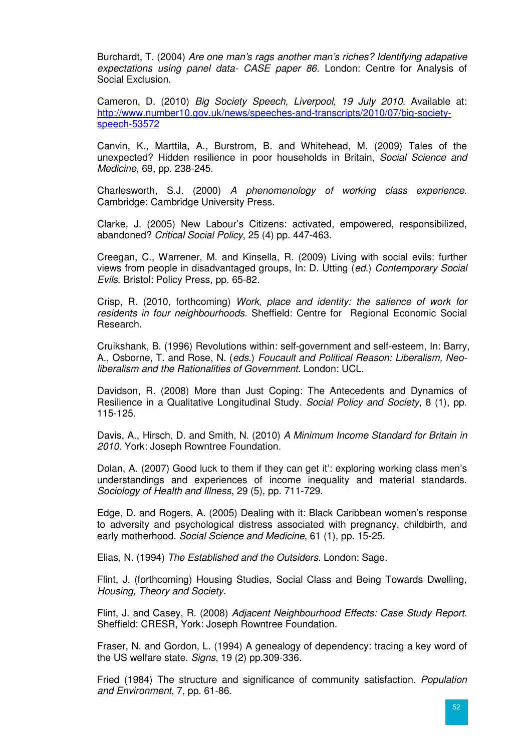Burchardt, T. (2004) *Are one man's rags another man's riches? Identifying adapative expectations using panel data- CASE paper 86*. London: Centre for Analysis of Social Exclusion.

Cameron, D. (2010) *Big Society Speech, Liverpool, 19 July 2010*. Available at: http://www.number10.gov.uk/news/speeches-and-transcripts/2010/07/big-society-speech-53572

Canvin, K., Marttila, A., Burstrom, B. and Whitehead, M. (2009) Tales of the unexpected? Hidden resilience in poor households in Britain, *Social Science and Medicine*, 69, pp. 238-245.

Charlesworth, S.J. (2000) *A phenomenology of working class experience*. Cambridge: Cambridge University Press.

Clarke, J. (2005) New Labour's Citizens: activated, empowered, responsibilized, abandoned? *Critical Social Policy*, 25 (4) pp. 447-463.

Creegan, C., Warrener, M. and Kinsella, R. (2009) Living with social evils: further views from people in disadvantaged groups, In: D. Utting (*ed.*) *Contemporary Social Evils*. Bristol: Policy Press, pp. 65-82.

Crisp, R. (2010, forthcoming) *Work, place and identity: the salience of work for residents in four neighbourhoods*. Sheffield: Centre for Regional Economic Social Research.

Cruikshank, B. (1996) Revolutions within: self-government and self-esteem, In: Barry, A., Osborne, T. and Rose, N. (*eds.*) *Foucault and Political Reason: Liberalism, Neo-liberalism and the Rationalities of Government*. London: UCL.

Davidson, R. (2008) More than Just Coping: The Antecedents and Dynamics of Resilience in a Qualitative Longitudinal Study. *Social Policy and Society*, 8 (1), pp. 115-125.

Davis, A., Hirsch, D. and Smith, N. (2010) *A Minimum Income Standard for Britain in 2010*. York: Joseph Rowntree Foundation.

Dolan, A. (2007) Good luck to them if they can get it': exploring working class men's understandings and experiences of income inequality and material standards. *Sociology of Health and Illness*, 29 (5), pp. 711-729.

Edge, D. and Rogers, A. (2005) Dealing with it: Black Caribbean women's response to adversity and psychological distress associated with pregnancy, childbirth, and early motherhood. *Social Science and Medicine*, 61 (1), pp. 15-25.

Elias, N. (1994) *The Established and the Outsiders*. London: Sage.

Flint, J. (forthcoming) Housing Studies, Social Class and Being Towards Dwelling, *Housing, Theory and Society.*

Flint, J. and Casey, R. (2008) *Adjacent Neighbourhood Effects: Case Study Report*. Sheffield: CRESR, York: Joseph Rowntree Foundation.

Fraser, N. and Gordon, L. (1994) A genealogy of dependency: tracing a key word of the US welfare state. *Signs*, 19 (2) pp.309-336.

Fried (1984) The structure and significance of community satisfaction. *Population and Environment*, 7, pp. 61-86.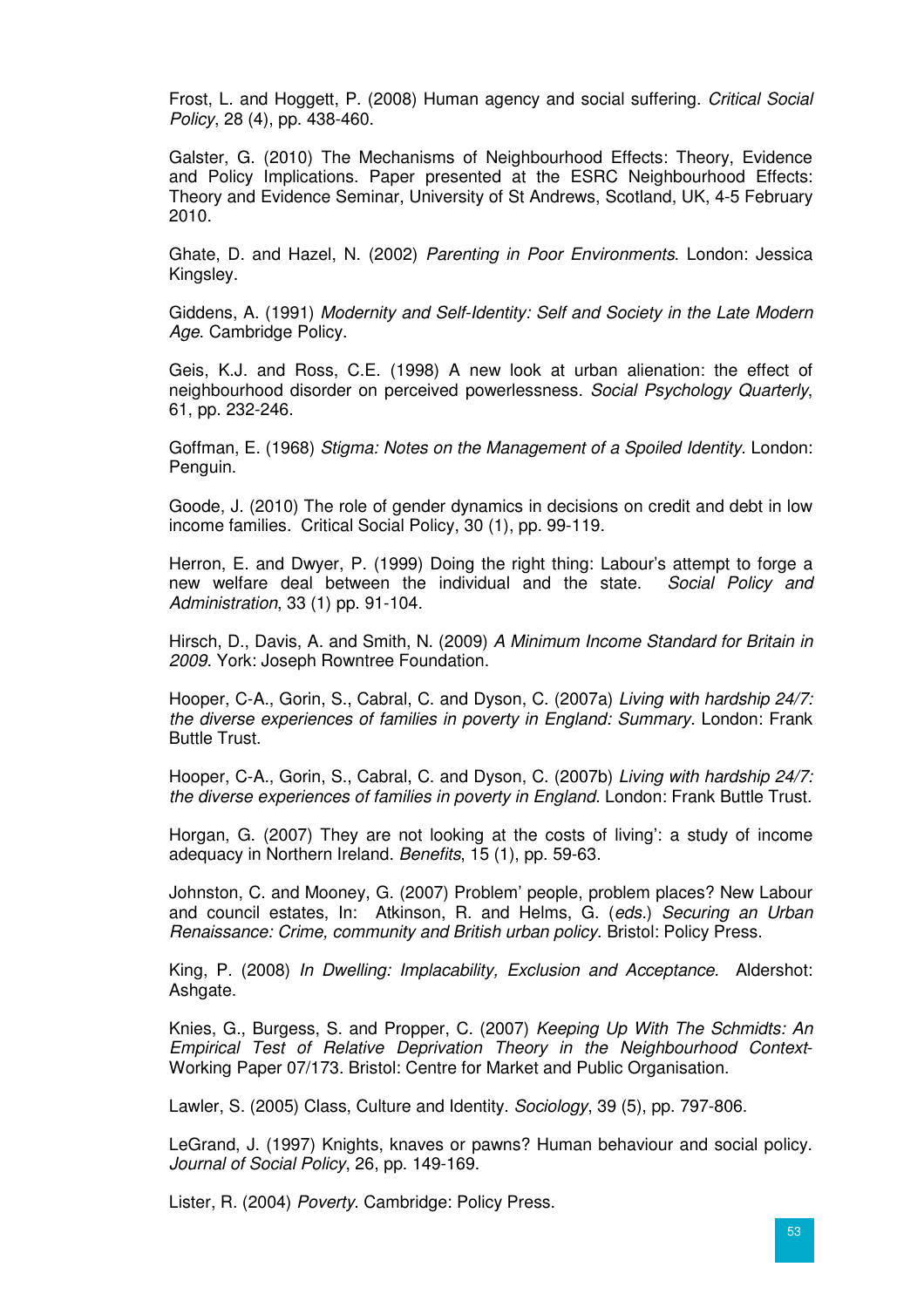Frost, L. and Hoggett, P. (2008) Human agency and social suffering. *Critical Social Policy*, 28 (4), pp. 438-460.

Galster, G. (2010) The Mechanisms of Neighbourhood Effects: Theory, Evidence and Policy Implications. Paper presented at the ESRC Neighbourhood Effects: Theory and Evidence Seminar, University of St Andrews, Scotland, UK, 4-5 February 2010.

Ghate, D. and Hazel, N. (2002) *Parenting in Poor Environments*. London: Jessica Kingsley.

Giddens, A. (1991) *Modernity and Self-Identity: Self and Society in the Late Modern Age*. Cambridge Policy.

Geis, K.J. and Ross, C.E. (1998) A new look at urban alienation: the effect of neighbourhood disorder on perceived powerlessness. *Social Psychology Quarterly*, 61, pp. 232-246.

Goffman, E. (1968) *Stigma: Notes on the Management of a Spoiled Identity*. London: Penguin.

Goode, J. (2010) The role of gender dynamics in decisions on credit and debt in low income families. Critical Social Policy, 30 (1), pp. 99-119.

Herron, E. and Dwyer, P. (1999) Doing the right thing: Labour's attempt to forge a new welfare deal between the individual and the state. *Social Policy and Administration*, 33 (1) pp. 91-104.

Hirsch, D., Davis, A. and Smith, N. (2009) *A Minimum Income Standard for Britain in 2009*. York: Joseph Rowntree Foundation.

Hooper, C-A., Gorin, S., Cabral, C. and Dyson, C. (2007a) *Living with hardship 24/7: the diverse experiences of families in poverty in England: Summary*. London: Frank Buttle Trust.

Hooper, C-A., Gorin, S., Cabral, C. and Dyson, C. (2007b) *Living with hardship 24/7: the diverse experiences of families in poverty in England*. London: Frank Buttle Trust.

Horgan, G. (2007) They are not looking at the costs of living': a study of income adequacy in Northern Ireland. *Benefits*, 15 (1), pp. 59-63.

Johnston, C. and Mooney, G. (2007) Problem' people, problem places? New Labour and council estates, In: Atkinson, R. and Helms, G. (*eds.*) *Securing an Urban Renaissance: Crime, community and British urban policy*. Bristol: Policy Press.

King, P. (2008) *In Dwelling: Implacability, Exclusion and Acceptance*. Aldershot: Ashgate.

Knies, G., Burgess, S. and Propper, C. (2007) *Keeping Up With The Schmidts: An Empirical Test of Relative Deprivation Theory in the Neighbourhood Context*- Working Paper 07/173. Bristol: Centre for Market and Public Organisation.

Lawler, S. (2005) Class, Culture and Identity. *Sociology*, 39 (5), pp. 797-806.

LeGrand, J. (1997) Knights, knaves or pawns? Human behaviour and social policy. *Journal of Social Policy*, 26, pp. 149-169.

Lister, R. (2004) *Poverty*. Cambridge: Policy Press.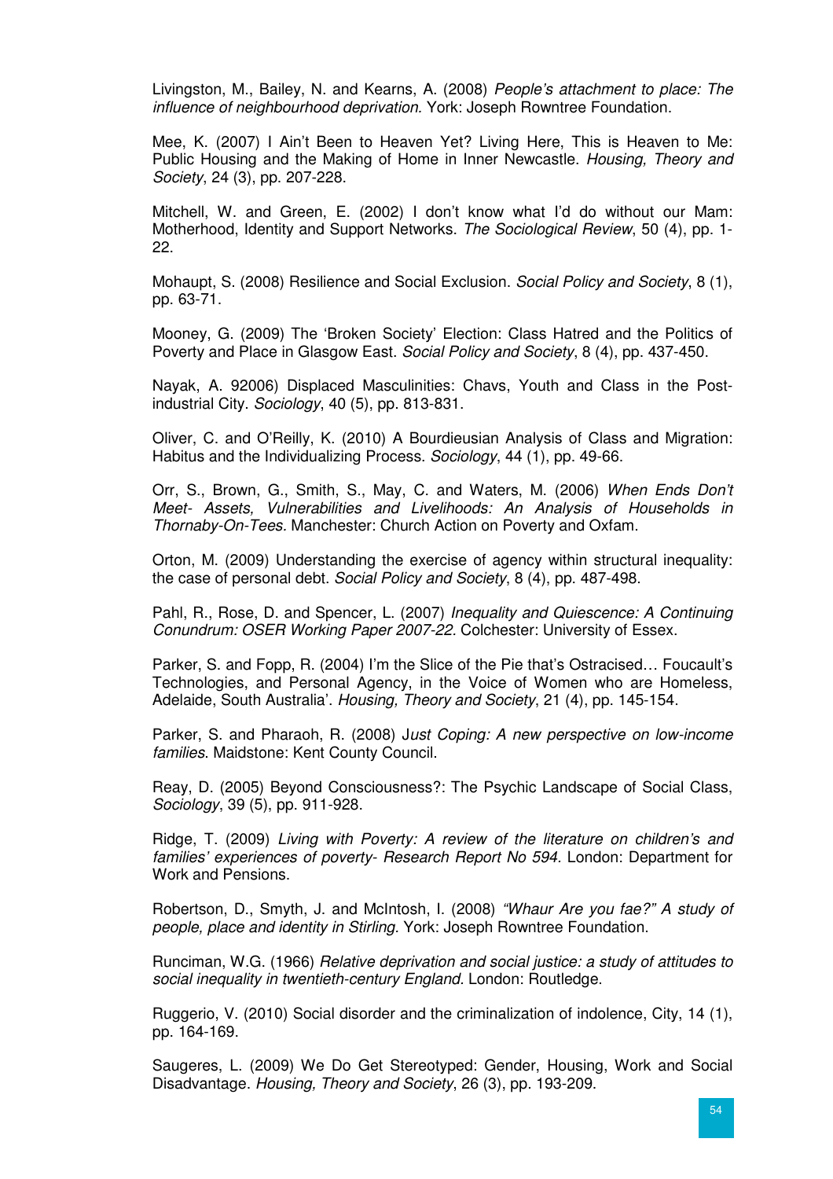Livingston, M., Bailey, N. and Kearns, A. (2008) *People's attachment to place: The influence of neighbourhood deprivation.* York: Joseph Rowntree Foundation.

Mee, K. (2007) I Ain't Been to Heaven Yet? Living Here, This is Heaven to Me: Public Housing and the Making of Home in Inner Newcastle. *Housing, Theory and Society*, 24 (3), pp. 207-228.

Mitchell, W. and Green, E. (2002) I don't know what I'd do without our Mam: Motherhood, Identity and Support Networks. *The Sociological Review*, 50 (4), pp. 1-22.

Mohaupt, S. (2008) Resilience and Social Exclusion. *Social Policy and Society*, 8 (1), pp. 63-71.

Mooney, G. (2009) The 'Broken Society' Election: Class Hatred and the Politics of Poverty and Place in Glasgow East. *Social Policy and Society*, 8 (4), pp. 437-450.

Nayak, A. 92006) Displaced Masculinities: Chavs, Youth and Class in the Post-industrial City. *Sociology*, 40 (5), pp. 813-831.

Oliver, C. and O'Reilly, K. (2010) A Bourdieusian Analysis of Class and Migration: Habitus and the Individualizing Process. *Sociology*, 44 (1), pp. 49-66.

Orr, S., Brown, G., Smith, S., May, C. and Waters, M. (2006) *When Ends Don't Meet- Assets, Vulnerabilities and Livelihoods: An Analysis of Households in Thornaby-On-Tees*. Manchester: Church Action on Poverty and Oxfam.

Orton, M. (2009) Understanding the exercise of agency within structural inequality: the case of personal debt. *Social Policy and Society*, 8 (4), pp. 487-498.

Pahl, R., Rose, D. and Spencer, L. (2007) *Inequality and Quiescence: A Continuing Conundrum: OSER Working Paper 2007-22.* Colchester: University of Essex.

Parker, S. and Fopp, R. (2004) I'm the Slice of the Pie that's Ostracised… Foucault's Technologies, and Personal Agency, in the Voice of Women who are Homeless, Adelaide, South Australia'. *Housing, Theory and Society*, 21 (4), pp. 145-154.

Parker, S. and Pharaoh, R. (2008) J*ust Coping: A new perspective on low-income families*. Maidstone: Kent County Council.

Reay, D. (2005) Beyond Consciousness?: The Psychic Landscape of Social Class, *Sociology*, 39 (5), pp. 911-928.

Ridge, T. (2009) *Living with Poverty: A review of the literature on children's and families' experiences of poverty- Research Report No 594.* London: Department for Work and Pensions.

Robertson, D., Smyth, J. and McIntosh, I. (2008) *"Whaur Are you fae?" A study of people, place and identity in Stirling.* York: Joseph Rowntree Foundation.

Runciman, W.G. (1966) *Relative deprivation and social justice: a study of attitudes to social inequality in twentieth-century England.* London: Routledge.

Ruggerio, V. (2010) Social disorder and the criminalization of indolence, City, 14 (1), pp. 164-169.

Saugeres, L. (2009) We Do Get Stereotyped: Gender, Housing, Work and Social Disadvantage. *Housing, Theory and Society*, 26 (3), pp. 193-209.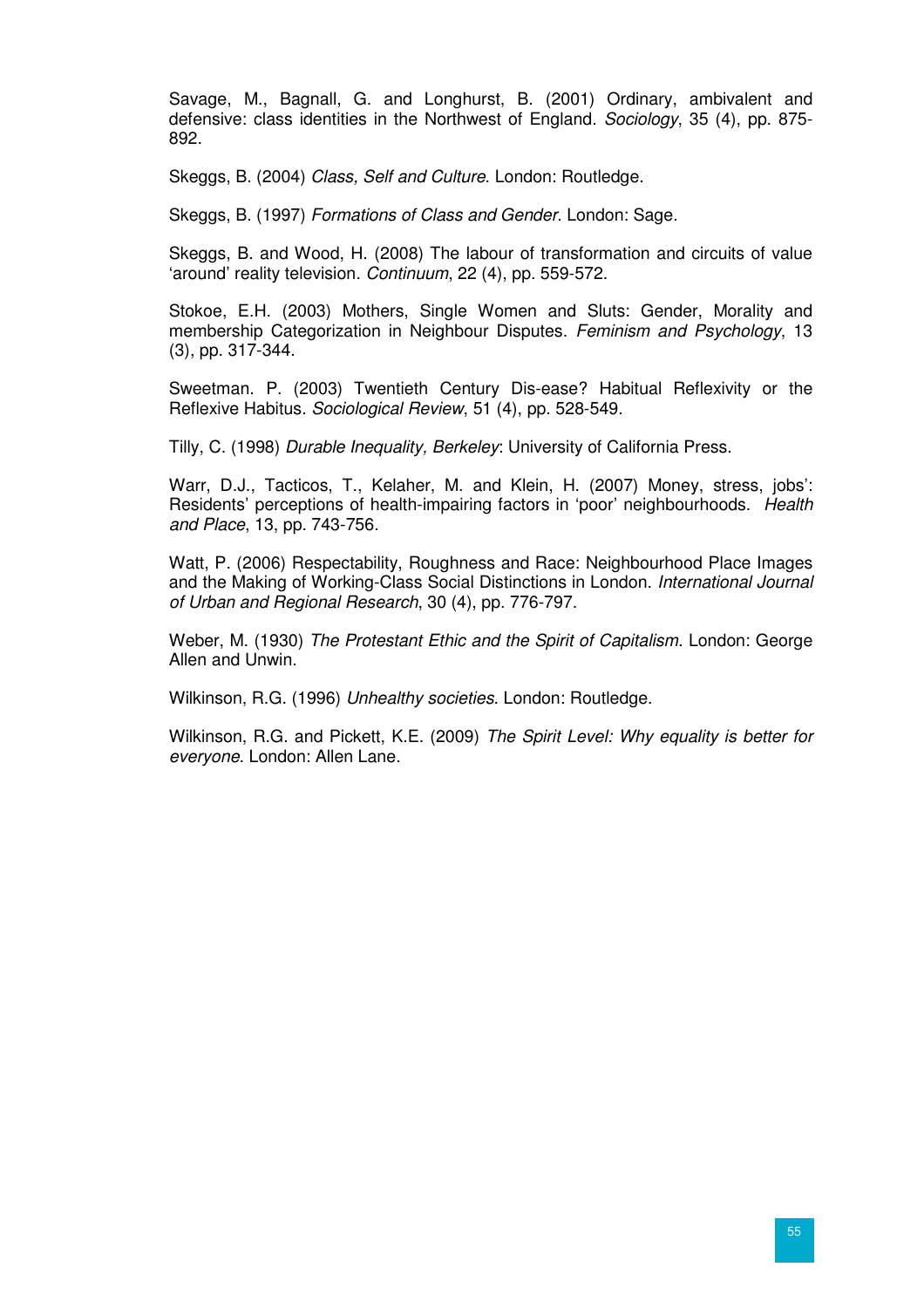Savage, M., Bagnall, G. and Longhurst, B. (2001) Ordinary, ambivalent and defensive: class identities in the Northwest of England. *Sociology*, 35 (4), pp. 875-892.

Skeggs, B. (2004) *Class, Self and Culture*. London: Routledge.

Skeggs, B. (1997) *Formations of Class and Gender*. London: Sage.

Skeggs, B. and Wood, H. (2008) The labour of transformation and circuits of value 'around' reality television. *Continuum*, 22 (4), pp. 559-572.

Stokoe, E.H. (2003) Mothers, Single Women and Sluts: Gender, Morality and membership Categorization in Neighbour Disputes. *Feminism and Psychology*, 13 (3), pp. 317-344.

Sweetman. P. (2003) Twentieth Century Dis-ease? Habitual Reflexivity or the Reflexive Habitus. *Sociological Review*, 51 (4), pp. 528-549.

Tilly, C. (1998) *Durable Inequality, Berkeley*: University of California Press.

Warr, D.J., Tacticos, T., Kelaher, M. and Klein, H. (2007) Money, stress, jobs': Residents' perceptions of health-impairing factors in 'poor' neighbourhoods. *Health and Place*, 13, pp. 743-756.

Watt, P. (2006) Respectability, Roughness and Race: Neighbourhood Place Images and the Making of Working-Class Social Distinctions in London. *International Journal of Urban and Regional Research*, 30 (4), pp. 776-797.

Weber, M. (1930) *The Protestant Ethic and the Spirit of Capitalism*. London: George Allen and Unwin.

Wilkinson, R.G. (1996) *Unhealthy societies*. London: Routledge.

Wilkinson, R.G. and Pickett, K.E. (2009) *The Spirit Level: Why equality is better for everyone*. London: Allen Lane.